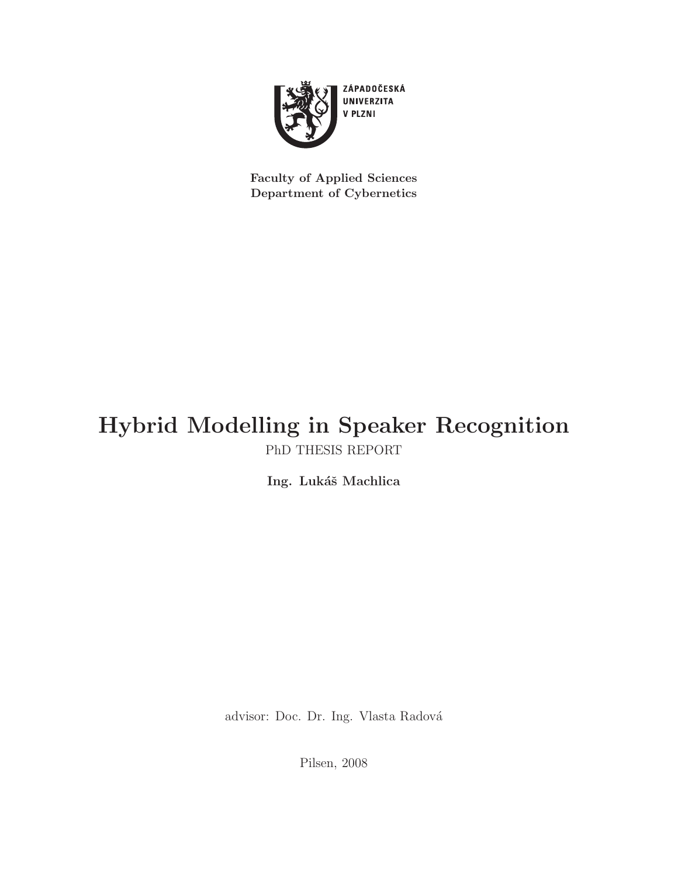ZÁPADOČESKÁ
UNIVERZITA
V PLZNI

**Faculty of Applied Sciences**
**Department of Cybernetics**

# Hybrid Modelling in Speaker Recognition

PhD THESIS REPORT

**Ing. Lukáš Machlica**

advisor: Doc. Dr. Ing. Vlasta Radová

Pilsen, 2008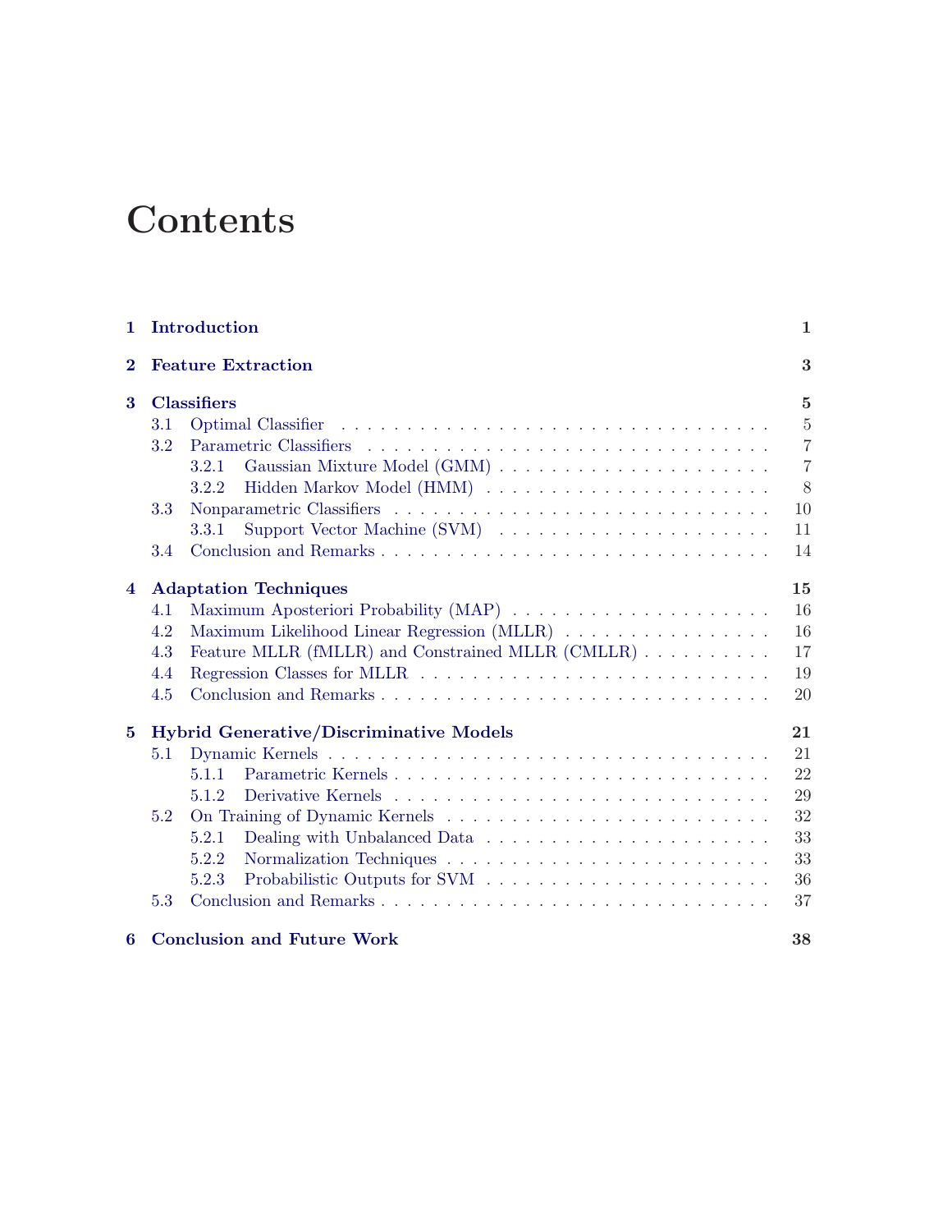# Contents

- **1 Introduction** — 1
- **2 Feature Extraction** — 3
- **3 Classifiers** — 5
  - 3.1 Optimal Classifier — 5
  - 3.2 Parametric Classifiers — 7
    - 3.2.1 Gaussian Mixture Model (GMM) — 7
    - 3.2.2 Hidden Markov Model (HMM) — 8
  - 3.3 Nonparametric Classifiers — 10
    - 3.3.1 Support Vector Machine (SVM) — 11
  - 3.4 Conclusion and Remarks — 14
- **4 Adaptation Techniques** — 15
  - 4.1 Maximum Aposteriori Probability (MAP) — 16
  - 4.2 Maximum Likelihood Linear Regression (MLLR) — 16
  - 4.3 Feature MLLR (fMLLR) and Constrained MLLR (CMLLR) — 17
  - 4.4 Regression Classes for MLLR — 19
  - 4.5 Conclusion and Remarks — 20
- **5 Hybrid Generative/Discriminative Models** — 21
  - 5.1 Dynamic Kernels — 21
    - 5.1.1 Parametric Kernels — 22
    - 5.1.2 Derivative Kernels — 29
  - 5.2 On Training of Dynamic Kernels — 32
    - 5.2.1 Dealing with Unbalanced Data — 33
    - 5.2.2 Normalization Techniques — 33
    - 5.2.3 Probabilistic Outputs for SVM — 36
  - 5.3 Conclusion and Remarks — 37
- **6 Conclusion and Future Work** — 38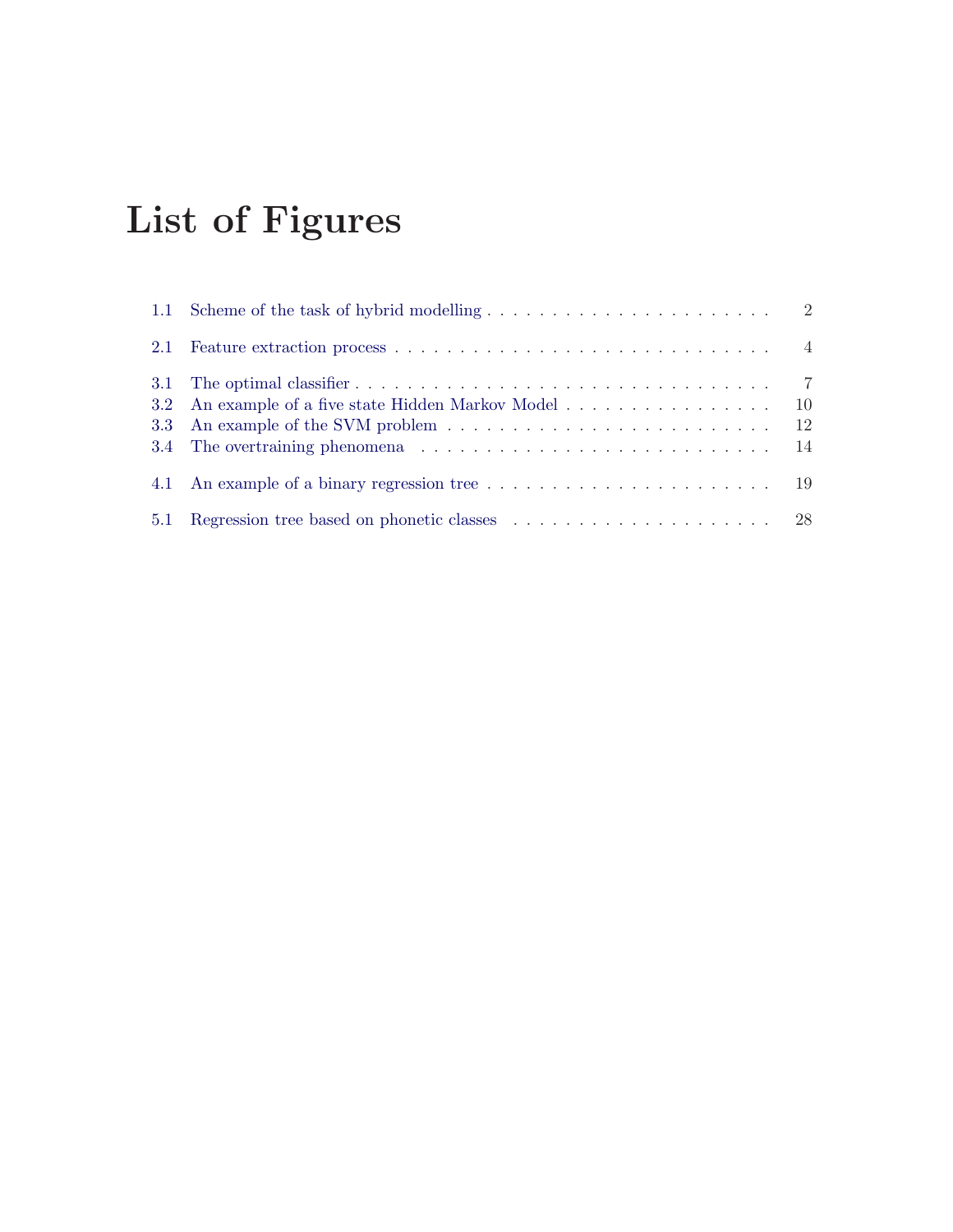# List of Figures

1.1 Scheme of the task of hybrid modelling . . . . . . . . . . . . . . . . . . . . . . . 2

2.1 Feature extraction process . . . . . . . . . . . . . . . . . . . . . . . . . . . . . . 4

3.1 The optimal classifier . . . . . . . . . . . . . . . . . . . . . . . . . . . . . . . . . 7
3.2 An example of a five state Hidden Markov Model . . . . . . . . . . . . . . . . . 10
3.3 An example of the SVM problem . . . . . . . . . . . . . . . . . . . . . . . . . . 12
3.4 The overtraining phenomena . . . . . . . . . . . . . . . . . . . . . . . . . . . . 14

4.1 An example of a binary regression tree . . . . . . . . . . . . . . . . . . . . . . . 19

5.1 Regression tree based on phonetic classes . . . . . . . . . . . . . . . . . . . . . 28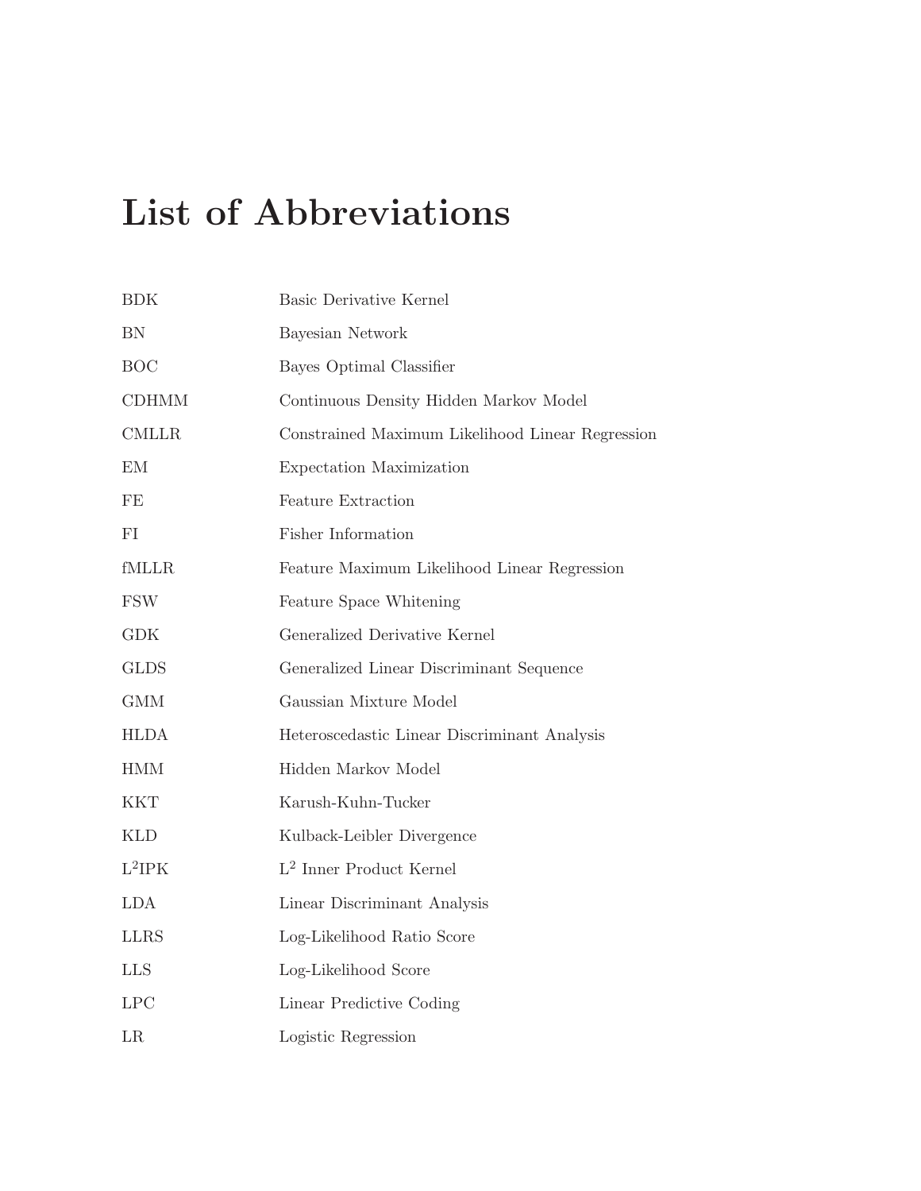# List of Abbreviations

| | |
|---|---|
| BDK | Basic Derivative Kernel |
| BN | Bayesian Network |
| BOC | Bayes Optimal Classifier |
| CDHMM | Continuous Density Hidden Markov Model |
| CMLLR | Constrained Maximum Likelihood Linear Regression |
| EM | Expectation Maximization |
| FE | Feature Extraction |
| FI | Fisher Information |
| fMLLR | Feature Maximum Likelihood Linear Regression |
| FSW | Feature Space Whitening |
| GDK | Generalized Derivative Kernel |
| GLDS | Generalized Linear Discriminant Sequence |
| GMM | Gaussian Mixture Model |
| HLDA | Heteroscedastic Linear Discriminant Analysis |
| HMM | Hidden Markov Model |
| KKT | Karush-Kuhn-Tucker |
| KLD | Kulback-Leibler Divergence |
| $L^2$IPK | $L^2$ Inner Product Kernel |
| LDA | Linear Discriminant Analysis |
| LLRS | Log-Likelihood Ratio Score |
| LLS | Log-Likelihood Score |
| LPC | Linear Predictive Coding |
| LR | Logistic Regression |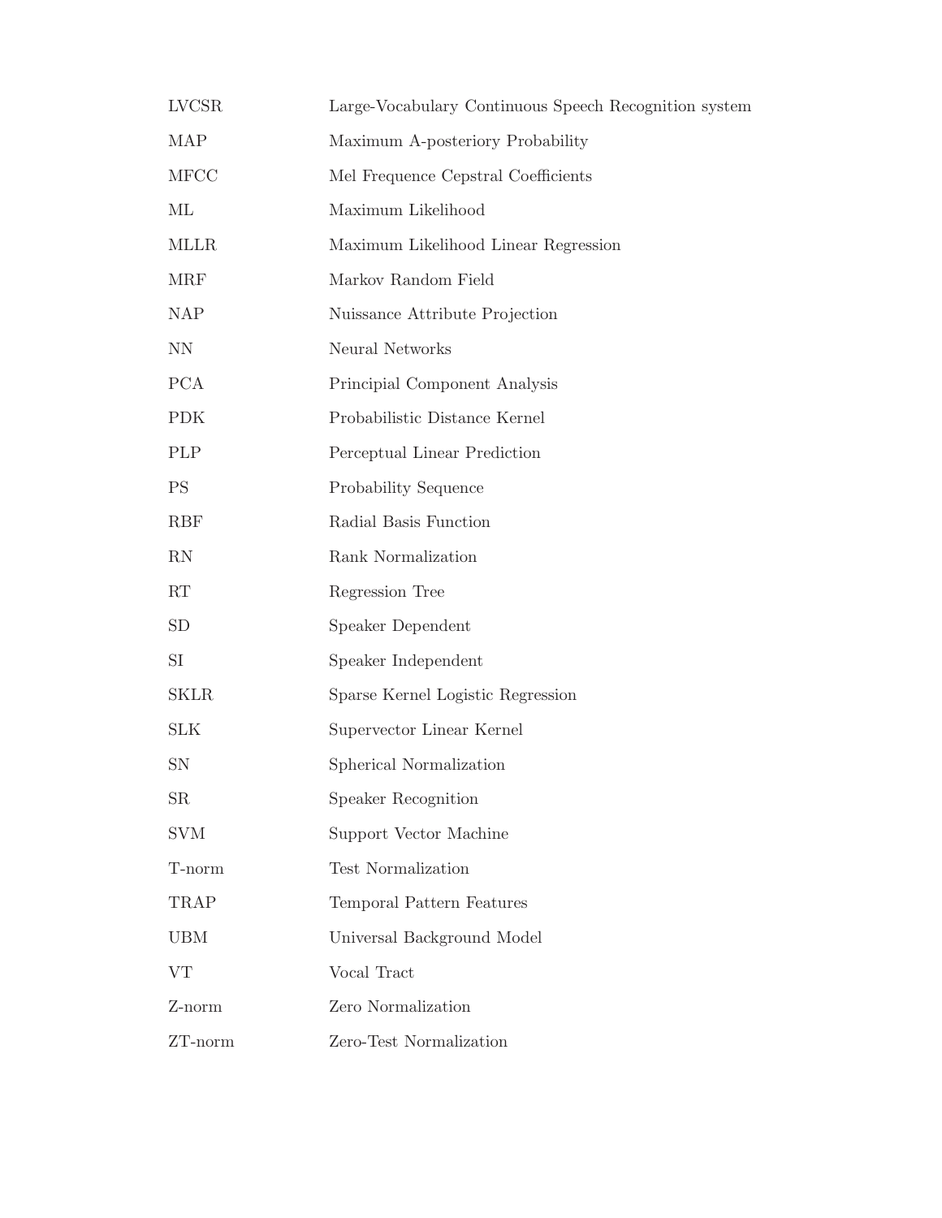| | |
|---|---|
| LVCSR | Large-Vocabulary Continuous Speech Recognition system |
| MAP | Maximum A-posteriory Probability |
| MFCC | Mel Frequence Cepstral Coefficients |
| ML | Maximum Likelihood |
| MLLR | Maximum Likelihood Linear Regression |
| MRF | Markov Random Field |
| NAP | Nuissance Attribute Projection |
| NN | Neural Networks |
| PCA | Principial Component Analysis |
| PDK | Probabilistic Distance Kernel |
| PLP | Perceptual Linear Prediction |
| PS | Probability Sequence |
| RBF | Radial Basis Function |
| RN | Rank Normalization |
| RT | Regression Tree |
| SD | Speaker Dependent |
| SI | Speaker Independent |
| SKLR | Sparse Kernel Logistic Regression |
| SLK | Supervector Linear Kernel |
| SN | Spherical Normalization |
| SR | Speaker Recognition |
| SVM | Support Vector Machine |
| T-norm | Test Normalization |
| TRAP | Temporal Pattern Features |
| UBM | Universal Background Model |
| VT | Vocal Tract |
| Z-norm | Zero Normalization |
| ZT-norm | Zero-Test Normalization |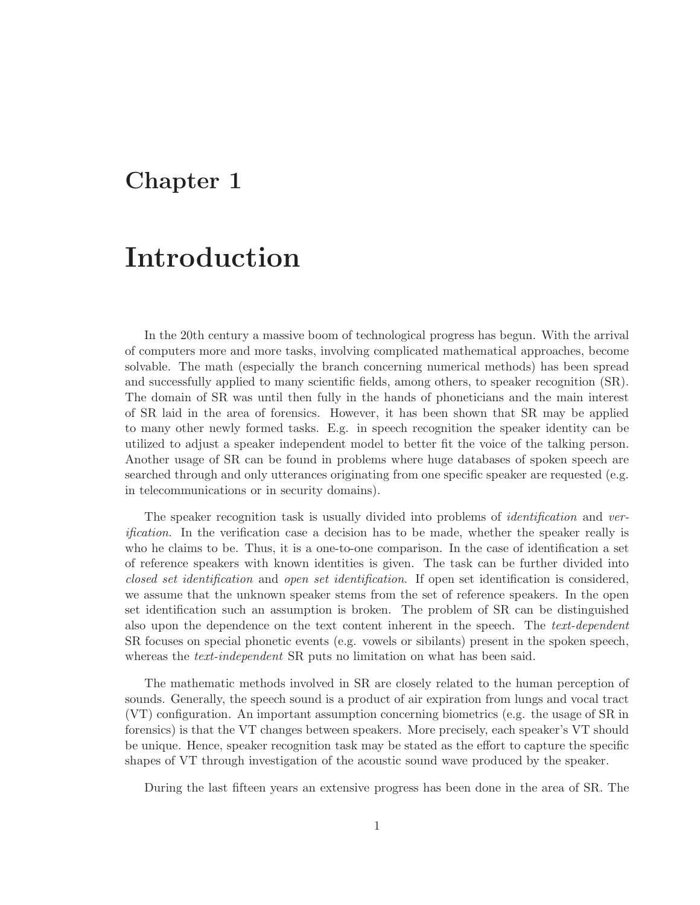# Chapter 1

# Introduction

In the 20th century a massive boom of technological progress has begun. With the arrival of computers more and more tasks, involving complicated mathematical approaches, become solvable. The math (especially the branch concerning numerical methods) has been spread and successfully applied to many scientific fields, among others, to speaker recognition (SR). The domain of SR was until then fully in the hands of phoneticians and the main interest of SR laid in the area of forensics. However, it has been shown that SR may be applied to many other newly formed tasks. E.g. in speech recognition the speaker identity can be utilized to adjust a speaker independent model to better fit the voice of the talking person. Another usage of SR can be found in problems where huge databases of spoken speech are searched through and only utterances originating from one specific speaker are requested (e.g. in telecommunications or in security domains).

The speaker recognition task is usually divided into problems of *identification* and *verification*. In the verification case a decision has to be made, whether the speaker really is who he claims to be. Thus, it is a one-to-one comparison. In the case of identification a set of reference speakers with known identities is given. The task can be further divided into *closed set identification* and *open set identification*. If open set identification is considered, we assume that the unknown speaker stems from the set of reference speakers. In the open set identification such an assumption is broken. The problem of SR can be distinguished also upon the dependence on the text content inherent in the speech. The *text-dependent* SR focuses on special phonetic events (e.g. vowels or sibilants) present in the spoken speech, whereas the *text-independent* SR puts no limitation on what has been said.

The mathematic methods involved in SR are closely related to the human perception of sounds. Generally, the speech sound is a product of air expiration from lungs and vocal tract (VT) configuration. An important assumption concerning biometrics (e.g. the usage of SR in forensics) is that the VT changes between speakers. More precisely, each speaker's VT should be unique. Hence, speaker recognition task may be stated as the effort to capture the specific shapes of VT through investigation of the acoustic sound wave produced by the speaker.

During the last fifteen years an extensive progress has been done in the area of SR. The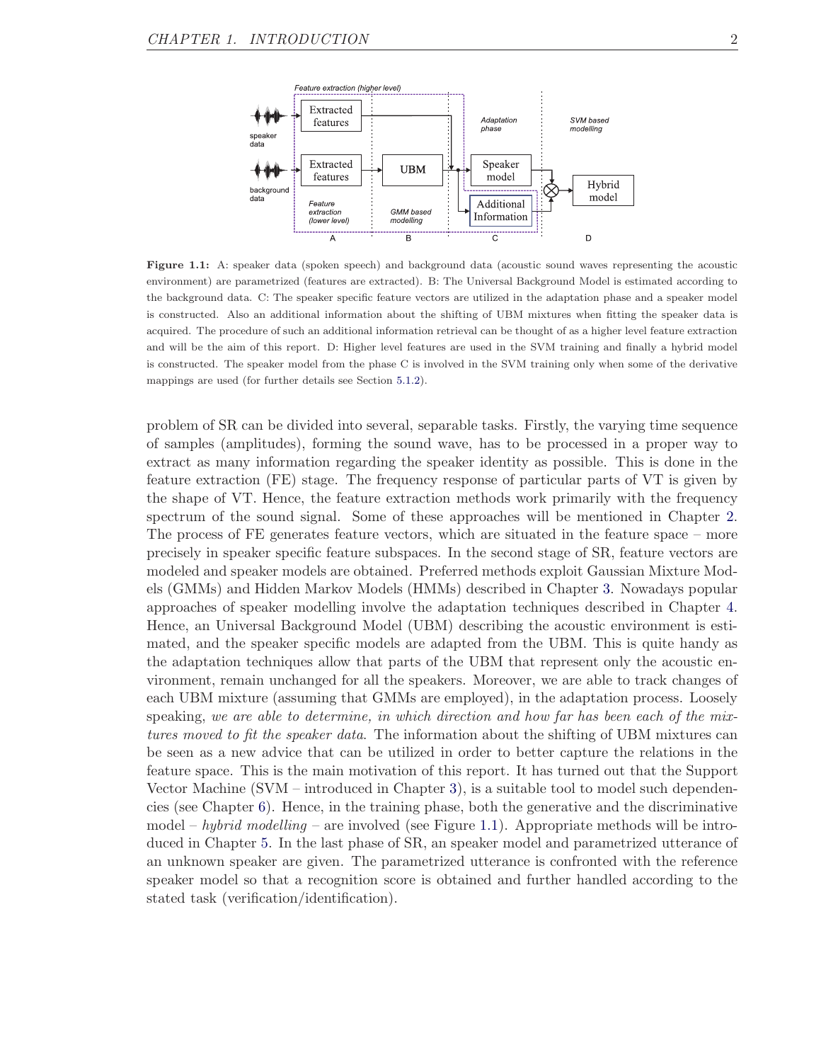**Figure 1.1:** A: speaker data (spoken speech) and background data (acoustic sound waves representing the acoustic environment) are parametrized (features are extracted). B: The Universal Background Model is estimated according to the background data. C: The speaker specific feature vectors are utilized in the adaptation phase and a speaker model is constructed. Also an additional information about the shifting of UBM mixtures when fitting the speaker data is acquired. The procedure of such an additional information retrieval can be thought of as a higher level feature extraction and will be the aim of this report. D: Higher level features are used in the SVM training and finally a hybrid model is constructed. The speaker model from the phase C is involved in the SVM training only when some of the derivative mappings are used (for further details see Section 5.1.2).

problem of SR can be divided into several, separable tasks. Firstly, the varying time sequence of samples (amplitudes), forming the sound wave, has to be processed in a proper way to extract as many information regarding the speaker identity as possible. This is done in the feature extraction (FE) stage. The frequency response of particular parts of VT is given by the shape of VT. Hence, the feature extraction methods work primarily with the frequency spectrum of the sound signal. Some of these approaches will be mentioned in Chapter 2. The process of FE generates feature vectors, which are situated in the feature space – more precisely in speaker specific feature subspaces. In the second stage of SR, feature vectors are modeled and speaker models are obtained. Preferred methods exploit Gaussian Mixture Models (GMMs) and Hidden Markov Models (HMMs) described in Chapter 3. Nowadays popular approaches of speaker modelling involve the adaptation techniques described in Chapter 4. Hence, an Universal Background Model (UBM) describing the acoustic environment is estimated, and the speaker specific models are adapted from the UBM. This is quite handy as the adaptation techniques allow that parts of the UBM that represent only the acoustic environment, remain unchanged for all the speakers. Moreover, we are able to track changes of each UBM mixture (assuming that GMMs are employed), in the adaptation process. Loosely speaking, *we are able to determine, in which direction and how far has been each of the mixtures moved to fit the speaker data.* The information about the shifting of UBM mixtures can be seen as a new advice that can be utilized in order to better capture the relations in the feature space. This is the main motivation of this report. It has turned out that the Support Vector Machine (SVM – introduced in Chapter 3), is a suitable tool to model such dependencies (see Chapter 6). Hence, in the training phase, both the generative and the discriminative model – *hybrid modelling* – are involved (see Figure 1.1). Appropriate methods will be introduced in Chapter 5. In the last phase of SR, an speaker model and parametrized utterance of an unknown speaker are given. The parametrized utterance is confronted with the reference speaker model so that a recognition score is obtained and further handled according to the stated task (verification/identification).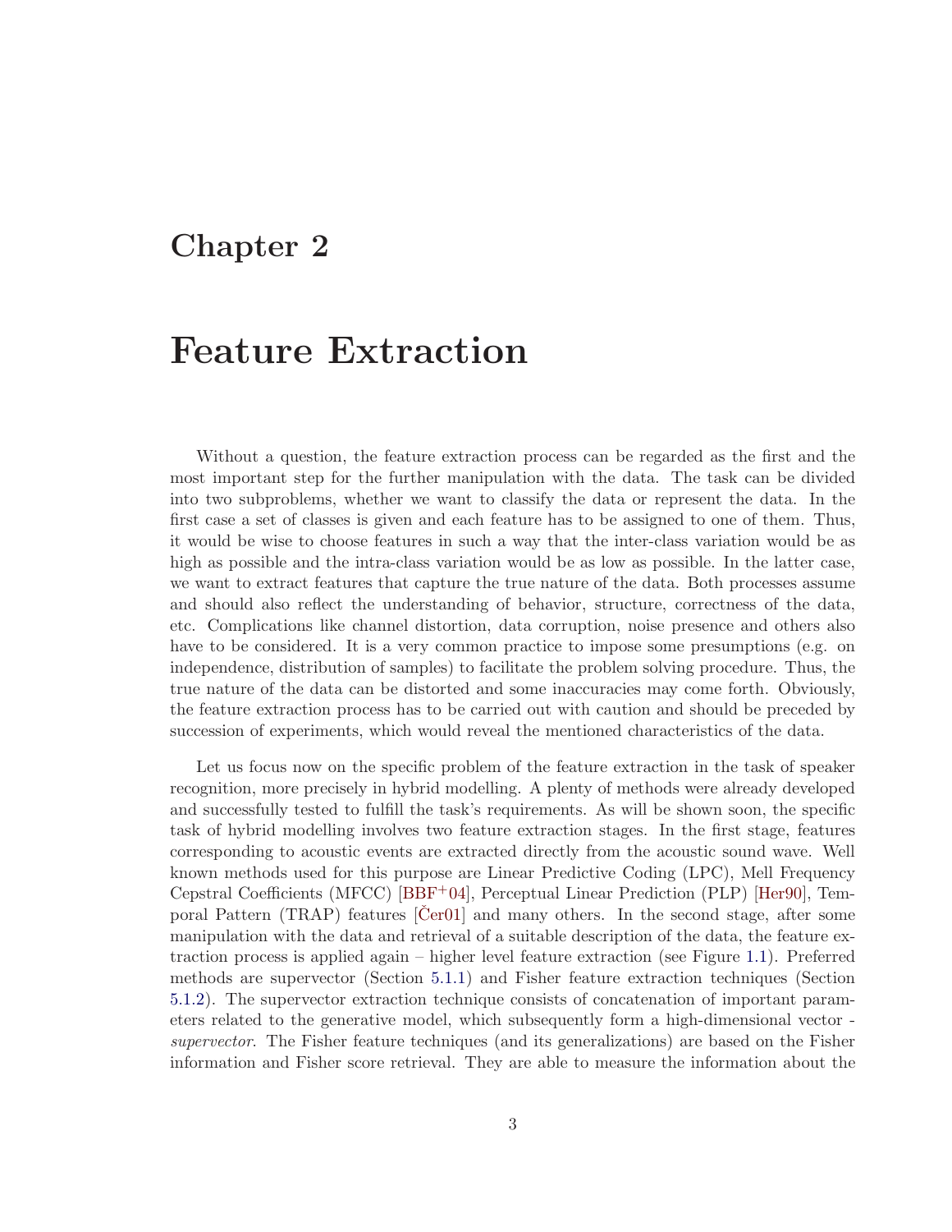# Chapter 2

# Feature Extraction

Without a question, the feature extraction process can be regarded as the first and the most important step for the further manipulation with the data. The task can be divided into two subproblems, whether we want to classify the data or represent the data. In the first case a set of classes is given and each feature has to be assigned to one of them. Thus, it would be wise to choose features in such a way that the inter-class variation would be as high as possible and the intra-class variation would be as low as possible. In the latter case, we want to extract features that capture the true nature of the data. Both processes assume and should also reflect the understanding of behavior, structure, correctness of the data, etc. Complications like channel distortion, data corruption, noise presence and others also have to be considered. It is a very common practice to impose some presumptions (e.g. on independence, distribution of samples) to facilitate the problem solving procedure. Thus, the true nature of the data can be distorted and some inaccuracies may come forth. Obviously, the feature extraction process has to be carried out with caution and should be preceded by succession of experiments, which would reveal the mentioned characteristics of the data.

Let us focus now on the specific problem of the feature extraction in the task of speaker recognition, more precisely in hybrid modelling. A plenty of methods were already developed and successfully tested to fulfill the task's requirements. As will be shown soon, the specific task of hybrid modelling involves two feature extraction stages. In the first stage, features corresponding to acoustic events are extracted directly from the acoustic sound wave. Well known methods used for this purpose are Linear Predictive Coding (LPC), Mell Frequency Cepstral Coefficients (MFCC) [BBF+04], Perceptual Linear Prediction (PLP) [Her90], Temporal Pattern (TRAP) features [Čer01] and many others. In the second stage, after some manipulation with the data and retrieval of a suitable description of the data, the feature extraction process is applied again – higher level feature extraction (see Figure 1.1). Preferred methods are supervector (Section 5.1.1) and Fisher feature extraction techniques (Section 5.1.2). The supervector extraction technique consists of concatenation of important parameters related to the generative model, which subsequently form a high-dimensional vector - *supervector*. The Fisher feature techniques (and its generalizations) are based on the Fisher information and Fisher score retrieval. They are able to measure the information about the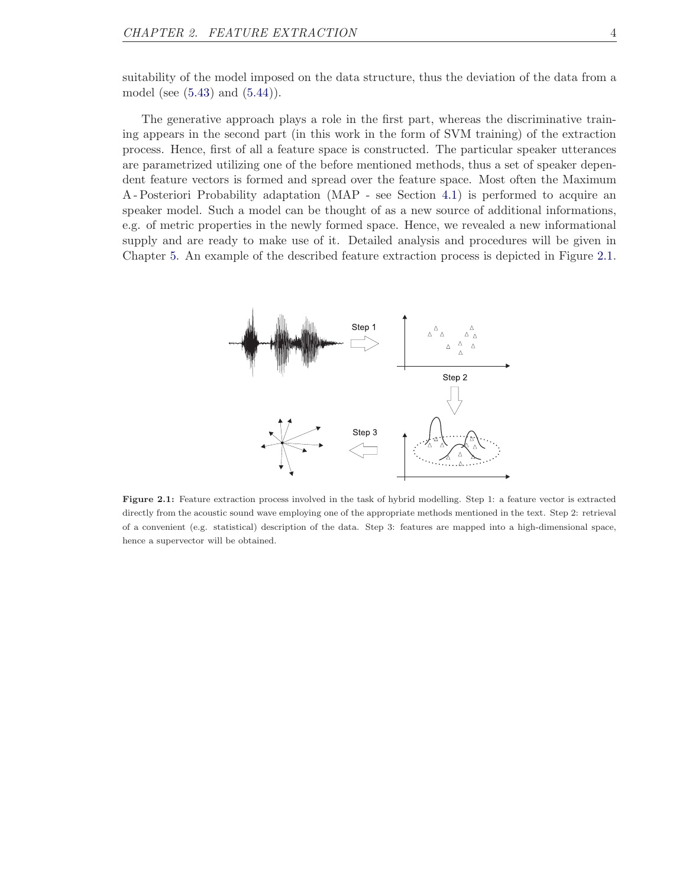suitability of the model imposed on the data structure, thus the deviation of the data from a model (see (5.43) and (5.44)).

The generative approach plays a role in the first part, whereas the discriminative training appears in the second part (in this work in the form of SVM training) of the extraction process. Hence, first of all a feature space is constructed. The particular speaker utterances are parametrized utilizing one of the before mentioned methods, thus a set of speaker dependent feature vectors is formed and spread over the feature space. Most often the Maximum A-Posteriori Probability adaptation (MAP - see Section 4.1) is performed to acquire an speaker model. Such a model can be thought of as a new source of additional informations, e.g. of metric properties in the newly formed space. Hence, we revealed a new informational supply and are ready to make use of it. Detailed analysis and procedures will be given in Chapter 5. An example of the described feature extraction process is depicted in Figure 2.1.

**Figure 2.1:** Feature extraction process involved in the task of hybrid modelling. Step 1: a feature vector is extracted directly from the acoustic sound wave employing one of the appropriate methods mentioned in the text. Step 2: retrieval of a convenient (e.g. statistical) description of the data. Step 3: features are mapped into a high-dimensional space, hence a supervector will be obtained.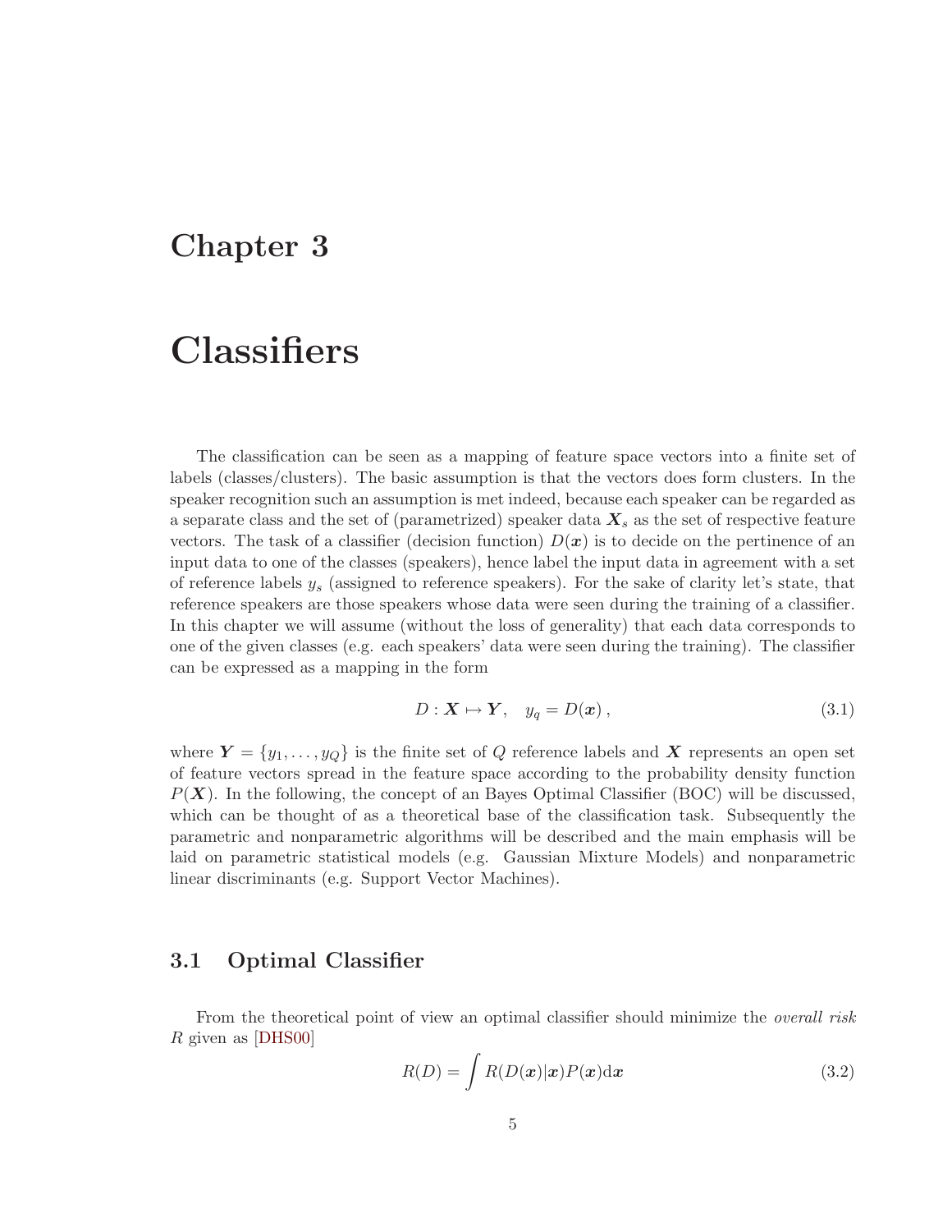# Chapter 3

# Classifiers

The classification can be seen as a mapping of feature space vectors into a finite set of labels (classes/clusters). The basic assumption is that the vectors does form clusters. In the speaker recognition such an assumption is met indeed, because each speaker can be regarded as a separate class and the set of (parametrized) speaker data $\boldsymbol{X}_s$ as the set of respective feature vectors. The task of a classifier (decision function) $D(\boldsymbol{x})$ is to decide on the pertinence of an input data to one of the classes (speakers), hence label the input data in agreement with a set of reference labels $y_s$ (assigned to reference speakers). For the sake of clarity let's state, that reference speakers are those speakers whose data were seen during the training of a classifier. In this chapter we will assume (without the loss of generality) that each data corresponds to one of the given classes (e.g. each speakers' data were seen during the training). The classifier can be expressed as a mapping in the form

$$D : \boldsymbol{X} \mapsto \boldsymbol{Y}, \quad y_q = D(\boldsymbol{x}), \tag{3.1}$$

where $\boldsymbol{Y} = \{y_1, \ldots, y_Q\}$ is the finite set of $Q$ reference labels and $\boldsymbol{X}$ represents an open set of feature vectors spread in the feature space according to the probability density function $P(\boldsymbol{X})$. In the following, the concept of an Bayes Optimal Classifier (BOC) will be discussed, which can be thought of as a theoretical base of the classification task. Subsequently the parametric and nonparametric algorithms will be described and the main emphasis will be laid on parametric statistical models (e.g. Gaussian Mixture Models) and nonparametric linear discriminants (e.g. Support Vector Machines).

## 3.1 Optimal Classifier

From the theoretical point of view an optimal classifier should minimize the *overall risk* $R$ given as [DHS00]

$$R(D) = \int R(D(\boldsymbol{x})|\boldsymbol{x})P(\boldsymbol{x})\mathrm{d}\boldsymbol{x} \tag{3.2}$$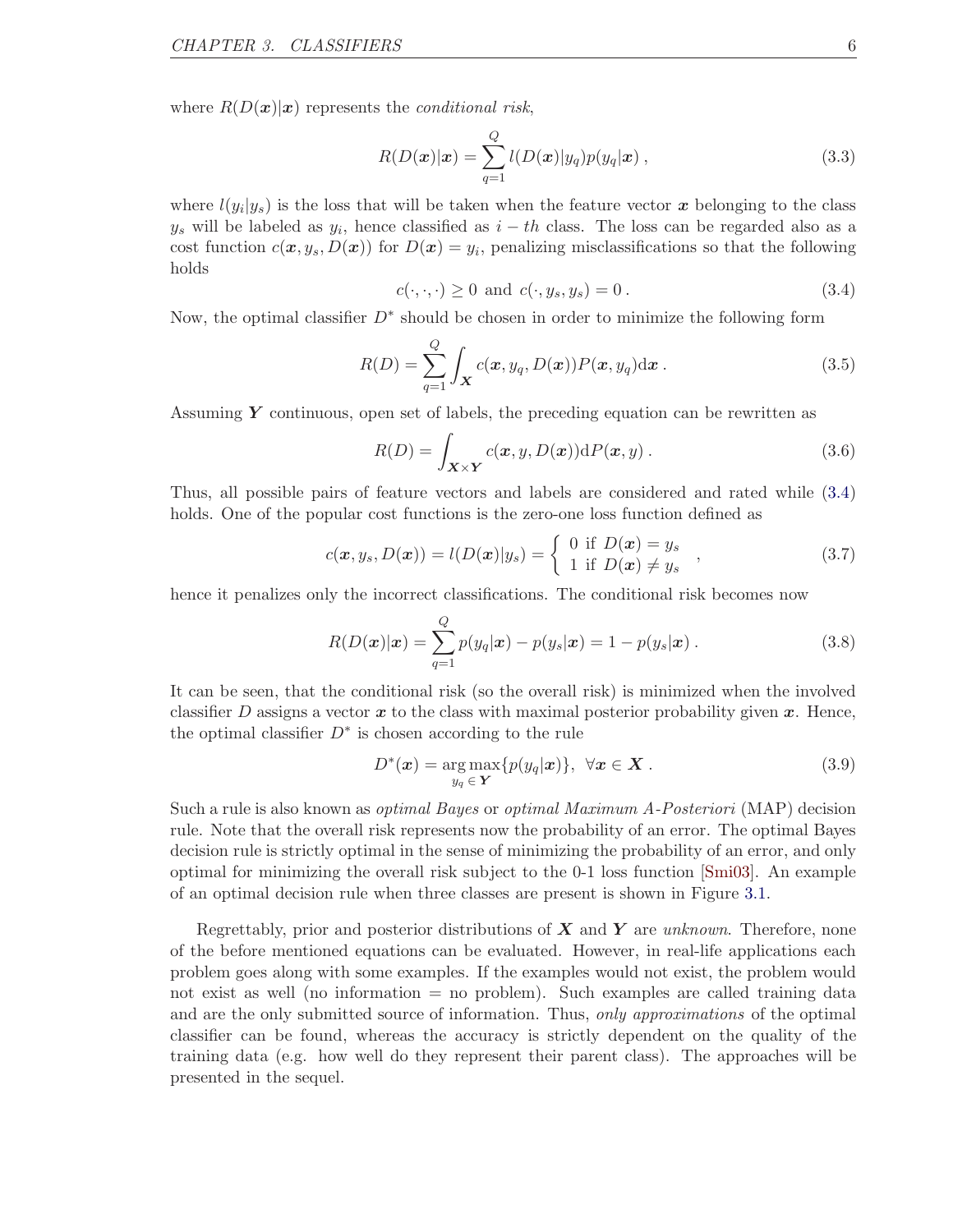where $R(D(\boldsymbol{x})|\boldsymbol{x})$ represents the *conditional risk*,

$$R(D(\boldsymbol{x})|\boldsymbol{x}) = \sum_{q=1}^{Q} l(D(\boldsymbol{x})|y_q)p(y_q|\boldsymbol{x}) \, , \tag{3.3}$$

where $l(y_i|y_s)$ is the loss that will be taken when the feature vector $\boldsymbol{x}$ belonging to the class $y_s$ will be labeled as $y_i$, hence classified as $i-th$ class. The loss can be regarded also as a cost function $c(\boldsymbol{x}, y_s, D(\boldsymbol{x}))$ for $D(\boldsymbol{x}) = y_i$, penalizing misclassifications so that the following holds

$$c(\cdot,\cdot,\cdot) \geq 0 \text{ and } c(\cdot, y_s, y_s) = 0 \, . \tag{3.4}$$

Now, the optimal classifier $D^*$ should be chosen in order to minimize the following form

$$R(D) = \sum_{q=1}^{Q} \int_{\boldsymbol{X}} c(\boldsymbol{x}, y_q, D(\boldsymbol{x}))P(\boldsymbol{x}, y_q)\mathrm{d}\boldsymbol{x} \, . \tag{3.5}$$

Assuming $\boldsymbol{Y}$ continuous, open set of labels, the preceding equation can be rewritten as

$$R(D) = \int_{\boldsymbol{X}\times\boldsymbol{Y}} c(\boldsymbol{x}, y, D(\boldsymbol{x}))\mathrm{d}P(\boldsymbol{x}, y) \, . \tag{3.6}$$

Thus, all possible pairs of feature vectors and labels are considered and rated while (3.4) holds. One of the popular cost functions is the zero-one loss function defined as

$$c(\boldsymbol{x}, y_s, D(\boldsymbol{x})) = l(D(\boldsymbol{x})|y_s) = \begin{cases} 0 \text{ if } D(\boldsymbol{x}) = y_s \\ 1 \text{ if } D(\boldsymbol{x}) \neq y_s \end{cases} , \tag{3.7}$$

hence it penalizes only the incorrect classifications. The conditional risk becomes now

$$R(D(\boldsymbol{x})|\boldsymbol{x}) = \sum_{q=1}^{Q} p(y_q|\boldsymbol{x}) - p(y_s|\boldsymbol{x}) = 1 - p(y_s|\boldsymbol{x}) \, . \tag{3.8}$$

It can be seen, that the conditional risk (so the overall risk) is minimized when the involved classifier $D$ assigns a vector $\boldsymbol{x}$ to the class with maximal posterior probability given $\boldsymbol{x}$. Hence, the optimal classifier $D^*$ is chosen according to the rule

$$D^*(\boldsymbol{x}) = \operatorname*{arg\,max}_{y_q \in \boldsymbol{Y}} \{p(y_q|\boldsymbol{x})\}, \;\; \forall \boldsymbol{x} \in \boldsymbol{X} \, . \tag{3.9}$$

Such a rule is also known as *optimal Bayes* or *optimal Maximum A-Posteriori* (MAP) decision rule. Note that the overall risk represents now the probability of an error. The optimal Bayes decision rule is strictly optimal in the sense of minimizing the probability of an error, and only optimal for minimizing the overall risk subject to the 0-1 loss function [Smi03]. An example of an optimal decision rule when three classes are present is shown in Figure 3.1.

Regrettably, prior and posterior distributions of $\boldsymbol{X}$ and $\boldsymbol{Y}$ are *unknown*. Therefore, none of the before mentioned equations can be evaluated. However, in real-life applications each problem goes along with some examples. If the examples would not exist, the problem would not exist as well (no information = no problem). Such examples are called training data and are the only submitted source of information. Thus, *only approximations* of the optimal classifier can be found, whereas the accuracy is strictly dependent on the quality of the training data (e.g. how well do they represent their parent class). The approaches will be presented in the sequel.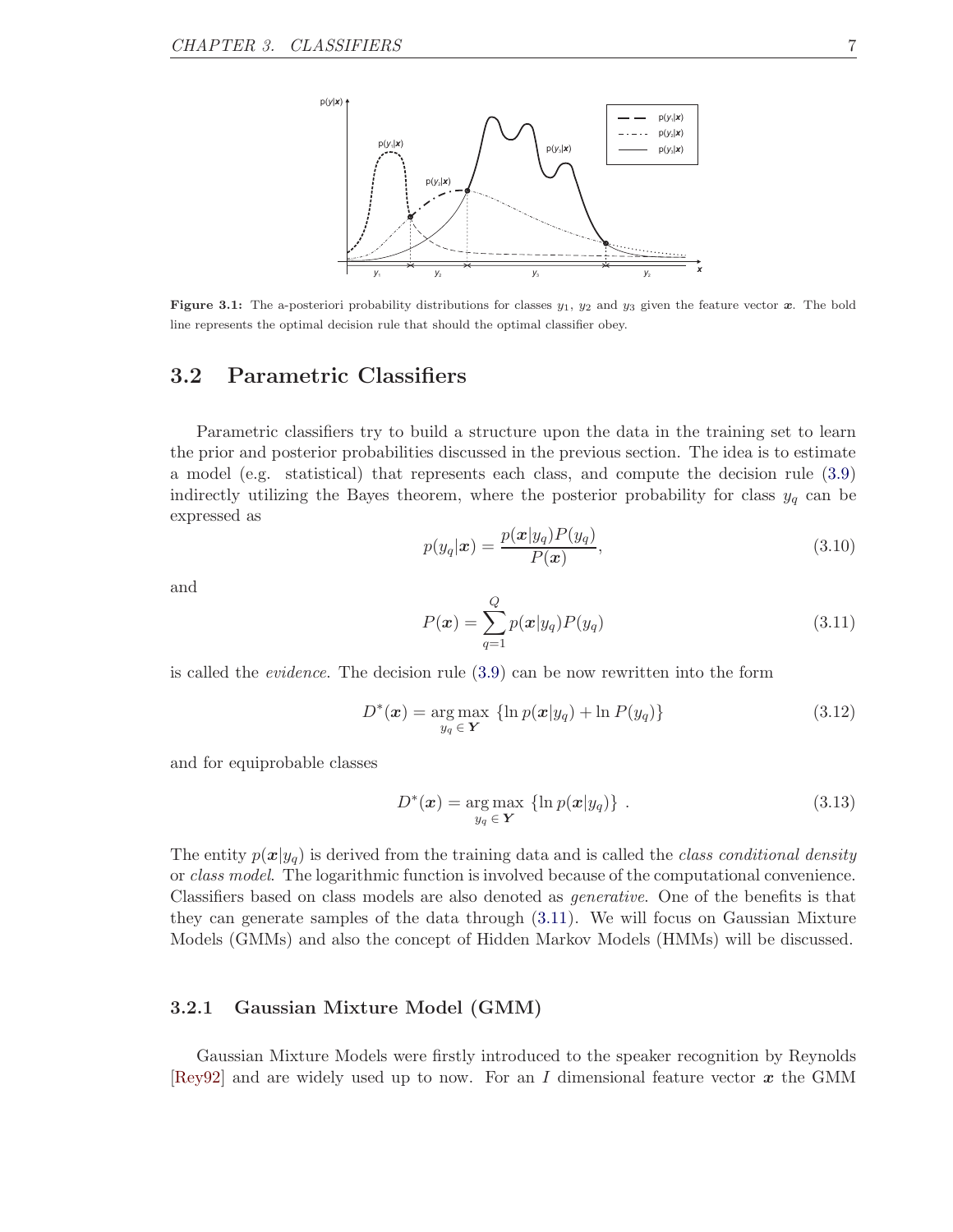Figure 3.1: The a-posteriori probability distributions for classes $y_1$, $y_2$ and $y_3$ given the feature vector $\boldsymbol{x}$. The bold line represents the optimal decision rule that should the optimal classifier obey.

## 3.2 Parametric Classifiers

Parametric classifiers try to build a structure upon the data in the training set to learn the prior and posterior probabilities discussed in the previous section. The idea is to estimate a model (e.g. statistical) that represents each class, and compute the decision rule (3.9) indirectly utilizing the Bayes theorem, where the posterior probability for class $y_q$ can be expressed as

$$p(y_q|\boldsymbol{x}) = \frac{p(\boldsymbol{x}|y_q)P(y_q)}{P(\boldsymbol{x})}, \tag{3.10}$$

and

$$P(\boldsymbol{x}) = \sum_{q=1}^{Q} p(\boldsymbol{x}|y_q)P(y_q) \tag{3.11}$$

is called the *evidence*. The decision rule (3.9) can be now rewritten into the form

$$D^*(\boldsymbol{x}) = \underset{y_q \in \boldsymbol{Y}}{\arg\max} \; \{\ln p(\boldsymbol{x}|y_q) + \ln P(y_q)\} \tag{3.12}$$

and for equiprobable classes

$$D^*(\boldsymbol{x}) = \underset{y_q \in \boldsymbol{Y}}{\arg\max} \; \{\ln p(\boldsymbol{x}|y_q)\} \; . \tag{3.13}$$

The entity $p(\boldsymbol{x}|y_q)$ is derived from the training data and is called the *class conditional density* or *class model*. The logarithmic function is involved because of the computational convenience. Classifiers based on class models are also denoted as *generative*. One of the benefits is that they can generate samples of the data through (3.11). We will focus on Gaussian Mixture Models (GMMs) and also the concept of Hidden Markov Models (HMMs) will be discussed.

### 3.2.1 Gaussian Mixture Model (GMM)

Gaussian Mixture Models were firstly introduced to the speaker recognition by Reynolds [Rey92] and are widely used up to now. For an $I$ dimensional feature vector $\boldsymbol{x}$ the GMM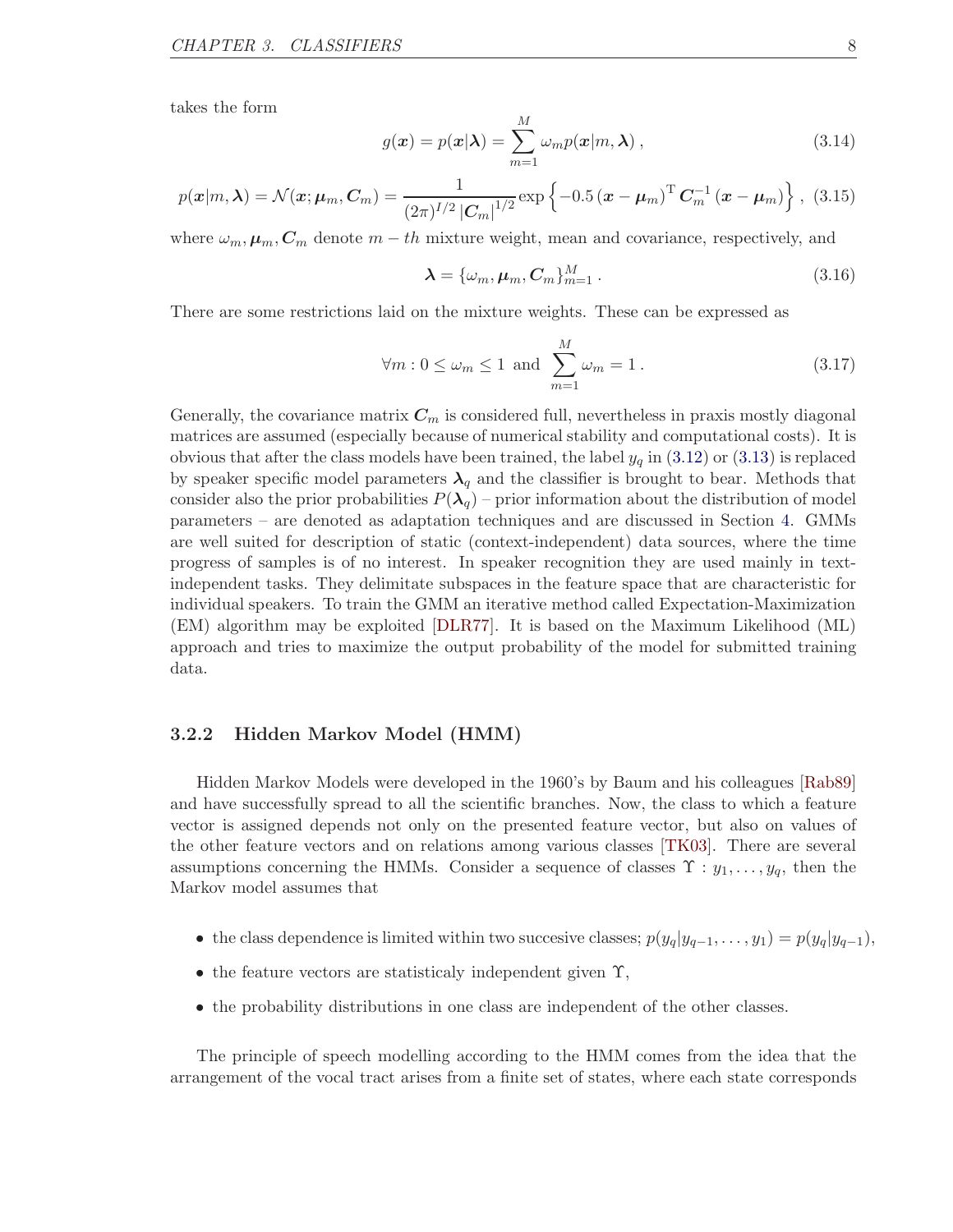takes the form

$$g(\boldsymbol{x}) = p(\boldsymbol{x}|\boldsymbol{\lambda}) = \sum_{m=1}^{M} \omega_m p(\boldsymbol{x}|m, \boldsymbol{\lambda}) \, , \tag{3.14}$$

$$p(\boldsymbol{x}|m, \boldsymbol{\lambda}) = \mathcal{N}(\boldsymbol{x}; \boldsymbol{\mu}_m, \boldsymbol{C}_m) = \frac{1}{(2\pi)^{I/2} |\boldsymbol{C}_m|^{1/2}} \exp\left\{-0.5 \left(\boldsymbol{x} - \boldsymbol{\mu}_m\right)^{\mathrm{T}} \boldsymbol{C}_m^{-1} \left(\boldsymbol{x} - \boldsymbol{\mu}_m\right)\right\} \, , \tag{3.15}$$

where $\omega_m, \boldsymbol{\mu}_m, \boldsymbol{C}_m$ denote $m-th$ mixture weight, mean and covariance, respectively, and

$$\boldsymbol{\lambda} = \{\omega_m, \boldsymbol{\mu}_m, \boldsymbol{C}_m\}_{m=1}^{M} \, . \tag{3.16}$$

There are some restrictions laid on the mixture weights. These can be expressed as

$$\forall m : 0 \leq \omega_m \leq 1 \text{ and } \sum_{m=1}^{M} \omega_m = 1 \, . \tag{3.17}$$

Generally, the covariance matrix $\boldsymbol{C}_m$ is considered full, nevertheless in praxis mostly diagonal matrices are assumed (especially because of numerical stability and computational costs). It is obvious that after the class models have been trained, the label $y_q$ in (3.12) or (3.13) is replaced by speaker specific model parameters $\boldsymbol{\lambda}_q$ and the classifier is brought to bear. Methods that consider also the prior probabilities $P(\boldsymbol{\lambda}_q)$ – prior information about the distribution of model parameters – are denoted as adaptation techniques and are discussed in Section 4. GMMs are well suited for description of static (context-independent) data sources, where the time progress of samples is of no interest. In speaker recognition they are used mainly in text-independent tasks. They delimitate subspaces in the feature space that are characteristic for individual speakers. To train the GMM an iterative method called Expectation-Maximization (EM) algorithm may be exploited [DLR77]. It is based on the Maximum Likelihood (ML) approach and tries to maximize the output probability of the model for submitted training data.

### 3.2.2 Hidden Markov Model (HMM)

Hidden Markov Models were developed in the 1960's by Baum and his colleagues [Rab89] and have successfully spread to all the scientific branches. Now, the class to which a feature vector is assigned depends not only on the presented feature vector, but also on values of the other feature vectors and on relations among various classes [TK03]. There are several assumptions concerning the HMMs. Consider a sequence of classes $\Upsilon : y_1, \ldots, y_q$, then the Markov model assumes that

- the class dependence is limited within two succesive classes; $p(y_q|y_{q-1}, \ldots, y_1) = p(y_q|y_{q-1})$,
- the feature vectors are statisticaly independent given $\Upsilon$,
- the probability distributions in one class are independent of the other classes.

The principle of speech modelling according to the HMM comes from the idea that the arrangement of the vocal tract arises from a finite set of states, where each state corresponds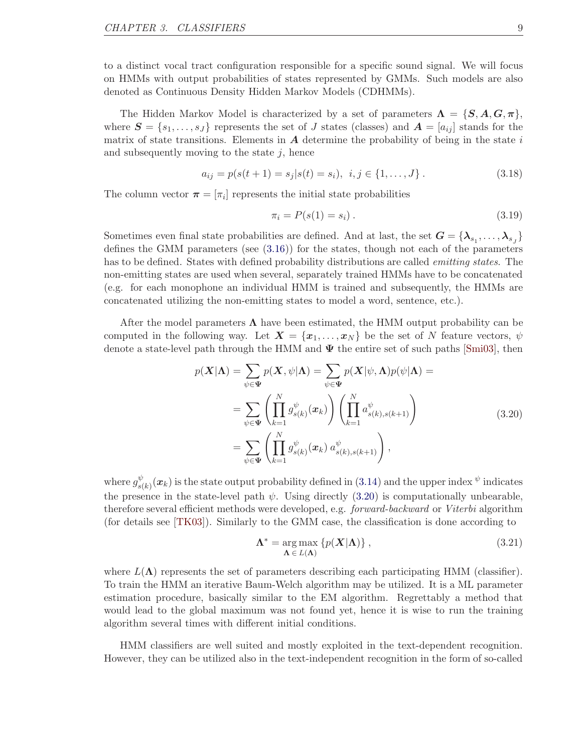to a distinct vocal tract configuration responsible for a specific sound signal. We will focus on HMMs with output probabilities of states represented by GMMs. Such models are also denoted as Continuous Density Hidden Markov Models (CDHMMs).

The Hidden Markov Model is characterized by a set of parameters $\boldsymbol{\Lambda} = \{\boldsymbol{S}, \boldsymbol{A}, \boldsymbol{G}, \boldsymbol{\pi}\}$, where $\boldsymbol{S} = \{s_1, \ldots, s_J\}$ represents the set of $J$ states (classes) and $\boldsymbol{A} = [a_{ij}]$ stands for the matrix of state transitions. Elements in $\boldsymbol{A}$ determine the probability of being in the state $i$ and subsequently moving to the state $j$, hence

$$a_{ij} = p(s(t+1) = s_j | s(t) = s_i), \; i, j \in \{1, \ldots, J\} \,. \tag{3.18}$$

The column vector $\boldsymbol{\pi} = [\pi_i]$ represents the initial state probabilities

$$\pi_i = P(s(1) = s_i) \,. \tag{3.19}$$

Sometimes even final state probabilities are defined. And at last, the set $\boldsymbol{G} = \{\boldsymbol{\lambda}_{s_1}, \ldots, \boldsymbol{\lambda}_{s_J}\}$ defines the GMM parameters (see (3.16)) for the states, though not each of the parameters has to be defined. States with defined probability distributions are called *emitting states*. The non-emitting states are used when several, separately trained HMMs have to be concatenated (e.g. for each monophone an individual HMM is trained and subsequently, the HMMs are concatenated utilizing the non-emitting states to model a word, sentence, etc.).

After the model parameters $\boldsymbol{\Lambda}$ have been estimated, the HMM output probability can be computed in the following way. Let $\boldsymbol{X} = \{\boldsymbol{x}_1, \ldots, \boldsymbol{x}_N\}$ be the set of $N$ feature vectors, $\psi$ denote a state-level path through the HMM and $\boldsymbol{\Psi}$ the entire set of such paths [Smi03], then

$$\begin{aligned}
p(\boldsymbol{X}|\boldsymbol{\Lambda}) &= \sum_{\psi \in \boldsymbol{\Psi}} p(\boldsymbol{X}, \psi|\boldsymbol{\Lambda}) = \sum_{\psi \in \boldsymbol{\Psi}} p(\boldsymbol{X}|\psi, \boldsymbol{\Lambda}) p(\psi|\boldsymbol{\Lambda}) = \\
&= \sum_{\psi \in \boldsymbol{\Psi}} \left( \prod_{k=1}^{N} g^{\psi}_{s(k)}(\boldsymbol{x}_k) \right) \left( \prod_{k=1}^{N} a^{\psi}_{s(k),s(k+1)} \right) \\
&= \sum_{\psi \in \boldsymbol{\Psi}} \left( \prod_{k=1}^{N} g^{\psi}_{s(k)}(\boldsymbol{x}_k) \, a^{\psi}_{s(k),s(k+1)} \right),
\end{aligned} \tag{3.20}$$

where $g^{\psi}_{s(k)}(\boldsymbol{x}_k)$ is the state output probability defined in (3.14) and the upper index $^{\psi}$ indicates the presence in the state-level path $\psi$. Using directly (3.20) is computationally unbearable, therefore several efficient methods were developed, e.g. *forward-backward* or *Viterbi* algorithm (for details see [TK03]). Similarly to the GMM case, the classification is done according to

$$\boldsymbol{\Lambda}^* = \underset{\boldsymbol{\Lambda} \in L(\boldsymbol{\Lambda})}{\arg\max} \left\{ p(\boldsymbol{X}|\boldsymbol{\Lambda}) \right\}, \tag{3.21}$$

where $L(\boldsymbol{\Lambda})$ represents the set of parameters describing each participating HMM (classifier). To train the HMM an iterative Baum-Welch algorithm may be utilized. It is a ML parameter estimation procedure, basically similar to the EM algorithm. Regrettably a method that would lead to the global maximum was not found yet, hence it is wise to run the training algorithm several times with different initial conditions.

HMM classifiers are well suited and mostly exploited in the text-dependent recognition. However, they can be utilized also in the text-independent recognition in the form of so-called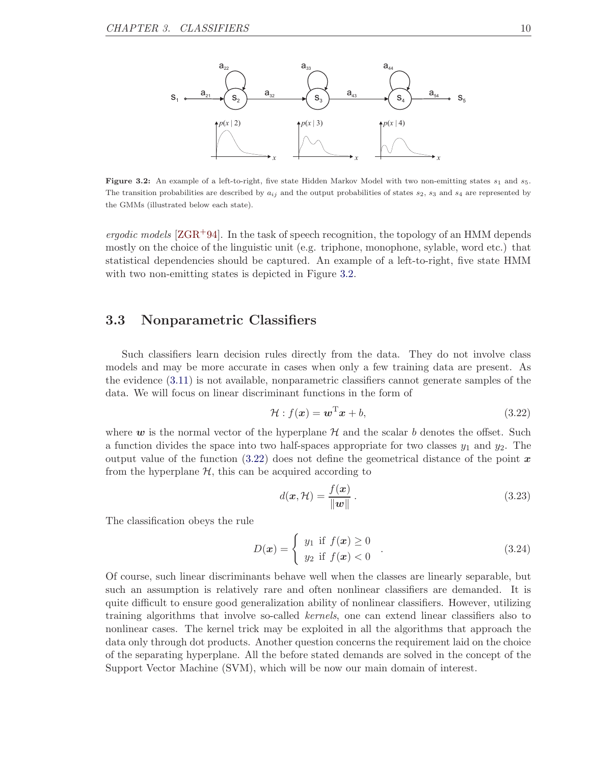**Figure 3.2:** An example of a left-to-right, five state Hidden Markov Model with two non-emitting states $s_1$ and $s_5$. The transition probabilities are described by $a_{ij}$ and the output probabilities of states $s_2$, $s_3$ and $s_4$ are represented by the GMMs (illustrated below each state).

*ergodic models* [ZGR+94]. In the task of speech recognition, the topology of an HMM depends mostly on the choice of the linguistic unit (e.g. triphone, monophone, sylable, word etc.) that statistical dependencies should be captured. An example of a left-to-right, five state HMM with two non-emitting states is depicted in Figure 3.2.

## 3.3 Nonparametric Classifiers

Such classifiers learn decision rules directly from the data. They do not involve class models and may be more accurate in cases when only a few training data are present. As the evidence (3.11) is not available, nonparametric classifiers cannot generate samples of the data. We will focus on linear discriminant functions in the form of

$$\mathcal{H} : f(\boldsymbol{x}) = \boldsymbol{w}^{\mathrm{T}}\boldsymbol{x} + b, \tag{3.22}$$

where $\boldsymbol{w}$ is the normal vector of the hyperplane $\mathcal{H}$ and the scalar $b$ denotes the offset. Such a function divides the space into two half-spaces appropriate for two classes $y_1$ and $y_2$. The output value of the function (3.22) does not define the geometrical distance of the point $\boldsymbol{x}$ from the hyperplane $\mathcal{H}$, this can be acquired according to

$$d(\boldsymbol{x}, \mathcal{H}) = \frac{f(\boldsymbol{x})}{\|\boldsymbol{w}\|}\,. \tag{3.23}$$

The classification obeys the rule

$$D(\boldsymbol{x}) = \begin{cases} y_1 \text{ if } f(\boldsymbol{x}) \geq 0 \\ y_2 \text{ if } f(\boldsymbol{x}) < 0 \end{cases}. \tag{3.24}$$

Of course, such linear discriminants behave well when the classes are linearly separable, but such an assumption is relatively rare and often nonlinear classifiers are demanded. It is quite difficult to ensure good generalization ability of nonlinear classifiers. However, utilizing training algorithms that involve so-called *kernels*, one can extend linear classifiers also to nonlinear cases. The kernel trick may be exploited in all the algorithms that approach the data only through dot products. Another question concerns the requirement laid on the choice of the separating hyperplane. All the before stated demands are solved in the concept of the Support Vector Machine (SVM), which will be now our main domain of interest.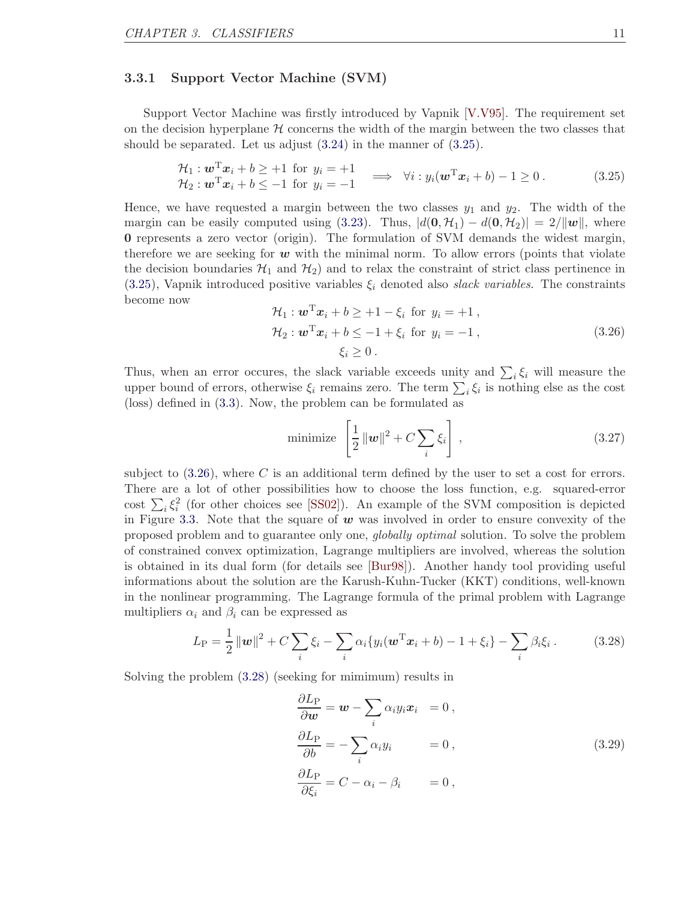### 3.3.1 Support Vector Machine (SVM)

Support Vector Machine was firstly introduced by Vapnik [V.V95]. The requirement set on the decision hyperplane $\mathcal{H}$ concerns the width of the margin between the two classes that should be separated. Let us adjust (3.24) in the manner of (3.25).

$$\begin{array}{l} \mathcal{H}_1 : \boldsymbol{w}^{\mathrm{T}}\boldsymbol{x}_i + b \geq +1 \text{ for } y_i = +1 \\ \mathcal{H}_2 : \boldsymbol{w}^{\mathrm{T}}\boldsymbol{x}_i + b \leq -1 \text{ for } y_i = -1 \end{array} \implies \forall i : y_i(\boldsymbol{w}^{\mathrm{T}}\boldsymbol{x}_i + b) - 1 \geq 0\,. \tag{3.25}$$

Hence, we have requested a margin between the two classes $y_1$ and $y_2$. The width of the margin can be easily computed using (3.23). Thus, $|d(\mathbf{0}, \mathcal{H}_1) - d(\mathbf{0}, \mathcal{H}_2)| = 2/\|\boldsymbol{w}\|$, where $\mathbf{0}$ represents a zero vector (origin). The formulation of SVM demands the widest margin, therefore we are seeking for $\boldsymbol{w}$ with the minimal norm. To allow errors (points that violate the decision boundaries $\mathcal{H}_1$ and $\mathcal{H}_2$) and to relax the constraint of strict class pertinence in (3.25), Vapnik introduced positive variables $\xi_i$ denoted also *slack variables*. The constraints become now

$$\begin{aligned} \mathcal{H}_1 &: \boldsymbol{w}^{\mathrm{T}}\boldsymbol{x}_i + b \geq +1 - \xi_i \text{ for } y_i = +1\,, \\ \mathcal{H}_2 &: \boldsymbol{w}^{\mathrm{T}}\boldsymbol{x}_i + b \leq -1 + \xi_i \text{ for } y_i = -1\,, \\ &\xi_i \geq 0\,. \end{aligned} \tag{3.26}$$

Thus, when an error occures, the slack variable exceeds unity and $\sum_i \xi_i$ will measure the upper bound of errors, otherwise $\xi_i$ remains zero. The term $\sum_i \xi_i$ is nothing else as the cost (loss) defined in (3.3). Now, the problem can be formulated as

$$\text{minimize } \left[\frac{1}{2}\|\boldsymbol{w}\|^2 + C\sum_i \xi_i\right]\,, \tag{3.27}$$

subject to (3.26), where $C$ is an additional term defined by the user to set a cost for errors. There are a lot of other possibilities how to choose the loss function, e.g. squared-error cost $\sum_i \xi_i^2$ (for other choices see [SS02]). An example of the SVM composition is depicted in Figure 3.3. Note that the square of $\boldsymbol{w}$ was involved in order to ensure convexity of the proposed problem and to guarantee only one, *globally optimal* solution. To solve the problem of constrained convex optimization, Lagrange multipliers are involved, whereas the solution is obtained in its dual form (for details see [Bur98]). Another handy tool providing useful informations about the solution are the Karush-Kuhn-Tucker (KKT) conditions, well-known in the nonlinear programming. The Lagrange formula of the primal problem with Lagrange multipliers $\alpha_i$ and $\beta_i$ can be expressed as

$$L_{\mathrm{P}} = \frac{1}{2}\|\boldsymbol{w}\|^2 + C\sum_i \xi_i - \sum_i \alpha_i\{y_i(\boldsymbol{w}^{\mathrm{T}}\boldsymbol{x}_i + b) - 1 + \xi_i\} - \sum_i \beta_i \xi_i\,. \tag{3.28}$$

Solving the problem (3.28) (seeking for mimimum) results in

$$\begin{aligned} \frac{\partial L_{\mathrm{P}}}{\partial \boldsymbol{w}} &= \boldsymbol{w} - \sum_i \alpha_i y_i \boldsymbol{x}_i &= 0\,, \\ \frac{\partial L_{\mathrm{P}}}{\partial b} &= -\sum_i \alpha_i y_i &= 0\,, \\ \frac{\partial L_{\mathrm{P}}}{\partial \xi_i} &= C - \alpha_i - \beta_i &= 0\,, \end{aligned} \tag{3.29}$$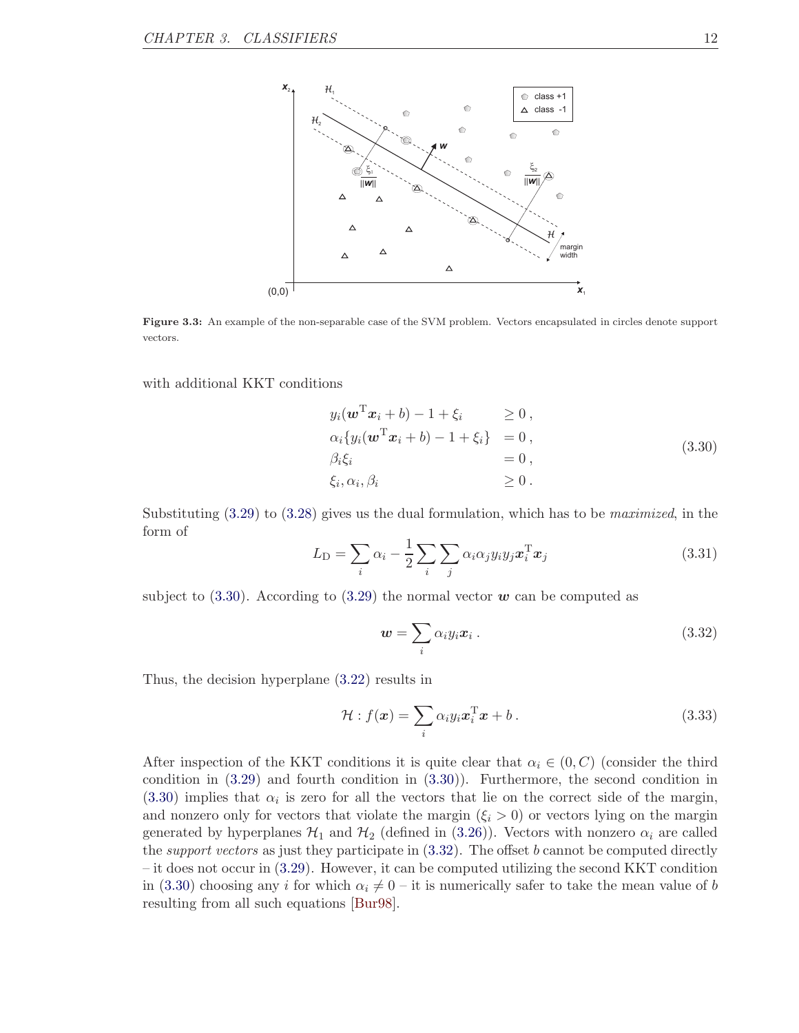Figure 3.3: An example of the non-separable case of the SVM problem. Vectors encapsulated in circles denote support vectors.

with additional KKT conditions

$$
\begin{aligned}
y_i(\boldsymbol{w}^{\mathrm{T}}\boldsymbol{x}_i + b) - 1 + \xi_i \quad &\geq 0 \,, \\
\alpha_i\{y_i(\boldsymbol{w}^{\mathrm{T}}\boldsymbol{x}_i + b) - 1 + \xi_i\} \quad &= 0 \,, \\
\beta_i \xi_i \quad &= 0 \,, \\
\xi_i, \alpha_i, \beta_i \quad &\geq 0 \,.
\end{aligned}
\tag{3.30}
$$

Substituting (3.29) to (3.28) gives us the dual formulation, which has to be *maximized*, in the form of

$$
L_{\mathrm{D}} = \sum_i \alpha_i - \frac{1}{2} \sum_i \sum_j \alpha_i \alpha_j y_i y_j \boldsymbol{x}_i^{\mathrm{T}} \boldsymbol{x}_j \tag{3.31}
$$

subject to (3.30). According to (3.29) the normal vector $\boldsymbol{w}$ can be computed as

$$
\boldsymbol{w} = \sum_i \alpha_i y_i \boldsymbol{x}_i \,. \tag{3.32}
$$

Thus, the decision hyperplane (3.22) results in

$$
\mathcal{H} : f(\boldsymbol{x}) = \sum_i \alpha_i y_i \boldsymbol{x}_i^{\mathrm{T}} \boldsymbol{x} + b \,. \tag{3.33}
$$

After inspection of the KKT conditions it is quite clear that $\alpha_i \in (0, C)$ (consider the third condition in (3.29) and fourth condition in (3.30)). Furthermore, the second condition in (3.30) implies that $\alpha_i$ is zero for all the vectors that lie on the correct side of the margin, and nonzero only for vectors that violate the margin ($\xi_i > 0$) or vectors lying on the margin generated by hyperplanes $\mathcal{H}_1$ and $\mathcal{H}_2$ (defined in (3.26)). Vectors with nonzero $\alpha_i$ are called the *support vectors* as just they participate in (3.32). The offset $b$ cannot be computed directly – it does not occur in (3.29). However, it can be computed utilizing the second KKT condition in (3.30) choosing any $i$ for which $\alpha_i \neq 0$ – it is numerically safer to take the mean value of $b$ resulting from all such equations [Bur98].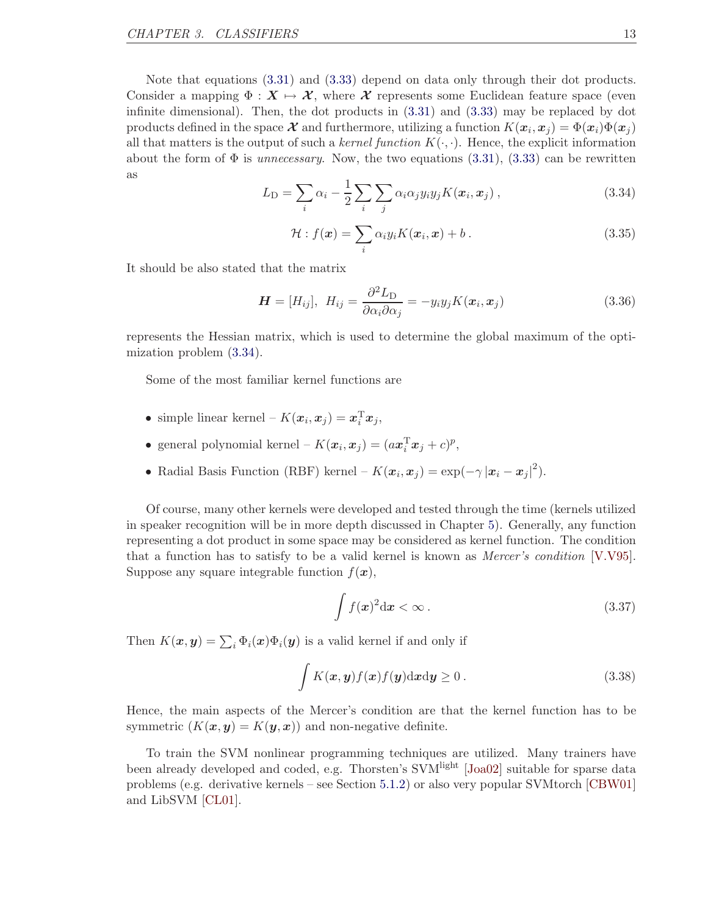Note that equations (3.31) and (3.33) depend on data only through their dot products. Consider a mapping $\Phi : \boldsymbol{X} \mapsto \boldsymbol{\mathcal{X}}$, where $\boldsymbol{\mathcal{X}}$ represents some Euclidean feature space (even infinite dimensional). Then, the dot products in (3.31) and (3.33) may be replaced by dot products defined in the space $\boldsymbol{\mathcal{X}}$ and furthermore, utilizing a function $K(\boldsymbol{x}_i, \boldsymbol{x}_j) = \Phi(\boldsymbol{x}_i)\Phi(\boldsymbol{x}_j)$ all that matters is the output of such a *kernel function* $K(\cdot, \cdot)$. Hence, the explicit information about the form of $\Phi$ is *unnecessary*. Now, the two equations (3.31), (3.33) can be rewritten as

$$L_{\mathrm{D}} = \sum_i \alpha_i - \frac{1}{2} \sum_i \sum_j \alpha_i \alpha_j y_i y_j K(\boldsymbol{x}_i, \boldsymbol{x}_j)\,, \tag{3.34}$$

$$\mathcal{H} : f(\boldsymbol{x}) = \sum_i \alpha_i y_i K(\boldsymbol{x}_i, \boldsymbol{x}) + b\,. \tag{3.35}$$

It should be also stated that the matrix

$$\boldsymbol{H} = [H_{ij}],\;\; H_{ij} = \frac{\partial^2 L_{\mathrm{D}}}{\partial \alpha_i \partial \alpha_j} = -y_i y_j K(\boldsymbol{x}_i, \boldsymbol{x}_j) \tag{3.36}$$

represents the Hessian matrix, which is used to determine the global maximum of the optimization problem (3.34).

Some of the most familiar kernel functions are

- simple linear kernel – $K(\boldsymbol{x}_i, \boldsymbol{x}_j) = \boldsymbol{x}_i^{\mathrm{T}} \boldsymbol{x}_j$,
- general polynomial kernel – $K(\boldsymbol{x}_i, \boldsymbol{x}_j) = (a\boldsymbol{x}_i^{\mathrm{T}} \boldsymbol{x}_j + c)^p$,
- Radial Basis Function (RBF) kernel – $K(\boldsymbol{x}_i, \boldsymbol{x}_j) = \exp(-\gamma\,|\boldsymbol{x}_i - \boldsymbol{x}_j|^2)$.

Of course, many other kernels were developed and tested through the time (kernels utilized in speaker recognition will be in more depth discussed in Chapter 5). Generally, any function representing a dot product in some space may be considered as kernel function. The condition that a function has to satisfy to be a valid kernel is known as *Mercer's condition* [V.V95]. Suppose any square integrable function $f(\boldsymbol{x})$,

$$\int f(\boldsymbol{x})^2 \mathrm{d}\boldsymbol{x} < \infty\,. \tag{3.37}$$

Then $K(\boldsymbol{x}, \boldsymbol{y}) = \sum_i \Phi_i(\boldsymbol{x})\Phi_i(\boldsymbol{y})$ is a valid kernel if and only if

$$\int K(\boldsymbol{x}, \boldsymbol{y}) f(\boldsymbol{x}) f(\boldsymbol{y}) \mathrm{d}\boldsymbol{x}\mathrm{d}\boldsymbol{y} \geq 0\,. \tag{3.38}$$

Hence, the main aspects of the Mercer's condition are that the kernel function has to be symmetric ($K(\boldsymbol{x}, \boldsymbol{y}) = K(\boldsymbol{y}, \boldsymbol{x})$) and non-negative definite.

To train the SVM nonlinear programming techniques are utilized. Many trainers have been already developed and coded, e.g. Thorsten's SVM$^{\text{light}}$ [Joa02] suitable for sparse data problems (e.g. derivative kernels – see Section 5.1.2) or also very popular SVMtorch [CBW01] and LibSVM [CL01].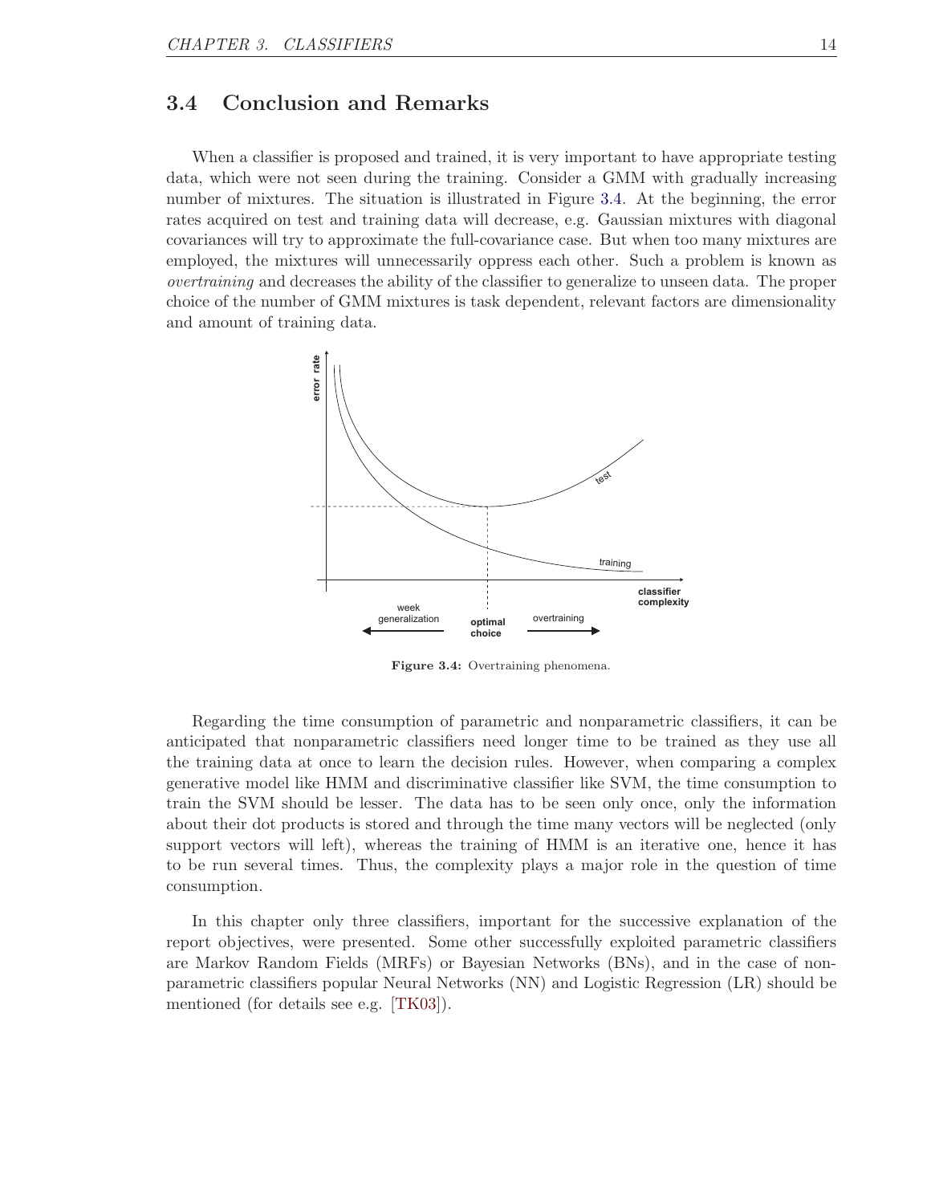## 3.4 Conclusion and Remarks

When a classifier is proposed and trained, it is very important to have appropriate testing data, which were not seen during the training. Consider a GMM with gradually increasing number of mixtures. The situation is illustrated in Figure 3.4. At the beginning, the error rates acquired on test and training data will decrease, e.g. Gaussian mixtures with diagonal covariances will try to approximate the full-covariance case. But when too many mixtures are employed, the mixtures will unnecessarily oppress each other. Such a problem is known as *overtraining* and decreases the ability of the classifier to generalize to unseen data. The proper choice of the number of GMM mixtures is task dependent, relevant factors are dimensionality and amount of training data.

**Figure 3.4:** Overtraining phenomena.

Regarding the time consumption of parametric and nonparametric classifiers, it can be anticipated that nonparametric classifiers need longer time to be trained as they use all the training data at once to learn the decision rules. However, when comparing a complex generative model like HMM and discriminative classifier like SVM, the time consumption to train the SVM should be lesser. The data has to be seen only once, only the information about their dot products is stored and through the time many vectors will be neglected (only support vectors will left), whereas the training of HMM is an iterative one, hence it has to be run several times. Thus, the complexity plays a major role in the question of time consumption.

In this chapter only three classifiers, important for the successive explanation of the report objectives, were presented. Some other successfully exploited parametric classifiers are Markov Random Fields (MRFs) or Bayesian Networks (BNs), and in the case of non-parametric classifiers popular Neural Networks (NN) and Logistic Regression (LR) should be mentioned (for details see e.g. [TK03]).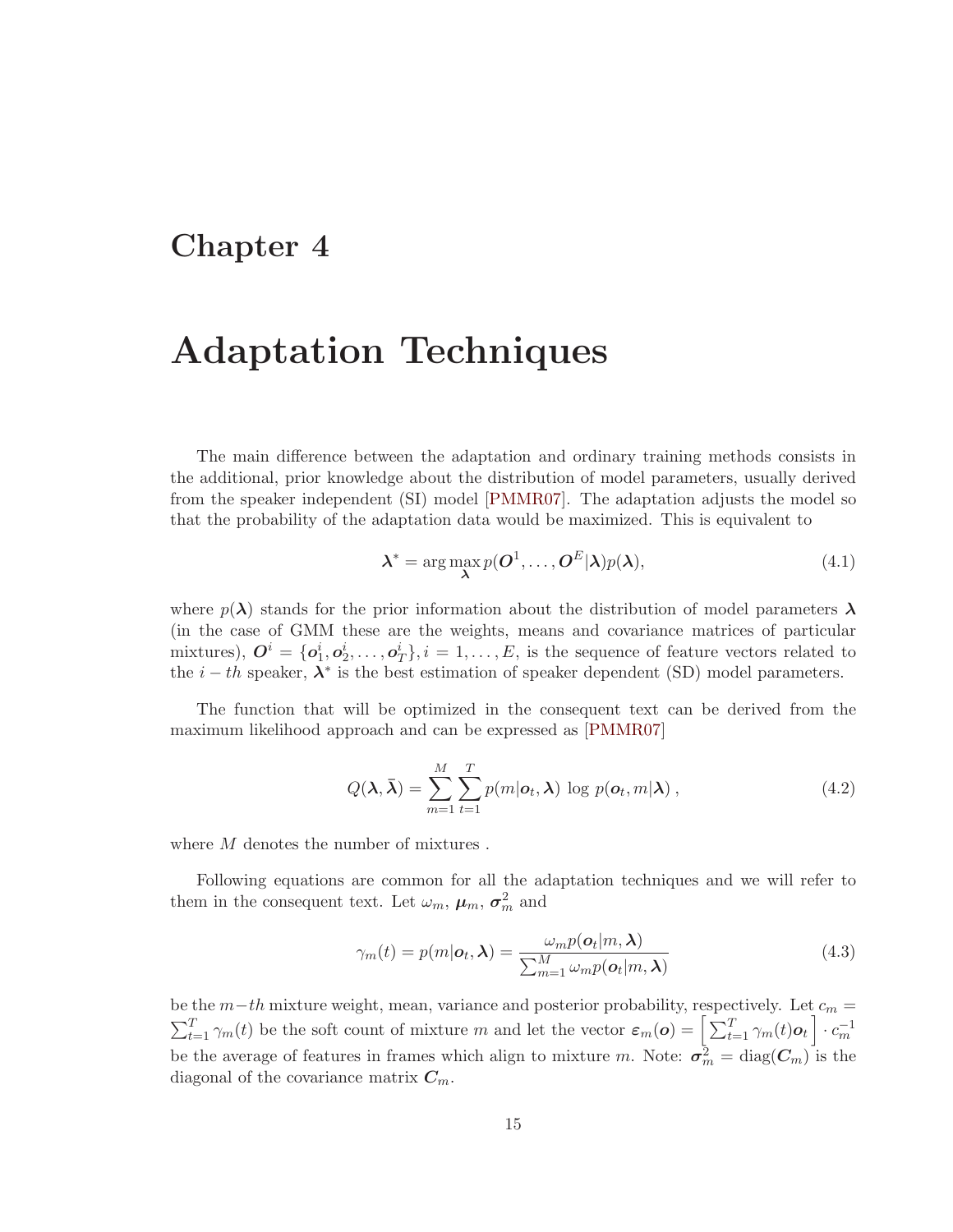# Chapter 4

# Adaptation Techniques

The main difference between the adaptation and ordinary training methods consists in the additional, prior knowledge about the distribution of model parameters, usually derived from the speaker independent (SI) model [PMMR07]. The adaptation adjusts the model so that the probability of the adaptation data would be maximized. This is equivalent to

$$\boldsymbol{\lambda}^* = \arg\max_{\boldsymbol{\lambda}} p(\boldsymbol{O}^1, \ldots, \boldsymbol{O}^E|\boldsymbol{\lambda})p(\boldsymbol{\lambda}), \tag{4.1}$$

where $p(\boldsymbol{\lambda})$ stands for the prior information about the distribution of model parameters $\boldsymbol{\lambda}$ (in the case of GMM these are the weights, means and covariance matrices of particular mixtures), $\boldsymbol{O}^i = \{\boldsymbol{o}_1^i, \boldsymbol{o}_2^i, \ldots, \boldsymbol{o}_T^i\}, i = 1, \ldots, E$, is the sequence of feature vectors related to the $i-th$ speaker, $\boldsymbol{\lambda}^*$ is the best estimation of speaker dependent (SD) model parameters.

The function that will be optimized in the consequent text can be derived from the maximum likelihood approach and can be expressed as [PMMR07]

$$Q(\boldsymbol{\lambda}, \bar{\boldsymbol{\lambda}}) = \sum_{m=1}^{M} \sum_{t=1}^{T} p(m|\boldsymbol{o}_t, \boldsymbol{\lambda}) \, \log \, p(\boldsymbol{o}_t, m|\boldsymbol{\lambda}) \,, \tag{4.2}$$

where $M$ denotes the number of mixtures .

Following equations are common for all the adaptation techniques and we will refer to them in the consequent text. Let $\omega_m$, $\boldsymbol{\mu}_m$, $\boldsymbol{\sigma}_m^2$ and

$$\gamma_m(t) = p(m|\boldsymbol{o}_t, \boldsymbol{\lambda}) = \frac{\omega_m p(\boldsymbol{o}_t|m, \boldsymbol{\lambda})}{\sum_{m=1}^{M} \omega_m p(\boldsymbol{o}_t|m, \boldsymbol{\lambda})} \tag{4.3}$$

be the $m-th$ mixture weight, mean, variance and posterior probability, respectively. Let $c_m = \sum_{t=1}^{T} \gamma_m(t)$ be the soft count of mixture $m$ and let the vector $\boldsymbol{\varepsilon}_m(\boldsymbol{o}) = \left[ \sum_{t=1}^{T} \gamma_m(t)\boldsymbol{o}_t \right] \cdot c_m^{-1}$ be the average of features in frames which align to mixture $m$. Note: $\boldsymbol{\sigma}_m^2 = \text{diag}(\boldsymbol{C}_m)$ is the diagonal of the covariance matrix $\boldsymbol{C}_m$.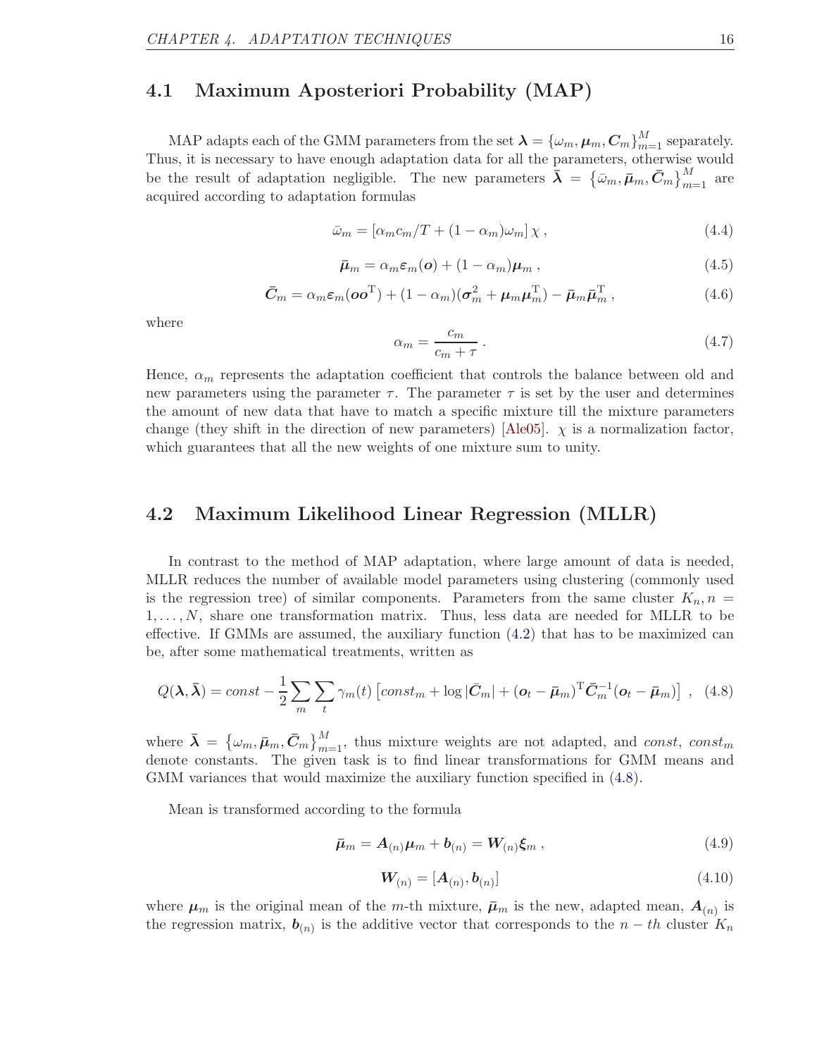## 4.1 Maximum Aposteriori Probability (MAP)

MAP adapts each of the GMM parameters from the set $\boldsymbol{\lambda} = \{\omega_m, \boldsymbol{\mu}_m, \boldsymbol{C}_m\}_{m=1}^{M}$ separately. Thus, it is necessary to have enough adaptation data for all the parameters, otherwise would be the result of adaptation negligible. The new parameters $\bar{\boldsymbol{\lambda}} = \left\{\bar{\omega}_m, \bar{\boldsymbol{\mu}}_m, \bar{\boldsymbol{C}}_m\right\}_{m=1}^{M}$ are acquired according to adaptation formulas

$$\bar{\omega}_m = \left[\alpha_m c_m / T + (1 - \alpha_m)\omega_m\right] \chi \,, \tag{4.4}$$

$$\bar{\boldsymbol{\mu}}_m = \alpha_m \boldsymbol{\varepsilon}_m(\boldsymbol{o}) + (1 - \alpha_m)\boldsymbol{\mu}_m \,, \tag{4.5}$$

$$\bar{\boldsymbol{C}}_m = \alpha_m \boldsymbol{\varepsilon}_m(\boldsymbol{o}\boldsymbol{o}^{\mathrm{T}}) + (1 - \alpha_m)(\boldsymbol{\sigma}_m^2 + \boldsymbol{\mu}_m \boldsymbol{\mu}_m^{\mathrm{T}}) - \bar{\boldsymbol{\mu}}_m \bar{\boldsymbol{\mu}}_m^{\mathrm{T}} \,, \tag{4.6}$$

where

$$\alpha_m = \frac{c_m}{c_m + \tau} \,. \tag{4.7}$$

Hence, $\alpha_m$ represents the adaptation coefficient that controls the balance between old and new parameters using the parameter $\tau$. The parameter $\tau$ is set by the user and determines the amount of new data that have to match a specific mixture till the mixture parameters change (they shift in the direction of new parameters) [Ale05]. $\chi$ is a normalization factor, which guarantees that all the new weights of one mixture sum to unity.

## 4.2 Maximum Likelihood Linear Regression (MLLR)

In contrast to the method of MAP adaptation, where large amount of data is needed, MLLR reduces the number of available model parameters using clustering (commonly used is the regression tree) of similar components. Parameters from the same cluster $K_n, n = 1, \ldots, N$, share one transformation matrix. Thus, less data are needed for MLLR to be effective. If GMMs are assumed, the auxiliary function (4.2) that has to be maximized can be, after some mathematical treatments, written as

$$Q(\boldsymbol{\lambda}, \bar{\boldsymbol{\lambda}}) = const - \frac{1}{2} \sum_m \sum_t \gamma_m(t) \left[const_m + \log|\bar{\boldsymbol{C}}_m| + (\boldsymbol{o}_t - \bar{\boldsymbol{\mu}}_m)^{\mathrm{T}} \bar{\boldsymbol{C}}_m^{-1} (\boldsymbol{o}_t - \bar{\boldsymbol{\mu}}_m)\right] \,, \tag{4.8}$$

where $\bar{\boldsymbol{\lambda}} = \left\{\omega_m, \bar{\boldsymbol{\mu}}_m, \bar{\boldsymbol{C}}_m\right\}_{m=1}^{M}$, thus mixture weights are not adapted, and $const$, $const_m$ denote constants. The given task is to find linear transformations for GMM means and GMM variances that would maximize the auxiliary function specified in (4.8).

Mean is transformed according to the formula

$$\bar{\boldsymbol{\mu}}_m = \boldsymbol{A}_{(n)} \boldsymbol{\mu}_m + \boldsymbol{b}_{(n)} = \boldsymbol{W}_{(n)} \boldsymbol{\xi}_m \,, \tag{4.9}$$

$$\boldsymbol{W}_{(n)} = [\boldsymbol{A}_{(n)}, \boldsymbol{b}_{(n)}] \tag{4.10}$$

where $\boldsymbol{\mu}_m$ is the original mean of the $m$-th mixture, $\bar{\boldsymbol{\mu}}_m$ is the new, adapted mean, $\boldsymbol{A}_{(n)}$ is the regression matrix, $\boldsymbol{b}_{(n)}$ is the additive vector that corresponds to the $n-th$ cluster $K_n$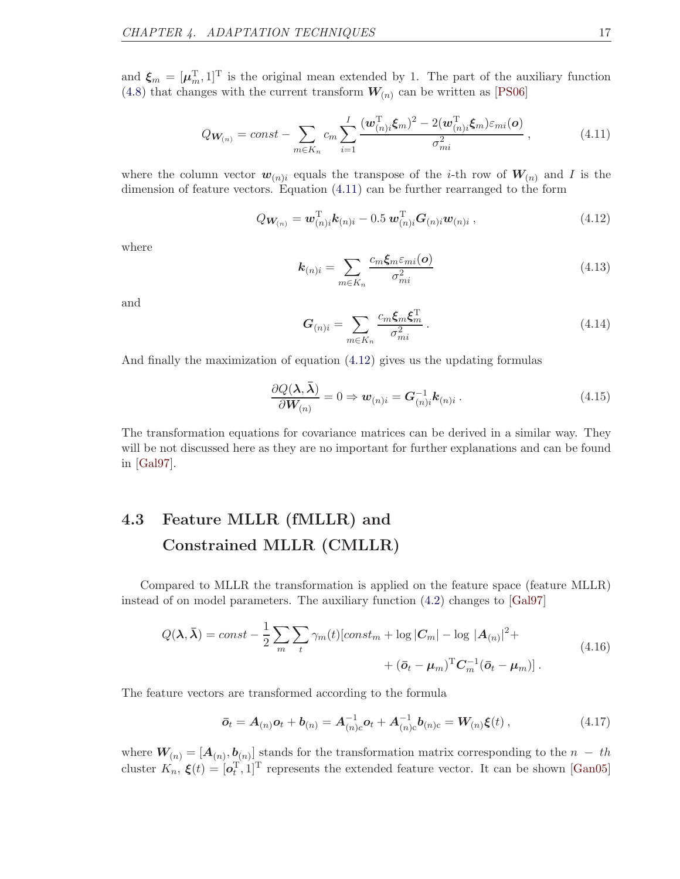and $\boldsymbol{\xi}_m = [\boldsymbol{\mu}_m^{\mathrm{T}}, 1]^{\mathrm{T}}$ is the original mean extended by 1. The part of the auxiliary function (4.8) that changes with the current transform $\boldsymbol{W}_{(n)}$ can be written as [PS06]

$$Q_{\boldsymbol{W}_{(n)}} = const - \sum_{m \in K_n} c_m \sum_{i=1}^{I} \frac{(\boldsymbol{w}_{(n)i}^{\mathrm{T}} \boldsymbol{\xi}_m)^2 - 2(\boldsymbol{w}_{(n)i}^{\mathrm{T}} \boldsymbol{\xi}_m) \varepsilon_{mi}(\boldsymbol{o})}{\sigma_{mi}^2} \,, \tag{4.11}$$

where the column vector $\boldsymbol{w}_{(n)i}$ equals the transpose of the $i$-th row of $\boldsymbol{W}_{(n)}$ and $I$ is the dimension of feature vectors. Equation (4.11) can be further rearranged to the form

$$Q_{\boldsymbol{W}_{(n)}} = \boldsymbol{w}_{(n)i}^{\mathrm{T}} \boldsymbol{k}_{(n)i} - 0.5 \, \boldsymbol{w}_{(n)i}^{\mathrm{T}} \boldsymbol{G}_{(n)i} \boldsymbol{w}_{(n)i} \,, \tag{4.12}$$

where

$$\boldsymbol{k}_{(n)i} = \sum_{m \in K_n} \frac{c_m \boldsymbol{\xi}_m \varepsilon_{mi}(\boldsymbol{o})}{\sigma_{mi}^2} \tag{4.13}$$

and

$$\boldsymbol{G}_{(n)i} = \sum_{m \in K_n} \frac{c_m \boldsymbol{\xi}_m \boldsymbol{\xi}_m^{\mathrm{T}}}{\sigma_{mi}^2} \,. \tag{4.14}$$

And finally the maximization of equation (4.12) gives us the updating formulas

$$\frac{\partial Q(\boldsymbol{\lambda}, \bar{\boldsymbol{\lambda}})}{\partial \boldsymbol{W}_{(n)}} = 0 \Rightarrow \boldsymbol{w}_{(n)i} = \boldsymbol{G}_{(n)i}^{-1} \boldsymbol{k}_{(n)i} \,. \tag{4.15}$$

The transformation equations for covariance matrices can be derived in a similar way. They will be not discussed here as they are no important for further explanations and can be found in [Gal97].

## 4.3 Feature MLLR (fMLLR) and Constrained MLLR (CMLLR)

Compared to MLLR the transformation is applied on the feature space (feature MLLR) instead of on model parameters. The auxiliary function (4.2) changes to [Gal97]

$$\begin{aligned} Q(\boldsymbol{\lambda}, \bar{\boldsymbol{\lambda}}) = const - \frac{1}{2} \sum_m \sum_t \gamma_m(t) [const_m + \log |\boldsymbol{C}_m| - \log |\boldsymbol{A}_{(n)}|^2 + \\ + (\bar{\boldsymbol{o}}_t - \boldsymbol{\mu}_m)^{\mathrm{T}} \boldsymbol{C}_m^{-1} (\bar{\boldsymbol{o}}_t - \boldsymbol{\mu}_m)] \,. \end{aligned} \tag{4.16}$$

The feature vectors are transformed according to the formula

$$\bar{\boldsymbol{o}}_t = \boldsymbol{A}_{(n)} \boldsymbol{o}_t + \boldsymbol{b}_{(n)} = \boldsymbol{A}_{(n)c}^{-1} \boldsymbol{o}_t + \boldsymbol{A}_{(n)c}^{-1} \boldsymbol{b}_{(n)c} = \boldsymbol{W}_{(n)} \boldsymbol{\xi}(t) \,, \tag{4.17}$$

where $\boldsymbol{W}_{(n)} = [\boldsymbol{A}_{(n)}, \boldsymbol{b}_{(n)}]$ stands for the transformation matrix corresponding to the $n - th$ cluster $K_n$, $\boldsymbol{\xi}(t) = [\boldsymbol{o}_t^{\mathrm{T}}, 1]^{\mathrm{T}}$ represents the extended feature vector. It can be shown [Gan05]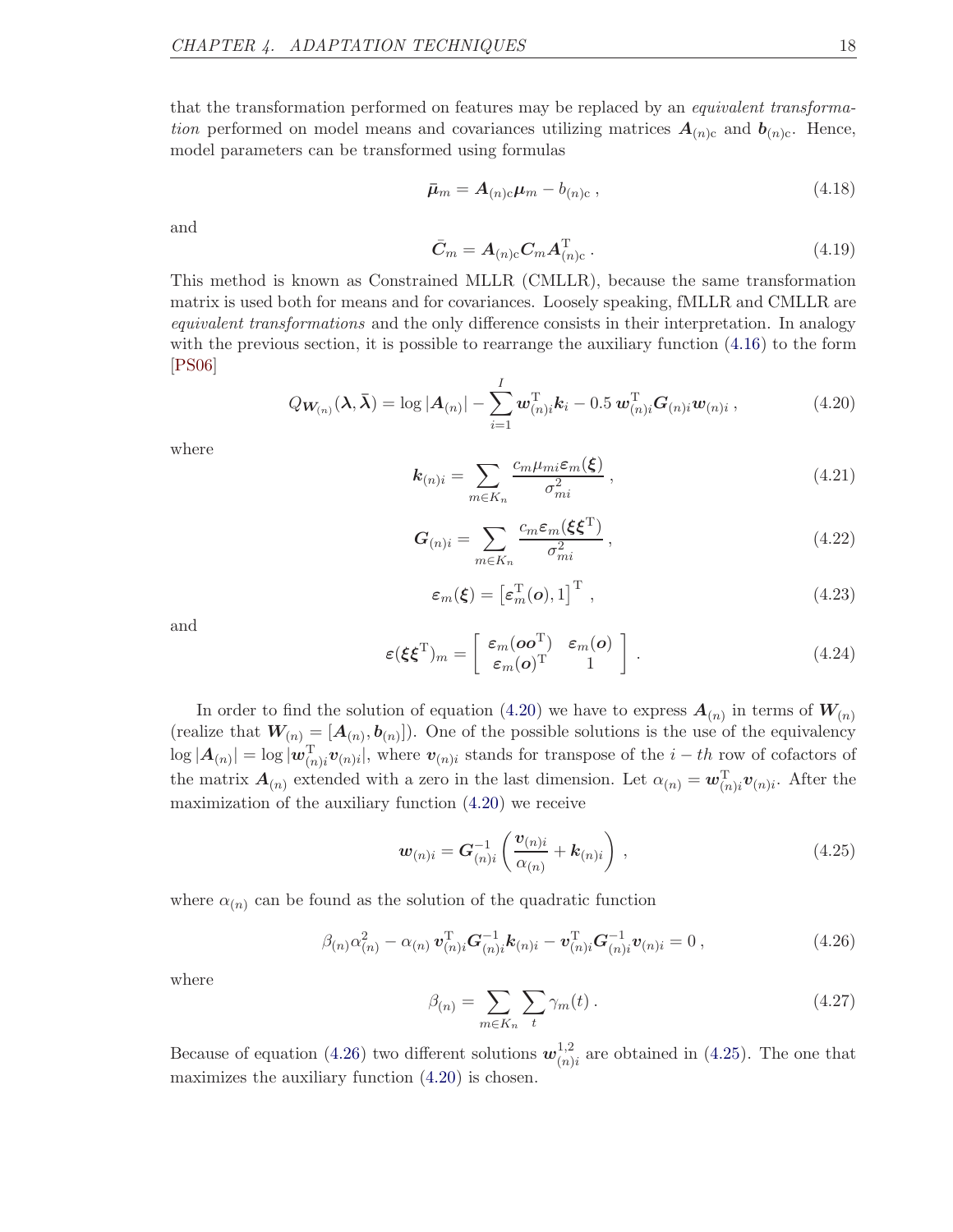that the transformation performed on features may be replaced by an *equivalent transformation* performed on model means and covariances utilizing matrices $\boldsymbol{A}_{(n)\mathrm{c}}$ and $\boldsymbol{b}_{(n)\mathrm{c}}$. Hence, model parameters can be transformed using formulas

$$\bar{\boldsymbol{\mu}}_m = \boldsymbol{A}_{(n)\mathrm{c}}\boldsymbol{\mu}_m - b_{(n)\mathrm{c}} \,, \tag{4.18}$$

and

$$\bar{\boldsymbol{C}}_m = \boldsymbol{A}_{(n)\mathrm{c}}\boldsymbol{C}_m\boldsymbol{A}_{(n)\mathrm{c}}^{\mathrm{T}} \,. \tag{4.19}$$

This method is known as Constrained MLLR (CMLLR), because the same transformation matrix is used both for means and for covariances. Loosely speaking, fMLLR and CMLLR are *equivalent transformations* and the only difference consists in their interpretation. In analogy with the previous section, it is possible to rearrange the auxiliary function (4.16) to the form [PS06]

$$Q_{\boldsymbol{W}_{(n)}}(\boldsymbol{\lambda}, \bar{\boldsymbol{\lambda}}) = \log|\boldsymbol{A}_{(n)}| - \sum_{i=1}^{I} \boldsymbol{w}_{(n)i}^{\mathrm{T}}\boldsymbol{k}_i - 0.5\, \boldsymbol{w}_{(n)i}^{\mathrm{T}}\boldsymbol{G}_{(n)i}\boldsymbol{w}_{(n)i} \,, \tag{4.20}$$

where

$$\boldsymbol{k}_{(n)i} = \sum_{m \in K_n} \frac{c_m \mu_{mi} \boldsymbol{\varepsilon}_m(\boldsymbol{\xi})}{\sigma_{mi}^2} \,, \tag{4.21}$$

$$\boldsymbol{G}_{(n)i} = \sum_{m \in K_n} \frac{c_m \boldsymbol{\varepsilon}_m(\boldsymbol{\xi}\boldsymbol{\xi}^{\mathrm{T}})}{\sigma_{mi}^2} \,, \tag{4.22}$$

$$\boldsymbol{\varepsilon}_m(\boldsymbol{\xi}) = \left[\varepsilon_m^{\mathrm{T}}(\boldsymbol{o}), 1\right]^{\mathrm{T}} \,, \tag{4.23}$$

and

$$\varepsilon(\boldsymbol{\xi}\boldsymbol{\xi}^{\mathrm{T}})_m = \begin{bmatrix} \varepsilon_m(\boldsymbol{o}\boldsymbol{o}^{\mathrm{T}}) & \varepsilon_m(\boldsymbol{o}) \\ \varepsilon_m(\boldsymbol{o})^{\mathrm{T}} & 1 \end{bmatrix} \,. \tag{4.24}$$

In order to find the solution of equation (4.20) we have to express $\boldsymbol{A}_{(n)}$ in terms of $\boldsymbol{W}_{(n)}$ (realize that $\boldsymbol{W}_{(n)} = [\boldsymbol{A}_{(n)}, \boldsymbol{b}_{(n)}]$). One of the possible solutions is the use of the equivalency $\log|\boldsymbol{A}_{(n)}| = \log|\boldsymbol{w}_{(n)i}^{\mathrm{T}}\boldsymbol{v}_{(n)i}|$, where $\boldsymbol{v}_{(n)i}$ stands for transpose of the $i-th$ row of cofactors of the matrix $\boldsymbol{A}_{(n)}$ extended with a zero in the last dimension. Let $\alpha_{(n)} = \boldsymbol{w}_{(n)i}^{\mathrm{T}}\boldsymbol{v}_{(n)i}$. After the maximization of the auxiliary function (4.20) we receive

$$\boldsymbol{w}_{(n)i} = \boldsymbol{G}_{(n)i}^{-1}\left(\frac{\boldsymbol{v}_{(n)i}}{\alpha_{(n)}} + \boldsymbol{k}_{(n)i}\right) \,, \tag{4.25}$$

where $\alpha_{(n)}$ can be found as the solution of the quadratic function

$$\beta_{(n)}\alpha_{(n)}^2 - \alpha_{(n)}\,\boldsymbol{v}_{(n)i}^{\mathrm{T}}\boldsymbol{G}_{(n)i}^{-1}\boldsymbol{k}_{(n)i} - \boldsymbol{v}_{(n)i}^{\mathrm{T}}\boldsymbol{G}_{(n)i}^{-1}\boldsymbol{v}_{(n)i} = 0 \,, \tag{4.26}$$

where

$$\beta_{(n)} = \sum_{m \in K_n}\sum_t \gamma_m(t) \,. \tag{4.27}$$

Because of equation (4.26) two different solutions $\boldsymbol{w}_{(n)i}^{1,2}$ are obtained in (4.25). The one that maximizes the auxiliary function (4.20) is chosen.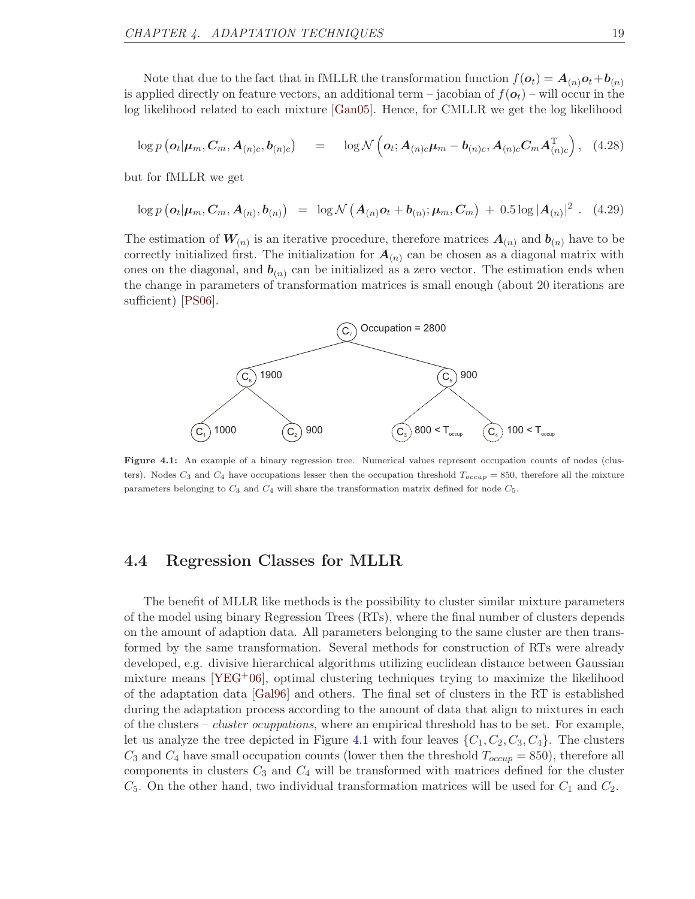Note that due to the fact that in fMLLR the transformation function $f(\boldsymbol{o}_t) = \boldsymbol{A}_{(n)}\boldsymbol{o}_t + \boldsymbol{b}_{(n)}$ is applied directly on feature vectors, an additional term – jacobian of $f(\boldsymbol{o}_t)$ – will occur in the log likelihood related to each mixture [Gan05]. Hence, for CMLLR we get the log likelihood

$$\log p\left(\boldsymbol{o}_t | \boldsymbol{\mu}_m, \boldsymbol{C}_m, \boldsymbol{A}_{(n)c}, \boldsymbol{b}_{(n)c}\right) = \log \mathcal{N}\left(\boldsymbol{o}_t; \boldsymbol{A}_{(n)c}\boldsymbol{\mu}_m - \boldsymbol{b}_{(n)c}, \boldsymbol{A}_{(n)c}\boldsymbol{C}_m\boldsymbol{A}_{(n)c}^{\mathrm{T}}\right), \quad (4.28)$$

but for fMLLR we get

$$\log p\left(\boldsymbol{o}_t | \boldsymbol{\mu}_m, \boldsymbol{C}_m, \boldsymbol{A}_{(n)}, \boldsymbol{b}_{(n)}\right) = \log \mathcal{N}\left(\boldsymbol{A}_{(n)}\boldsymbol{o}_t + \boldsymbol{b}_{(n)}; \boldsymbol{\mu}_m, \boldsymbol{C}_m\right) + 0.5 \log |\boldsymbol{A}_{(n)}|^2 \ . \quad (4.29)$$

The estimation of $\boldsymbol{W}_{(n)}$ is an iterative procedure, therefore matrices $\boldsymbol{A}_{(n)}$ and $\boldsymbol{b}_{(n)}$ have to be correctly initialized first. The initialization for $\boldsymbol{A}_{(n)}$ can be chosen as a diagonal matrix with ones on the diagonal, and $\boldsymbol{b}_{(n)}$ can be initialized as a zero vector. The estimation ends when the change in parameters of transformation matrices is small enough (about 20 iterations are sufficient) [PS06].

**Figure 4.1:** An example of a binary regression tree. Numerical values represent occupation counts of nodes (clusters). Nodes $C_3$ and $C_4$ have occupations lesser then the occupation threshold $T_{occup} = 850$, therefore all the mixture parameters belonging to $C_3$ and $C_4$ will share the transformation matrix defined for node $C_5$.

## 4.4 Regression Classes for MLLR

The benefit of MLLR like methods is the possibility to cluster similar mixture parameters of the model using binary Regression Trees (RTs), where the final number of clusters depends on the amount of adaption data. All parameters belonging to the same cluster are then transformed by the same transformation. Several methods for construction of RTs were already developed, e.g. divisive hierarchical algorithms utilizing euclidean distance between Gaussian mixture means [YEG+06], optimal clustering techniques trying to maximize the likelihood of the adaptation data [Gal96] and others. The final set of clusters in the RT is established during the adaptation process according to the amount of data that align to mixtures in each of the clusters – *cluster ocuppations*, where an empirical threshold has to be set. For example, let us analyze the tree depicted in Figure 4.1 with four leaves $\{C_1, C_2, C_3, C_4\}$. The clusters $C_3$ and $C_4$ have small occupation counts (lower then the threshold $T_{occup} = 850$), therefore all components in clusters $C_3$ and $C_4$ will be transformed with matrices defined for the cluster $C_5$. On the other hand, two individual transformation matrices will be used for $C_1$ and $C_2$.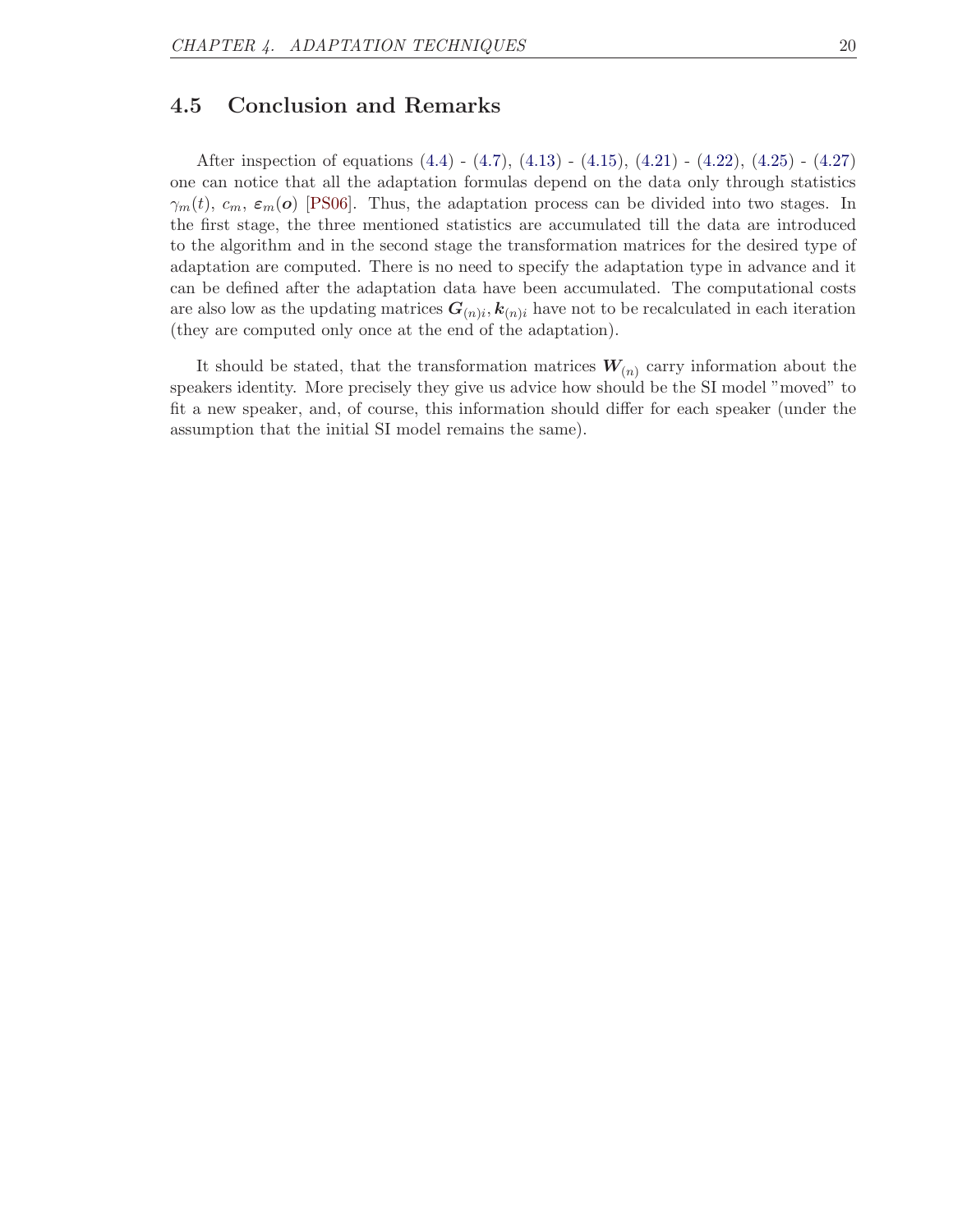## 4.5 Conclusion and Remarks

After inspection of equations (4.4) - (4.7), (4.13) - (4.15), (4.21) - (4.22), (4.25) - (4.27) one can notice that all the adaptation formulas depend on the data only through statistics $\gamma_m(t)$, $c_m$, $\boldsymbol{\varepsilon}_m(\boldsymbol{o})$ [PS06]. Thus, the adaptation process can be divided into two stages. In the first stage, the three mentioned statistics are accumulated till the data are introduced to the algorithm and in the second stage the transformation matrices for the desired type of adaptation are computed. There is no need to specify the adaptation type in advance and it can be defined after the adaptation data have been accumulated. The computational costs are also low as the updating matrices $\boldsymbol{G}_{(n)i}, \boldsymbol{k}_{(n)i}$ have not to be recalculated in each iteration (they are computed only once at the end of the adaptation).

It should be stated, that the transformation matrices $\boldsymbol{W}_{(n)}$ carry information about the speakers identity. More precisely they give us advice how should be the SI model "moved" to fit a new speaker, and, of course, this information should differ for each speaker (under the assumption that the initial SI model remains the same).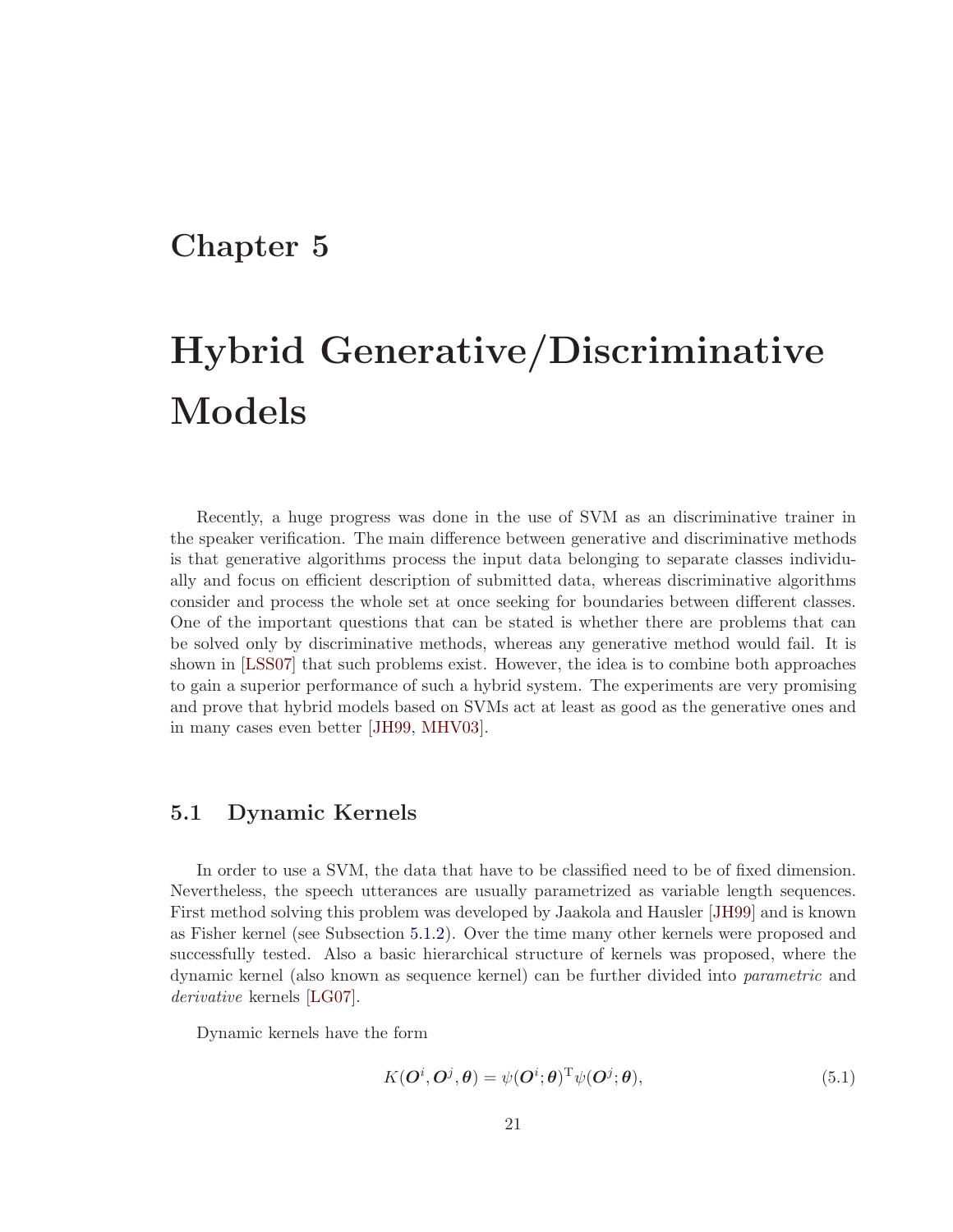# Chapter 5

# Hybrid Generative/Discriminative Models

Recently, a huge progress was done in the use of SVM as an discriminative trainer in the speaker verification. The main difference between generative and discriminative methods is that generative algorithms process the input data belonging to separate classes individually and focus on efficient description of submitted data, whereas discriminative algorithms consider and process the whole set at once seeking for boundaries between different classes. One of the important questions that can be stated is whether there are problems that can be solved only by discriminative methods, whereas any generative method would fail. It is shown in [LSS07] that such problems exist. However, the idea is to combine both approaches to gain a superior performance of such a hybrid system. The experiments are very promising and prove that hybrid models based on SVMs act at least as good as the generative ones and in many cases even better [JH99, MHV03].

## 5.1 Dynamic Kernels

In order to use a SVM, the data that have to be classified need to be of fixed dimension. Nevertheless, the speech utterances are usually parametrized as variable length sequences. First method solving this problem was developed by Jaakola and Hausler [JH99] and is known as Fisher kernel (see Subsection 5.1.2). Over the time many other kernels were proposed and successfully tested. Also a basic hierarchical structure of kernels was proposed, where the dynamic kernel (also known as sequence kernel) can be further divided into *parametric* and *derivative* kernels [LG07].

Dynamic kernels have the form

$$K(\boldsymbol{O}^i, \boldsymbol{O}^j, \boldsymbol{\theta}) = \psi(\boldsymbol{O}^i; \boldsymbol{\theta})^{\mathrm{T}} \psi(\boldsymbol{O}^j; \boldsymbol{\theta}), \tag{5.1}$$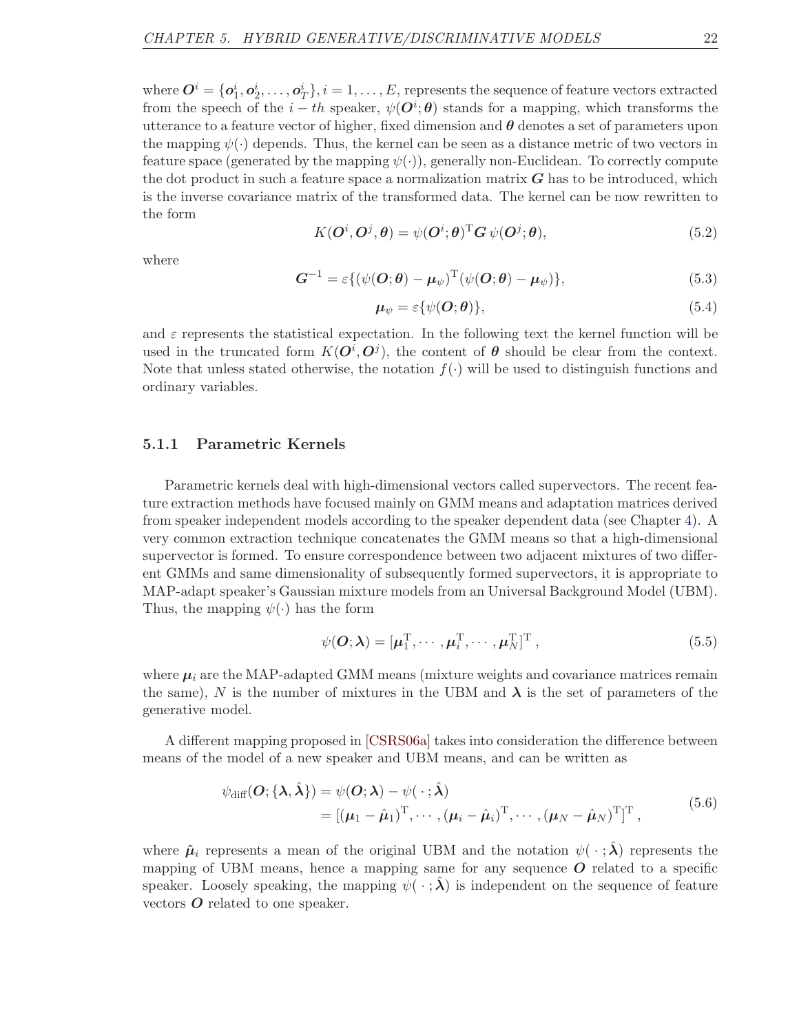where $\boldsymbol{O}^i = \{\boldsymbol{o}_1^i, \boldsymbol{o}_2^i, \ldots, \boldsymbol{o}_T^i\}, i = 1, \ldots, E$, represents the sequence of feature vectors extracted from the speech of the $i-th$ speaker, $\psi(\boldsymbol{O}^i; \boldsymbol{\theta})$ stands for a mapping, which transforms the utterance to a feature vector of higher, fixed dimension and $\boldsymbol{\theta}$ denotes a set of parameters upon the mapping $\psi(\cdot)$ depends. Thus, the kernel can be seen as a distance metric of two vectors in feature space (generated by the mapping $\psi(\cdot)$), generally non-Euclidean. To correctly compute the dot product in such a feature space a normalization matrix $\boldsymbol{G}$ has to be introduced, which is the inverse covariance matrix of the transformed data. The kernel can be now rewritten to the form

$$K(\boldsymbol{O}^i, \boldsymbol{O}^j, \boldsymbol{\theta}) = \psi(\boldsymbol{O}^i; \boldsymbol{\theta})^{\mathrm{T}} \boldsymbol{G}\, \psi(\boldsymbol{O}^j; \boldsymbol{\theta}), \tag{5.2}$$

where

$$\boldsymbol{G}^{-1} = \varepsilon\{(\psi(\boldsymbol{O}; \boldsymbol{\theta}) - \boldsymbol{\mu}_\psi)^{\mathrm{T}}(\psi(\boldsymbol{O}; \boldsymbol{\theta}) - \boldsymbol{\mu}_\psi)\}, \tag{5.3}$$

$$\boldsymbol{\mu}_\psi = \varepsilon\{\psi(\boldsymbol{O}; \boldsymbol{\theta})\}, \tag{5.4}$$

and $\varepsilon$ represents the statistical expectation. In the following text the kernel function will be used in the truncated form $K(\boldsymbol{O}^i, \boldsymbol{O}^j)$, the content of $\boldsymbol{\theta}$ should be clear from the context. Note that unless stated otherwise, the notation $f(\cdot)$ will be used to distinguish functions and ordinary variables.

### 5.1.1 Parametric Kernels

Parametric kernels deal with high-dimensional vectors called supervectors. The recent feature extraction methods have focused mainly on GMM means and adaptation matrices derived from speaker independent models according to the speaker dependent data (see Chapter 4). A very common extraction technique concatenates the GMM means so that a high-dimensional supervector is formed. To ensure correspondence between two adjacent mixtures of two different GMMs and same dimensionality of subsequently formed supervectors, it is appropriate to MAP-adapt speaker's Gaussian mixture models from an Universal Background Model (UBM). Thus, the mapping $\psi(\cdot)$ has the form

$$\psi(\boldsymbol{O}; \boldsymbol{\lambda}) = [\boldsymbol{\mu}_1^{\mathrm{T}}, \cdots, \boldsymbol{\mu}_i^{\mathrm{T}}, \cdots, \boldsymbol{\mu}_N^{\mathrm{T}}]^{\mathrm{T}}, \tag{5.5}$$

where $\boldsymbol{\mu}_i$ are the MAP-adapted GMM means (mixture weights and covariance matrices remain the same), $N$ is the number of mixtures in the UBM and $\boldsymbol{\lambda}$ is the set of parameters of the generative model.

A different mapping proposed in [CSRS06a] takes into consideration the difference between means of the model of a new speaker and UBM means, and can be written as

$$\begin{aligned}\psi_{\text{diff}}(\boldsymbol{O}; \{\boldsymbol{\lambda}, \hat{\boldsymbol{\lambda}}\}) &= \psi(\boldsymbol{O}; \boldsymbol{\lambda}) - \psi(\,\cdot\,; \hat{\boldsymbol{\lambda}}) \\ &= [(\boldsymbol{\mu}_1 - \hat{\boldsymbol{\mu}}_1)^{\mathrm{T}}, \cdots, (\boldsymbol{\mu}_i - \hat{\boldsymbol{\mu}}_i)^{\mathrm{T}}, \cdots, (\boldsymbol{\mu}_N - \hat{\boldsymbol{\mu}}_N)^{\mathrm{T}}]^{\mathrm{T}},\end{aligned} \tag{5.6}$$

where $\hat{\boldsymbol{\mu}}_i$ represents a mean of the original UBM and the notation $\psi(\,\cdot\,; \hat{\boldsymbol{\lambda}})$ represents the mapping of UBM means, hence a mapping same for any sequence $\boldsymbol{O}$ related to a specific speaker. Loosely speaking, the mapping $\psi(\,\cdot\,; \hat{\boldsymbol{\lambda}})$ is independent on the sequence of feature vectors $\boldsymbol{O}$ related to one speaker.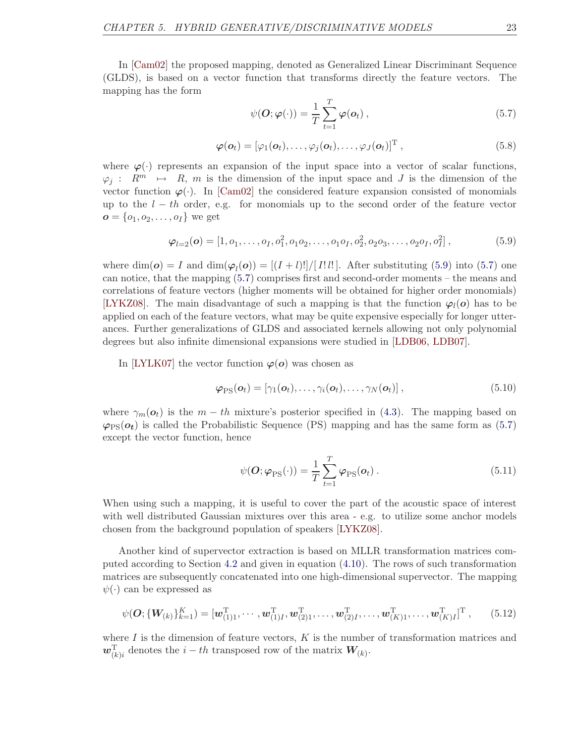In [Cam02] the proposed mapping, denoted as Generalized Linear Discriminant Sequence (GLDS), is based on a vector function that transforms directly the feature vectors. The mapping has the form

$$\psi(\boldsymbol{O}; \boldsymbol{\varphi}(\cdot)) = \frac{1}{T} \sum_{t=1}^{T} \boldsymbol{\varphi}(\boldsymbol{o}_t) \,, \tag{5.7}$$

$$\boldsymbol{\varphi}(\boldsymbol{o}_t) = [\varphi_1(\boldsymbol{o}_t), \ldots, \varphi_j(\boldsymbol{o}_t), \ldots, \varphi_J(\boldsymbol{o}_t)]^{\mathrm{T}} \,, \tag{5.8}$$

where $\boldsymbol{\varphi}(\cdot)$ represents an expansion of the input space into a vector of scalar functions, $\varphi_j : R^m \mapsto R$, $m$ is the dimension of the input space and $J$ is the dimension of the vector function $\boldsymbol{\varphi}(\cdot)$. In [Cam02] the considered feature expansion consisted of monomials up to the $l-th$ order, e.g. for monomials up to the second order of the feature vector $\boldsymbol{o} = \{o_1, o_2, \ldots, o_I\}$ we get

$$\boldsymbol{\varphi}_{l=2}(\boldsymbol{o}) = [1, o_1, \ldots, o_I, o_1^2, o_1 o_2, \ldots, o_1 o_I, o_2^2, o_2 o_3, \ldots, o_2 o_I, o_I^2] \,, \tag{5.9}$$

where $\dim(\boldsymbol{o}) = I$ and $\dim(\boldsymbol{\varphi}_l(\boldsymbol{o})) = [(I+l)!]/[I!\,l!]$. After substituting (5.9) into (5.7) one can notice, that the mapping (5.7) comprises first and second-order moments – the means and correlations of feature vectors (higher moments will be obtained for higher order monomials) [LYKZ08]. The main disadvantage of such a mapping is that the function $\boldsymbol{\varphi}_l(\boldsymbol{o})$ has to be applied on each of the feature vectors, what may be quite expensive especially for longer utterances. Further generalizations of GLDS and associated kernels allowing not only polynomial degrees but also infinite dimensional expansions were studied in [LDB06, LDB07].

In [LYLK07] the vector function $\boldsymbol{\varphi}(\boldsymbol{o})$ was chosen as

$$\boldsymbol{\varphi}_{\mathrm{PS}}(\boldsymbol{o}_t) = [\gamma_1(\boldsymbol{o}_t), \ldots, \gamma_i(\boldsymbol{o}_t), \ldots, \gamma_N(\boldsymbol{o}_t)] \,, \tag{5.10}$$

where $\gamma_m(\boldsymbol{o}_t)$ is the $m-th$ mixture's posterior specified in (4.3). The mapping based on $\boldsymbol{\varphi}_{\mathrm{PS}}(\boldsymbol{o_t})$ is called the Probabilistic Sequence (PS) mapping and has the same form as (5.7) except the vector function, hence

$$\psi(\boldsymbol{O}; \boldsymbol{\varphi}_{\mathrm{PS}}(\cdot)) = \frac{1}{T} \sum_{t=1}^{T} \boldsymbol{\varphi}_{\mathrm{PS}}(\boldsymbol{o}_t) \,. \tag{5.11}$$

When using such a mapping, it is useful to cover the part of the acoustic space of interest with well distributed Gaussian mixtures over this area - e.g. to utilize some anchor models chosen from the background population of speakers [LYKZ08].

Another kind of supervector extraction is based on MLLR transformation matrices computed according to Section 4.2 and given in equation (4.10). The rows of such transformation matrices are subsequently concatenated into one high-dimensional supervector. The mapping $\psi(\cdot)$ can be expressed as

$$\psi(\boldsymbol{O}; \{\boldsymbol{W}_{(k)}\}_{k=1}^{K}) = [\boldsymbol{w}_{(1)1}^{\mathrm{T}}, \cdots, \boldsymbol{w}_{(1)I}^{\mathrm{T}}, \boldsymbol{w}_{(2)1}^{\mathrm{T}}, \ldots, \boldsymbol{w}_{(2)I}^{\mathrm{T}}, \ldots, \boldsymbol{w}_{(K)1}^{\mathrm{T}}, \ldots, \boldsymbol{w}_{(K)I}^{\mathrm{T}}]^{\mathrm{T}} \,, \tag{5.12}$$

where $I$ is the dimension of feature vectors, $K$ is the number of transformation matrices and $\boldsymbol{w}_{(k)i}^{\mathrm{T}}$ denotes the $i-th$ transposed row of the matrix $\boldsymbol{W}_{(k)}$.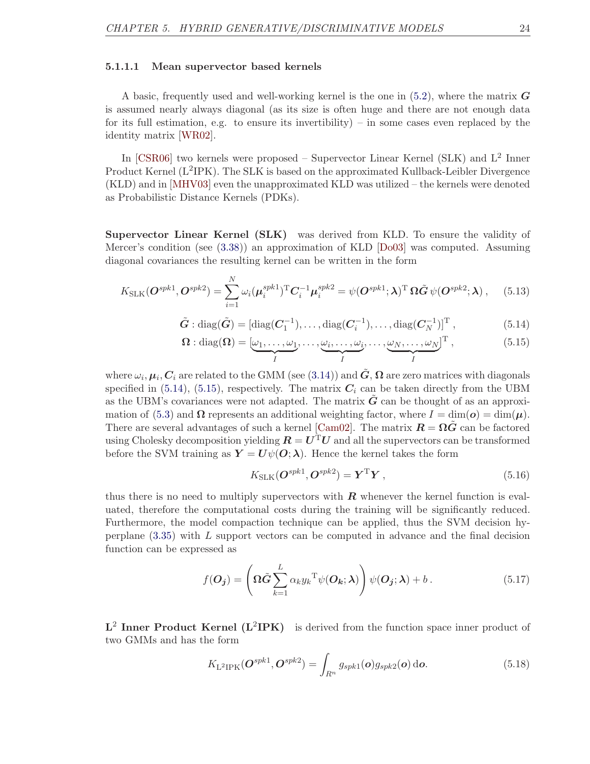#### 5.1.1.1 Mean supervector based kernels

A basic, frequently used and well-working kernel is the one in (5.2), where the matrix $\boldsymbol{G}$ is assumed nearly always diagonal (as its size is often huge and there are not enough data for its full estimation, e.g. to ensure its invertibility) – in some cases even replaced by the identity matrix [WR02].

In [CSR06] two kernels were proposed – Supervector Linear Kernel (SLK) and $\mathrm{L}^2$ Inner Product Kernel ($\mathrm{L}^2$IPK). The SLK is based on the approximated Kullback-Leibler Divergence (KLD) and in [MHV03] even the unapproximated KLD was utilized – the kernels were denoted as Probabilistic Distance Kernels (PDKs).

**Supervector Linear Kernel (SLK)** was derived from KLD. To ensure the validity of Mercer's condition (see (3.38)) an approximation of KLD [Do03] was computed. Assuming diagonal covariances the resulting kernel can be written in the form

$$K_{\mathrm{SLK}}(\boldsymbol{O}^{spk1}, \boldsymbol{O}^{spk2}) = \sum_{i=1}^{N} \omega_i (\boldsymbol{\mu}_i^{spk1})^{\mathrm{T}} \boldsymbol{C}_i^{-1} \boldsymbol{\mu}_i^{spk2} = \psi(\boldsymbol{O}^{spk1}; \boldsymbol{\lambda})^{\mathrm{T}} \, \boldsymbol{\Omega} \tilde{\boldsymbol{G}} \, \psi(\boldsymbol{O}^{spk2}; \boldsymbol{\lambda}) \,, \tag{5.13}$$

$$\tilde{\boldsymbol{G}} : \mathrm{diag}(\tilde{\boldsymbol{G}}) = [\mathrm{diag}(\boldsymbol{C}_1^{-1}), \ldots, \mathrm{diag}(\boldsymbol{C}_i^{-1}), \ldots, \mathrm{diag}(\boldsymbol{C}_N^{-1})]^{\mathrm{T}} \,, \tag{5.14}$$

$$\boldsymbol{\Omega} : \mathrm{diag}(\boldsymbol{\Omega}) = [\underbrace{\omega_1, \ldots, \omega_1}_{I}, \ldots, \underbrace{\omega_i, \ldots, \omega_i}_{I}, \ldots, \underbrace{\omega_N, \ldots, \omega_N}_{I}]^{\mathrm{T}} \,, \tag{5.15}$$

where $\omega_i, \boldsymbol{\mu}_i, \boldsymbol{C}_i$ are related to the GMM (see (3.14)) and $\tilde{\boldsymbol{G}}, \boldsymbol{\Omega}$ are zero matrices with diagonals specified in (5.14), (5.15), respectively. The matrix $\boldsymbol{C}_i$ can be taken directly from the UBM as the UBM's covariances were not adapted. The matrix $\tilde{\boldsymbol{G}}$ can be thought of as an approximation of (5.3) and $\boldsymbol{\Omega}$ represents an additional weighting factor, where $I = \dim(\boldsymbol{o}) = \dim(\boldsymbol{\mu})$. There are several advantages of such a kernel [Cam02]. The matrix $\boldsymbol{R} = \boldsymbol{\Omega}\tilde{\boldsymbol{G}}$ can be factored using Cholesky decomposition yielding $\boldsymbol{R} = \boldsymbol{U}^{\mathrm{T}}\boldsymbol{U}$ and all the supervectors can be transformed before the SVM training as $\boldsymbol{Y} = \boldsymbol{U}\psi(\boldsymbol{O}; \boldsymbol{\lambda})$. Hence the kernel takes the form

$$K_{\mathrm{SLK}}(\boldsymbol{O}^{spk1}, \boldsymbol{O}^{spk2}) = \boldsymbol{Y}^{\mathrm{T}}\boldsymbol{Y} \,, \tag{5.16}$$

thus there is no need to multiply supervectors with $\boldsymbol{R}$ whenever the kernel function is evaluated, therefore the computational costs during the training will be significantly reduced. Furthermore, the model compaction technique can be applied, thus the SVM decision hyperplane (3.35) with $L$ support vectors can be computed in advance and the final decision function can be expressed as

$$f(\boldsymbol{O_j}) = \left( \boldsymbol{\Omega}\tilde{\boldsymbol{G}} \sum_{k=1}^{L} \alpha_k {y_k}^{\mathrm{T}} \psi(\boldsymbol{O_k}; \boldsymbol{\lambda}) \right) \psi(\boldsymbol{O_j}; \boldsymbol{\lambda}) + b \,. \tag{5.17}$$

**$\mathrm{L}^2$ Inner Product Kernel ($\mathrm{L}^2$IPK)** is derived from the function space inner product of two GMMs and has the form

$$K_{\mathrm{L^2IPK}}(\boldsymbol{O}^{spk1}, \boldsymbol{O}^{spk2}) = \int_{R^n} g_{spk1}(\boldsymbol{o}) g_{spk2}(\boldsymbol{o}) \, \mathrm{d}\boldsymbol{o}. \tag{5.18}$$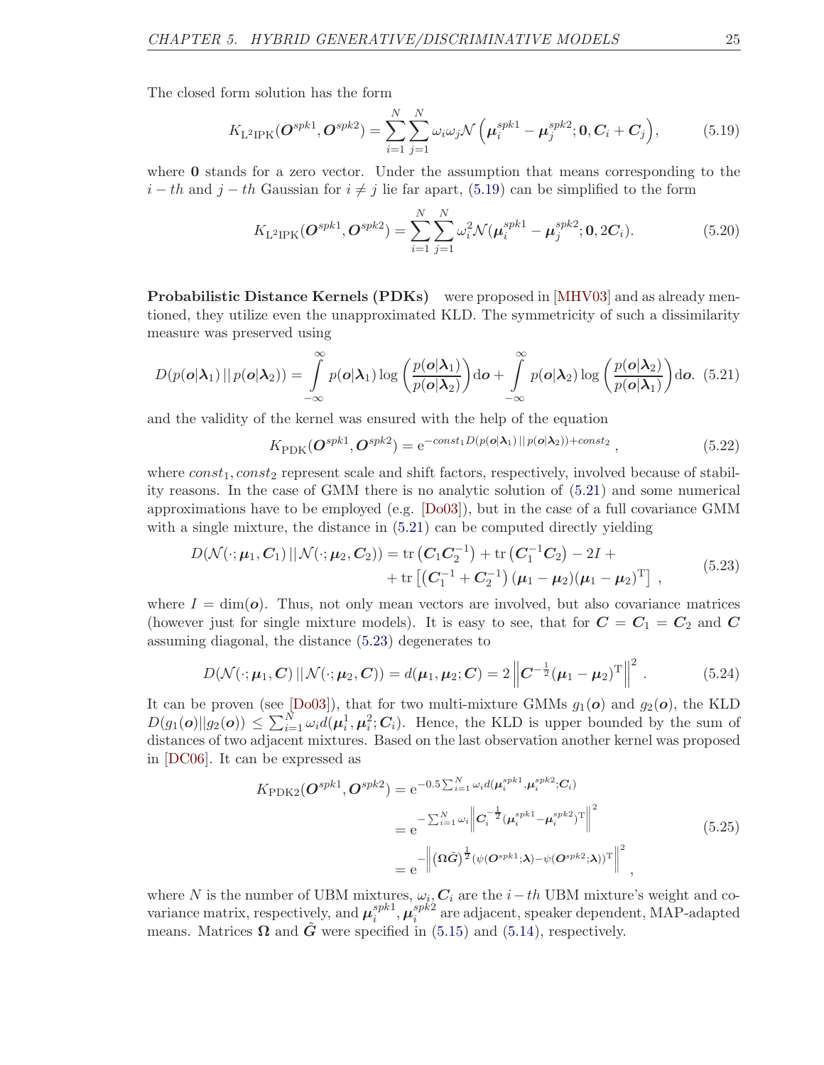The closed form solution has the form

$$K_{\mathrm{L^2IPK}}(\boldsymbol{O}^{spk1}, \boldsymbol{O}^{spk2}) = \sum_{i=1}^{N}\sum_{j=1}^{N} \omega_i \omega_j \mathcal{N}\left(\boldsymbol{\mu}_i^{spk1} - \boldsymbol{\mu}_j^{spk2}; \boldsymbol{0}, \boldsymbol{C}_i + \boldsymbol{C}_j\right), \tag{5.19}$$

where $\boldsymbol{0}$ stands for a zero vector. Under the assumption that means corresponding to the $i-th$ and $j-th$ Gaussian for $i \neq j$ lie far apart, (5.19) can be simplified to the form

$$K_{\mathrm{L^2IPK}}(\boldsymbol{O}^{spk1}, \boldsymbol{O}^{spk2}) = \sum_{i=1}^{N}\sum_{j=1}^{N} \omega_i^2 \mathcal{N}(\boldsymbol{\mu}_i^{spk1} - \boldsymbol{\mu}_j^{spk2}; \boldsymbol{0}, 2\boldsymbol{C}_i). \tag{5.20}$$

**Probabilistic Distance Kernels (PDKs)** were proposed in [MHV03] and as already mentioned, they utilize even the unapproximated KLD. The symmetricity of such a dissimilarity measure was preserved using

$$D(p(\boldsymbol{o}|\boldsymbol{\lambda}_1)\,||\,p(\boldsymbol{o}|\boldsymbol{\lambda}_2)) = \int_{-\infty}^{\infty} p(\boldsymbol{o}|\boldsymbol{\lambda}_1) \log\left(\frac{p(\boldsymbol{o}|\boldsymbol{\lambda}_1)}{p(\boldsymbol{o}|\boldsymbol{\lambda}_2)}\right) \mathrm{d}\boldsymbol{o} + \int_{-\infty}^{\infty} p(\boldsymbol{o}|\boldsymbol{\lambda}_2) \log\left(\frac{p(\boldsymbol{o}|\boldsymbol{\lambda}_2)}{p(\boldsymbol{o}|\boldsymbol{\lambda}_1)}\right) \mathrm{d}\boldsymbol{o}. \tag{5.21}$$

and the validity of the kernel was ensured with the help of the equation

$$K_{\mathrm{PDK}}(\boldsymbol{O}^{spk1}, \boldsymbol{O}^{spk2}) = \mathrm{e}^{-const_1 D(p(\boldsymbol{o}|\boldsymbol{\lambda}_1)\,||\,p(\boldsymbol{o}|\boldsymbol{\lambda}_2)) + const_2}, \tag{5.22}$$

where $const_1, const_2$ represent scale and shift factors, respectively, involved because of stability reasons. In the case of GMM there is no analytic solution of (5.21) and some numerical approximations have to be employed (e.g. [Do03]), but in the case of a full covariance GMM with a single mixture, the distance in (5.21) can be computed directly yielding

$$\begin{aligned} D(\mathcal{N}(\cdot;\boldsymbol{\mu}_1, \boldsymbol{C}_1)\,||\,\mathcal{N}(\cdot;\boldsymbol{\mu}_2, \boldsymbol{C}_2)) = {} & \mathrm{tr}\left(\boldsymbol{C}_1\boldsymbol{C}_2^{-1}\right) + \mathrm{tr}\left(\boldsymbol{C}_1^{-1}\boldsymbol{C}_2\right) - 2I + \\ & + \mathrm{tr}\left[\left(\boldsymbol{C}_1^{-1} + \boldsymbol{C}_2^{-1}\right)(\boldsymbol{\mu}_1 - \boldsymbol{\mu}_2)(\boldsymbol{\mu}_1 - \boldsymbol{\mu}_2)^{\mathrm{T}}\right], \end{aligned} \tag{5.23}$$

where $I = \dim(\boldsymbol{o})$. Thus, not only mean vectors are involved, but also covariance matrices (however just for single mixture models). It is easy to see, that for $\boldsymbol{C} = \boldsymbol{C}_1 = \boldsymbol{C}_2$ and $\boldsymbol{C}$ assuming diagonal, the distance (5.23) degenerates to

$$D(\mathcal{N}(\cdot;\boldsymbol{\mu}_1, \boldsymbol{C})\,||\,\mathcal{N}(\cdot;\boldsymbol{\mu}_2, \boldsymbol{C})) = d(\boldsymbol{\mu}_1, \boldsymbol{\mu}_2; \boldsymbol{C}) = 2\left\|\boldsymbol{C}^{-\frac{1}{2}}(\boldsymbol{\mu}_1 - \boldsymbol{\mu}_2)^{\mathrm{T}}\right\|^2. \tag{5.24}$$

It can be proven (see [Do03]), that for two multi-mixture GMMs $g_1(\boldsymbol{o})$ and $g_2(\boldsymbol{o})$, the KLD $D(g_1(\boldsymbol{o})||g_2(\boldsymbol{o})) \leq \sum_{i=1}^{N} \omega_i d(\boldsymbol{\mu}_i^1, \boldsymbol{\mu}_i^2; \boldsymbol{C}_i)$. Hence, the KLD is upper bounded by the sum of distances of two adjacent mixtures. Based on the last observation another kernel was proposed in [DC06]. It can be expressed as

$$\begin{aligned} K_{\mathrm{PDK2}}(\boldsymbol{O}^{spk1}, \boldsymbol{O}^{spk2}) &= \mathrm{e}^{-0.5\sum_{i=1}^{N}\omega_i d(\boldsymbol{\mu}_i^{spk1}, \boldsymbol{\mu}_i^{spk2}; \boldsymbol{C}_i)} \\ &= \mathrm{e}^{-\sum_{i=1}^{N}\omega_i \left\|\boldsymbol{C}_i^{-\frac{1}{2}}(\boldsymbol{\mu}_i^{spk1} - \boldsymbol{\mu}_i^{spk2})^{\mathrm{T}}\right\|^2} \\ &= \mathrm{e}^{-\left\|(\boldsymbol{\Omega}\tilde{\boldsymbol{G}})^{\frac{1}{2}}(\psi(\boldsymbol{O}^{spk1};\boldsymbol{\lambda}) - \psi(\boldsymbol{O}^{spk2};\boldsymbol{\lambda}))^{\mathrm{T}}\right\|^2}, \end{aligned} \tag{5.25}$$

where $N$ is the number of UBM mixtures, $\omega_i, \boldsymbol{C}_i$ are the $i-th$ UBM mixture's weight and covariance matrix, respectively, and $\boldsymbol{\mu}_i^{spk1}, \boldsymbol{\mu}_i^{spk2}$ are adjacent, speaker dependent, MAP-adapted means. Matrices $\boldsymbol{\Omega}$ and $\tilde{\boldsymbol{G}}$ were specified in (5.15) and (5.14), respectively.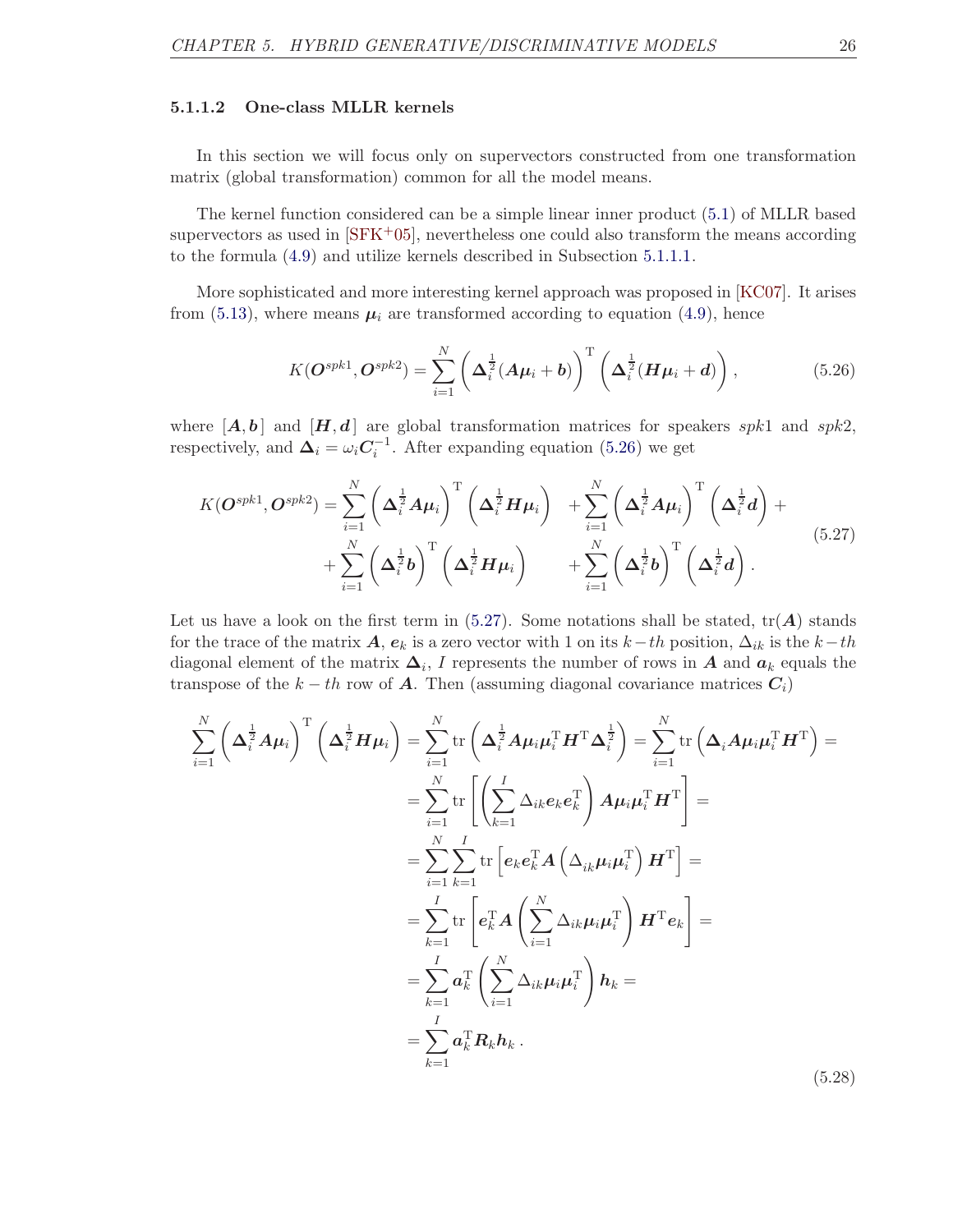#### 5.1.1.2 One-class MLLR kernels

In this section we will focus only on supervectors constructed from one transformation matrix (global transformation) common for all the model means.

The kernel function considered can be a simple linear inner product (5.1) of MLLR based supervectors as used in [SFK+05], nevertheless one could also transform the means according to the formula (4.9) and utilize kernels described in Subsection 5.1.1.1.

More sophisticated and more interesting kernel approach was proposed in [KC07]. It arises from (5.13), where means $\boldsymbol{\mu}_i$ are transformed according to equation (4.9), hence

$$K(\boldsymbol{O}^{spk1}, \boldsymbol{O}^{spk2}) = \sum_{i=1}^{N} \left( \boldsymbol{\Delta}_i^{\frac{1}{2}} (\boldsymbol{A}\boldsymbol{\mu}_i + \boldsymbol{b}) \right)^{\mathrm{T}} \left( \boldsymbol{\Delta}_i^{\frac{1}{2}} (\boldsymbol{H}\boldsymbol{\mu}_i + \boldsymbol{d}) \right), \tag{5.26}$$

where $[\boldsymbol{A}, \boldsymbol{b}]$ and $[\boldsymbol{H}, \boldsymbol{d}]$ are global transformation matrices for speakers $spk1$ and $spk2$, respectively, and $\boldsymbol{\Delta}_i = \omega_i \boldsymbol{C}_i^{-1}$. After expanding equation (5.26) we get

$$\begin{aligned} K(\boldsymbol{O}^{spk1}, \boldsymbol{O}^{spk2}) = & \sum_{i=1}^{N} \left( \boldsymbol{\Delta}_i^{\frac{1}{2}} \boldsymbol{A}\boldsymbol{\mu}_i \right)^{\mathrm{T}} \left( \boldsymbol{\Delta}_i^{\frac{1}{2}} \boldsymbol{H}\boldsymbol{\mu}_i \right) + \sum_{i=1}^{N} \left( \boldsymbol{\Delta}_i^{\frac{1}{2}} \boldsymbol{A}\boldsymbol{\mu}_i \right)^{\mathrm{T}} \left( \boldsymbol{\Delta}_i^{\frac{1}{2}} \boldsymbol{d} \right) + \\ & + \sum_{i=1}^{N} \left( \boldsymbol{\Delta}_i^{\frac{1}{2}} \boldsymbol{b} \right)^{\mathrm{T}} \left( \boldsymbol{\Delta}_i^{\frac{1}{2}} \boldsymbol{H}\boldsymbol{\mu}_i \right) + \sum_{i=1}^{N} \left( \boldsymbol{\Delta}_i^{\frac{1}{2}} \boldsymbol{b} \right)^{\mathrm{T}} \left( \boldsymbol{\Delta}_i^{\frac{1}{2}} \boldsymbol{d} \right). \end{aligned} \tag{5.27}$$

Let us have a look on the first term in (5.27). Some notations shall be stated, $\mathrm{tr}(\boldsymbol{A})$ stands for the trace of the matrix $\boldsymbol{A}$, $\boldsymbol{e}_k$ is a zero vector with 1 on its $k-th$ position, $\Delta_{ik}$ is the $k-th$ diagonal element of the matrix $\boldsymbol{\Delta}_i$, $I$ represents the number of rows in $\boldsymbol{A}$ and $\boldsymbol{a}_k$ equals the transpose of the $k-th$ row of $\boldsymbol{A}$. Then (assuming diagonal covariance matrices $\boldsymbol{C}_i$)

$$\begin{aligned} \sum_{i=1}^{N} \left( \boldsymbol{\Delta}_i^{\frac{1}{2}} \boldsymbol{A}\boldsymbol{\mu}_i \right)^{\mathrm{T}} \left( \boldsymbol{\Delta}_i^{\frac{1}{2}} \boldsymbol{H}\boldsymbol{\mu}_i \right) &= \sum_{i=1}^{N} \mathrm{tr} \left( \boldsymbol{\Delta}_i^{\frac{1}{2}} \boldsymbol{A}\boldsymbol{\mu}_i \boldsymbol{\mu}_i^{\mathrm{T}} \boldsymbol{H}^{\mathrm{T}} \boldsymbol{\Delta}_i^{\frac{1}{2}} \right) = \sum_{i=1}^{N} \mathrm{tr} \left( \boldsymbol{\Delta}_i \boldsymbol{A}\boldsymbol{\mu}_i \boldsymbol{\mu}_i^{\mathrm{T}} \boldsymbol{H}^{\mathrm{T}} \right) = \\ &= \sum_{i=1}^{N} \mathrm{tr} \left[ \left( \sum_{k=1}^{I} \Delta_{ik} \boldsymbol{e}_k \boldsymbol{e}_k^{\mathrm{T}} \right) \boldsymbol{A}\boldsymbol{\mu}_i \boldsymbol{\mu}_i^{\mathrm{T}} \boldsymbol{H}^{\mathrm{T}} \right] = \\ &= \sum_{i=1}^{N} \sum_{k=1}^{I} \mathrm{tr} \left[ \boldsymbol{e}_k \boldsymbol{e}_k^{\mathrm{T}} \boldsymbol{A} \left( \Delta_{ik} \boldsymbol{\mu}_i \boldsymbol{\mu}_i^{\mathrm{T}} \right) \boldsymbol{H}^{\mathrm{T}} \right] = \\ &= \sum_{k=1}^{I} \mathrm{tr} \left[ \boldsymbol{e}_k^{\mathrm{T}} \boldsymbol{A} \left( \sum_{i=1}^{N} \Delta_{ik} \boldsymbol{\mu}_i \boldsymbol{\mu}_i^{\mathrm{T}} \right) \boldsymbol{H}^{\mathrm{T}} \boldsymbol{e}_k \right] = \\ &= \sum_{k=1}^{I} \boldsymbol{a}_k^{\mathrm{T}} \left( \sum_{i=1}^{N} \Delta_{ik} \boldsymbol{\mu}_i \boldsymbol{\mu}_i^{\mathrm{T}} \right) \boldsymbol{h}_k = \\ &= \sum_{k=1}^{I} \boldsymbol{a}_k^{\mathrm{T}} \boldsymbol{R}_k \boldsymbol{h}_k \, . \end{aligned} \tag{5.28}$$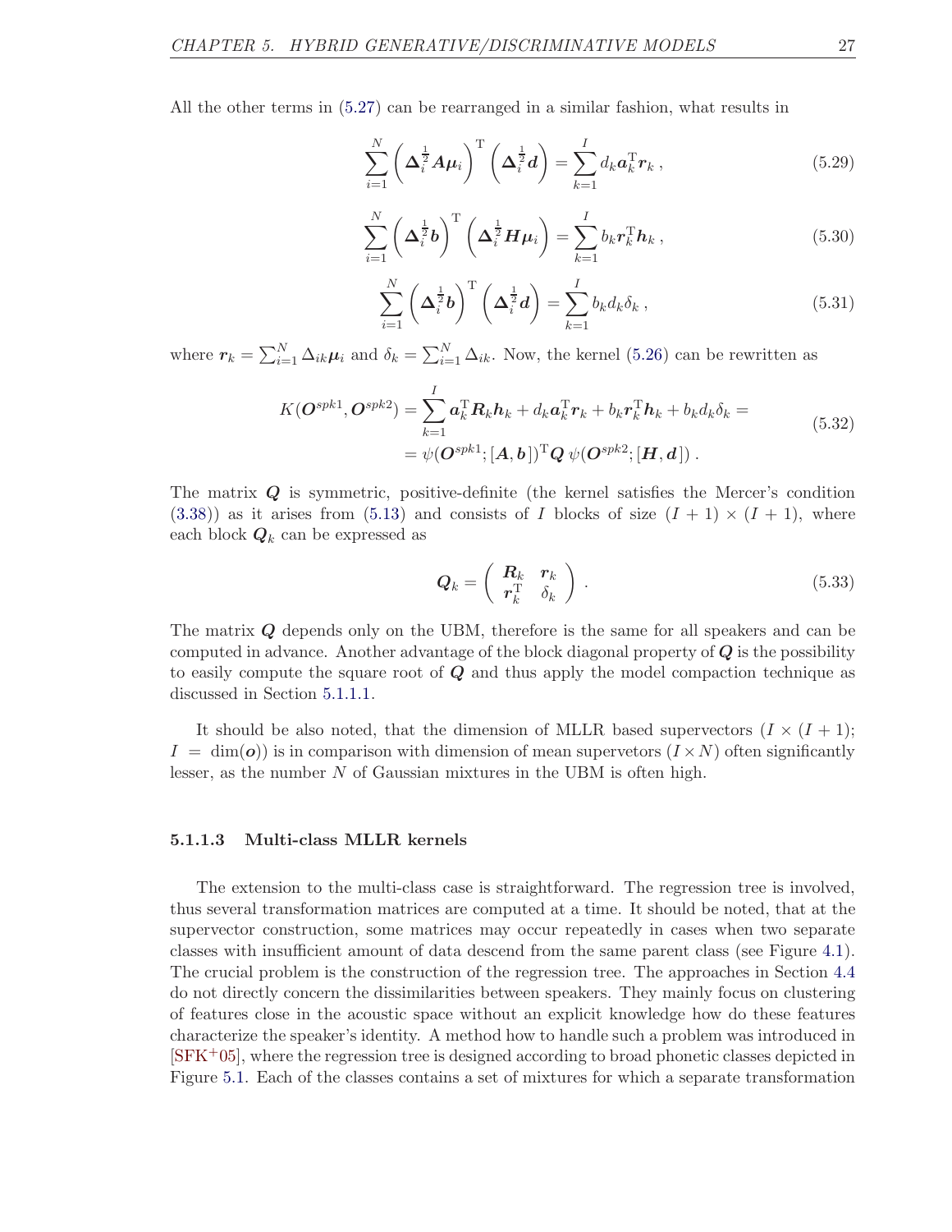All the other terms in (5.27) can be rearranged in a similar fashion, what results in

$$\sum_{i=1}^{N} \left( \boldsymbol{\Delta}_i^{\frac{1}{2}} \boldsymbol{A} \boldsymbol{\mu}_i \right)^{\mathrm{T}} \left( \boldsymbol{\Delta}_i^{\frac{1}{2}} \boldsymbol{d} \right) = \sum_{k=1}^{I} d_k \boldsymbol{a}_k^{\mathrm{T}} \boldsymbol{r}_k \,, \tag{5.29}$$

$$\sum_{i=1}^{N} \left( \boldsymbol{\Delta}_i^{\frac{1}{2}} \boldsymbol{b} \right)^{\mathrm{T}} \left( \boldsymbol{\Delta}_i^{\frac{1}{2}} \boldsymbol{H} \boldsymbol{\mu}_i \right) = \sum_{k=1}^{I} b_k \boldsymbol{r}_k^{\mathrm{T}} \boldsymbol{h}_k \,, \tag{5.30}$$

$$\sum_{i=1}^{N} \left( \boldsymbol{\Delta}_i^{\frac{1}{2}} \boldsymbol{b} \right)^{\mathrm{T}} \left( \boldsymbol{\Delta}_i^{\frac{1}{2}} \boldsymbol{d} \right) = \sum_{k=1}^{I} b_k d_k \delta_k \,, \tag{5.31}$$

where $\boldsymbol{r}_k = \sum_{i=1}^{N} \Delta_{ik} \boldsymbol{\mu}_i$ and $\delta_k = \sum_{i=1}^{N} \Delta_{ik}$. Now, the kernel (5.26) can be rewritten as

$$\begin{aligned} K(\boldsymbol{O}^{spk1}, \boldsymbol{O}^{spk2}) &= \sum_{k=1}^{I} \boldsymbol{a}_k^{\mathrm{T}} \boldsymbol{R}_k \boldsymbol{h}_k + d_k \boldsymbol{a}_k^{\mathrm{T}} \boldsymbol{r}_k + b_k \boldsymbol{r}_k^{\mathrm{T}} \boldsymbol{h}_k + b_k d_k \delta_k = \\ &= \psi(\boldsymbol{O}^{spk1}; [\boldsymbol{A}, \boldsymbol{b}])^{\mathrm{T}} \boldsymbol{Q} \, \psi(\boldsymbol{O}^{spk2}; [\boldsymbol{H}, \boldsymbol{d}]) \,. \end{aligned} \tag{5.32}$$

The matrix $\boldsymbol{Q}$ is symmetric, positive-definite (the kernel satisfies the Mercer's condition (3.38)) as it arises from (5.13) and consists of $I$ blocks of size $(I+1) \times (I+1)$, where each block $\boldsymbol{Q}_k$ can be expressed as

$$\boldsymbol{Q}_k = \begin{pmatrix} \boldsymbol{R}_k & \boldsymbol{r}_k \\ \boldsymbol{r}_k^{\mathrm{T}} & \delta_k \end{pmatrix} . \tag{5.33}$$

The matrix $\boldsymbol{Q}$ depends only on the UBM, therefore is the same for all speakers and can be computed in advance. Another advantage of the block diagonal property of $\boldsymbol{Q}$ is the possibility to easily compute the square root of $\boldsymbol{Q}$ and thus apply the model compaction technique as discussed in Section 5.1.1.1.

It should be also noted, that the dimension of MLLR based supervectors ($I \times (I+1)$; $I = \dim(\boldsymbol{o})$) is in comparison with dimension of mean supervetors ($I \times N$) often significantly lesser, as the number $N$ of Gaussian mixtures in the UBM is often high.

#### 5.1.1.3 Multi-class MLLR kernels

The extension to the multi-class case is straightforward. The regression tree is involved, thus several transformation matrices are computed at a time. It should be noted, that at the supervector construction, some matrices may occur repeatedly in cases when two separate classes with insufficient amount of data descend from the same parent class (see Figure 4.1). The crucial problem is the construction of the regression tree. The approaches in Section 4.4 do not directly concern the dissimilarities between speakers. They mainly focus on clustering of features close in the acoustic space without an explicit knowledge how do these features characterize the speaker's identity. A method how to handle such a problem was introduced in [SFK+05], where the regression tree is designed according to broad phonetic classes depicted in Figure 5.1. Each of the classes contains a set of mixtures for which a separate transformation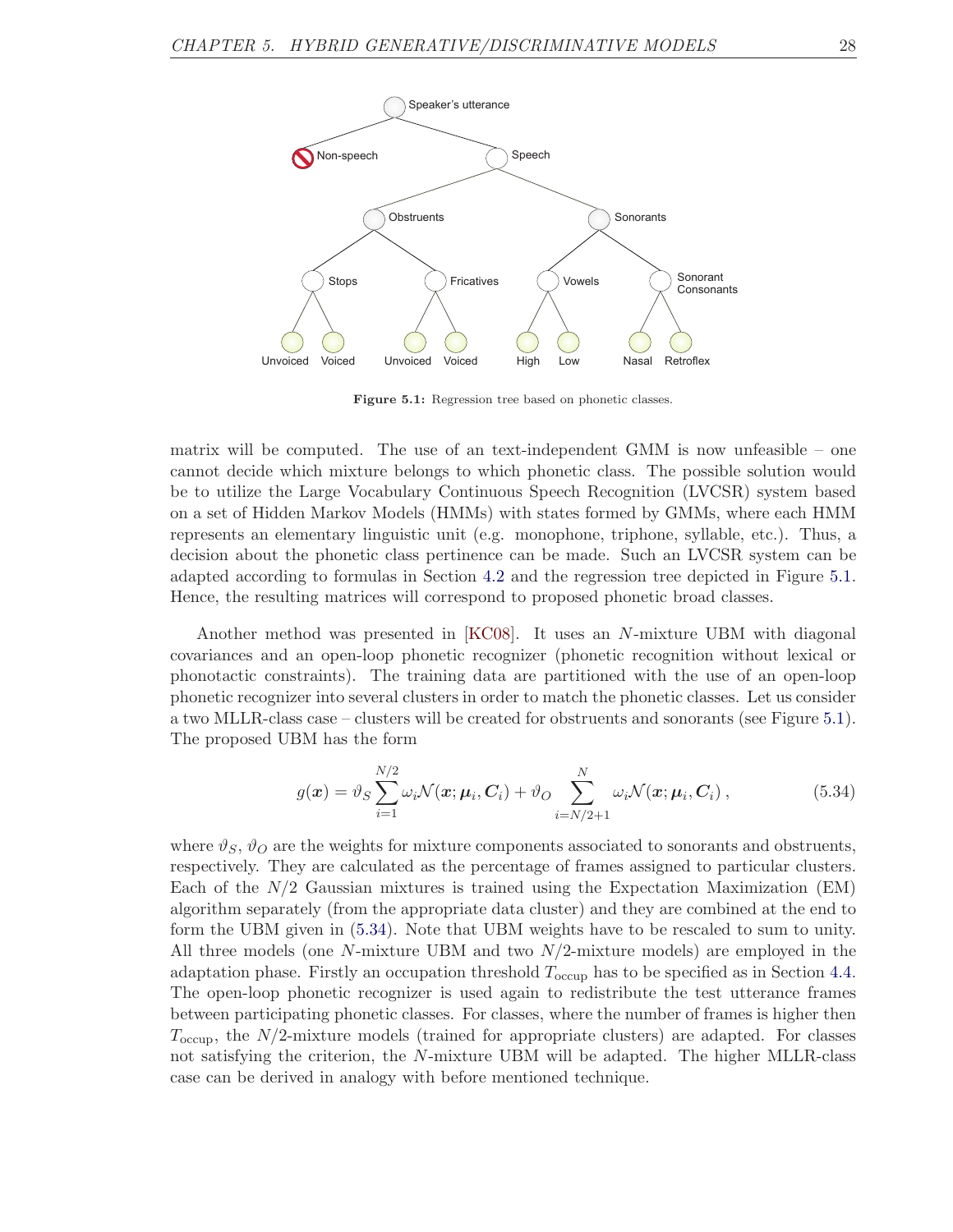**Figure 5.1:** Regression tree based on phonetic classes.

matrix will be computed. The use of an text-independent GMM is now unfeasible – one cannot decide which mixture belongs to which phonetic class. The possible solution would be to utilize the Large Vocabulary Continuous Speech Recognition (LVCSR) system based on a set of Hidden Markov Models (HMMs) with states formed by GMMs, where each HMM represents an elementary linguistic unit (e.g. monophone, triphone, syllable, etc.). Thus, a decision about the phonetic class pertinence can be made. Such an LVCSR system can be adapted according to formulas in Section 4.2 and the regression tree depicted in Figure 5.1. Hence, the resulting matrices will correspond to proposed phonetic broad classes.

Another method was presented in [KC08]. It uses an $N$-mixture UBM with diagonal covariances and an open-loop phonetic recognizer (phonetic recognition without lexical or phonotactic constraints). The training data are partitioned with the use of an open-loop phonetic recognizer into several clusters in order to match the phonetic classes. Let us consider a two MLLR-class case – clusters will be created for obstruents and sonorants (see Figure 5.1). The proposed UBM has the form

$$g(\boldsymbol{x}) = \vartheta_S \sum_{i=1}^{N/2} \omega_i \mathcal{N}(\boldsymbol{x}; \boldsymbol{\mu}_i, \boldsymbol{C}_i) + \vartheta_O \sum_{i=N/2+1}^{N} \omega_i \mathcal{N}(\boldsymbol{x}; \boldsymbol{\mu}_i, \boldsymbol{C}_i) \,, \tag{5.34}$$

where $\vartheta_S$, $\vartheta_O$ are the weights for mixture components associated to sonorants and obstruents, respectively. They are calculated as the percentage of frames assigned to particular clusters. Each of the $N/2$ Gaussian mixtures is trained using the Expectation Maximization (EM) algorithm separately (from the appropriate data cluster) and they are combined at the end to form the UBM given in (5.34). Note that UBM weights have to be rescaled to sum to unity. All three models (one $N$-mixture UBM and two $N/2$-mixture models) are employed in the adaptation phase. Firstly an occupation threshold $T_{\text{occup}}$ has to be specified as in Section 4.4. The open-loop phonetic recognizer is used again to redistribute the test utterance frames between participating phonetic classes. For classes, where the number of frames is higher then $T_{\text{occup}}$, the $N/2$-mixture models (trained for appropriate clusters) are adapted. For classes not satisfying the criterion, the $N$-mixture UBM will be adapted. The higher MLLR-class case can be derived in analogy with before mentioned technique.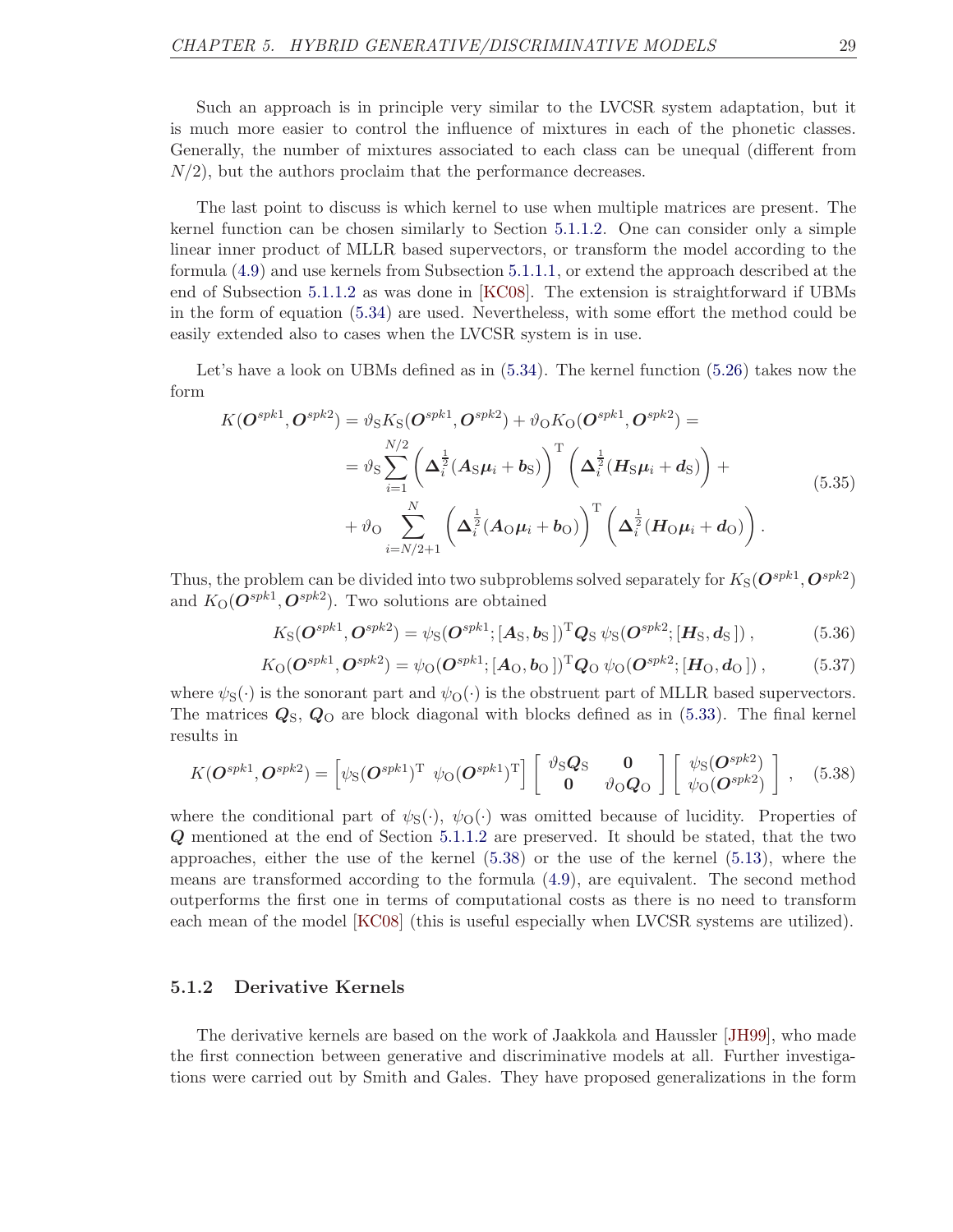Such an approach is in principle very similar to the LVCSR system adaptation, but it is much more easier to control the influence of mixtures in each of the phonetic classes. Generally, the number of mixtures associated to each class can be unequal (different from $N/2$), but the authors proclaim that the performance decreases.

The last point to discuss is which kernel to use when multiple matrices are present. The kernel function can be chosen similarly to Section 5.1.1.2. One can consider only a simple linear inner product of MLLR based supervectors, or transform the model according to the formula (4.9) and use kernels from Subsection 5.1.1.1, or extend the approach described at the end of Subsection 5.1.1.2 as was done in [KC08]. The extension is straightforward if UBMs in the form of equation (5.34) are used. Nevertheless, with some effort the method could be easily extended also to cases when the LVCSR system is in use.

Let's have a look on UBMs defined as in (5.34). The kernel function (5.26) takes now the form

$$
\begin{aligned}
K(\boldsymbol{O}^{spk1}, \boldsymbol{O}^{spk2}) &= \vartheta_{\mathrm{S}} K_{\mathrm{S}}(\boldsymbol{O}^{spk1}, \boldsymbol{O}^{spk2}) + \vartheta_{\mathrm{O}} K_{\mathrm{O}}(\boldsymbol{O}^{spk1}, \boldsymbol{O}^{spk2}) = \\
&= \vartheta_{\mathrm{S}} \sum_{i=1}^{N/2} \left( \boldsymbol{\Delta}_i^{\frac{1}{2}} (\boldsymbol{A}_{\mathrm{S}} \boldsymbol{\mu}_i + \boldsymbol{b}_{\mathrm{S}}) \right)^{\mathrm{T}} \left( \boldsymbol{\Delta}_i^{\frac{1}{2}} (\boldsymbol{H}_{\mathrm{S}} \boldsymbol{\mu}_i + \boldsymbol{d}_{\mathrm{S}}) \right) + \\
&+ \vartheta_{\mathrm{O}} \sum_{i=N/2+1}^{N} \left( \boldsymbol{\Delta}_i^{\frac{1}{2}} (\boldsymbol{A}_{\mathrm{O}} \boldsymbol{\mu}_i + \boldsymbol{b}_{\mathrm{O}}) \right)^{\mathrm{T}} \left( \boldsymbol{\Delta}_i^{\frac{1}{2}} (\boldsymbol{H}_{\mathrm{O}} \boldsymbol{\mu}_i + \boldsymbol{d}_{\mathrm{O}}) \right).
\end{aligned}
\tag{5.35}
$$

Thus, the problem can be divided into two subproblems solved separately for $K_{\mathrm{S}}(\boldsymbol{O}^{spk1}, \boldsymbol{O}^{spk2})$ and $K_{\mathrm{O}}(\boldsymbol{O}^{spk1}, \boldsymbol{O}^{spk2})$. Two solutions are obtained

$$
K_{\mathrm{S}}(\boldsymbol{O}^{spk1}, \boldsymbol{O}^{spk2}) = \psi_{\mathrm{S}}(\boldsymbol{O}^{spk1}; [\boldsymbol{A}_{\mathrm{S}}, \boldsymbol{b}_{\mathrm{S}}\,])^{\mathrm{T}} \boldsymbol{Q}_{\mathrm{S}}\, \psi_{\mathrm{S}}(\boldsymbol{O}^{spk2}; [\boldsymbol{H}_{\mathrm{S}}, \boldsymbol{d}_{\mathrm{S}}\,])\,, \tag{5.36}
$$

$$
K_{\mathrm{O}}(\boldsymbol{O}^{spk1}, \boldsymbol{O}^{spk2}) = \psi_{\mathrm{O}}(\boldsymbol{O}^{spk1}; [\boldsymbol{A}_{\mathrm{O}}, \boldsymbol{b}_{\mathrm{O}}\,])^{\mathrm{T}} \boldsymbol{Q}_{\mathrm{O}}\, \psi_{\mathrm{O}}(\boldsymbol{O}^{spk2}; [\boldsymbol{H}_{\mathrm{O}}, \boldsymbol{d}_{\mathrm{O}}\,])\,, \tag{5.37}
$$

where $\psi_{\mathrm{S}}(\cdot)$ is the sonorant part and $\psi_{\mathrm{O}}(\cdot)$ is the obstruent part of MLLR based supervectors. The matrices $\boldsymbol{Q}_{\mathrm{S}}$, $\boldsymbol{Q}_{\mathrm{O}}$ are block diagonal with blocks defined as in (5.33). The final kernel results in

$$
K(\boldsymbol{O}^{spk1}, \boldsymbol{O}^{spk2}) = \left[ \psi_{\mathrm{S}}(\boldsymbol{O}^{spk1})^{\mathrm{T}} \;\; \psi_{\mathrm{O}}(\boldsymbol{O}^{spk1})^{\mathrm{T}} \right] \begin{bmatrix} \vartheta_{\mathrm{S}} \boldsymbol{Q}_{\mathrm{S}} & \boldsymbol{0} \\ \boldsymbol{0} & \vartheta_{\mathrm{O}} \boldsymbol{Q}_{\mathrm{O}} \end{bmatrix} \begin{bmatrix} \psi_{\mathrm{S}}(\boldsymbol{O}^{spk2}) \\ \psi_{\mathrm{O}}(\boldsymbol{O}^{spk2}) \end{bmatrix}, \tag{5.38}
$$

where the conditional part of $\psi_{\mathrm{S}}(\cdot)$, $\psi_{\mathrm{O}}(\cdot)$ was omitted because of lucidity. Properties of $\boldsymbol{Q}$ mentioned at the end of Section 5.1.1.2 are preserved. It should be stated, that the two approaches, either the use of the kernel (5.38) or the use of the kernel (5.13), where the means are transformed according to the formula (4.9), are equivalent. The second method outperforms the first one in terms of computational costs as there is no need to transform each mean of the model [KC08] (this is useful especially when LVCSR systems are utilized).

### 5.1.2 Derivative Kernels

The derivative kernels are based on the work of Jaakkola and Haussler [JH99], who made the first connection between generative and discriminative models at all. Further investigations were carried out by Smith and Gales. They have proposed generalizations in the form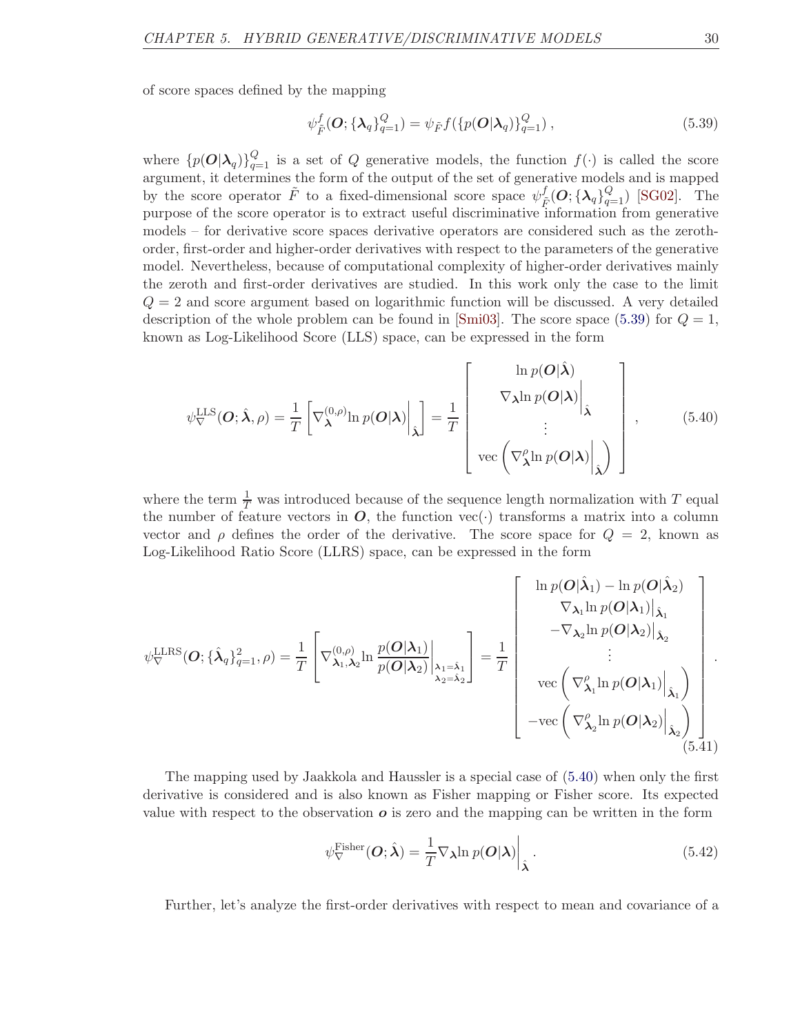of score spaces defined by the mapping

$$\psi_{\tilde{F}}^{f}(\boldsymbol{O}; \{\boldsymbol{\lambda}_q\}_{q=1}^{Q}) = \psi_{\tilde{F}} f(\{p(\boldsymbol{O}|\boldsymbol{\lambda}_q)\}_{q=1}^{Q}) , \tag{5.39}$$

where $\{p(\boldsymbol{O}|\boldsymbol{\lambda}_q)\}_{q=1}^{Q}$ is a set of $Q$ generative models, the function $f(\cdot)$ is called the score argument, it determines the form of the output of the set of generative models and is mapped by the score operator $\tilde{F}$ to a fixed-dimensional score space $\psi_{\tilde{F}}^{f}(\boldsymbol{O}; \{\boldsymbol{\lambda}_q\}_{q=1}^{Q})$ [SG02]. The purpose of the score operator is to extract useful discriminative information from generative models – for derivative score spaces derivative operators are considered such as the zeroth-order, first-order and higher-order derivatives with respect to the parameters of the generative model. Nevertheless, because of computational complexity of higher-order derivatives mainly the zeroth and first-order derivatives are studied. In this work only the case to the limit $Q = 2$ and score argument based on logarithmic function will be discussed. A very detailed description of the whole problem can be found in [Smi03]. The score space (5.39) for $Q = 1$, known as Log-Likelihood Score (LLS) space, can be expressed in the form

$$\psi_{\nabla}^{\text{LLS}}(\boldsymbol{O}; \hat{\boldsymbol{\lambda}}, \rho) = \frac{1}{T}\left[\nabla_{\boldsymbol{\lambda}}^{(0,\rho)} \ln p(\boldsymbol{O}|\boldsymbol{\lambda})\Big|_{\hat{\boldsymbol{\lambda}}}\right] = \frac{1}{T}\begin{bmatrix} \ln p(\boldsymbol{O}|\hat{\boldsymbol{\lambda}}) \\ \nabla_{\boldsymbol{\lambda}} \ln p(\boldsymbol{O}|\boldsymbol{\lambda})\Big|_{\hat{\boldsymbol{\lambda}}} \\ \vdots \\ \text{vec}\left(\nabla_{\boldsymbol{\lambda}}^{\rho} \ln p(\boldsymbol{O}|\boldsymbol{\lambda})\Big|_{\hat{\boldsymbol{\lambda}}}\right) \end{bmatrix} , \tag{5.40}$$

where the term $\frac{1}{T}$ was introduced because of the sequence length normalization with $T$ equal the number of feature vectors in $\boldsymbol{O}$, the function $\text{vec}(\cdot)$ transforms a matrix into a column vector and $\rho$ defines the order of the derivative. The score space for $Q = 2$, known as Log-Likelihood Ratio Score (LLRS) space, can be expressed in the form

$$\psi_{\nabla}^{\text{LLRS}}(\boldsymbol{O}; \{\hat{\boldsymbol{\lambda}}_q\}_{q=1}^{2}, \rho) = \frac{1}{T}\left[\nabla_{\boldsymbol{\lambda}_1,\boldsymbol{\lambda}_2}^{(0,\rho)} \ln \frac{p(\boldsymbol{O}|\boldsymbol{\lambda}_1)}{p(\boldsymbol{O}|\boldsymbol{\lambda}_2)}\bigg|_{\substack{\boldsymbol{\lambda}_1=\hat{\boldsymbol{\lambda}}_1 \\ \boldsymbol{\lambda}_2=\hat{\boldsymbol{\lambda}}_2}}\right] = \frac{1}{T}\begin{bmatrix} \ln p(\boldsymbol{O}|\hat{\boldsymbol{\lambda}}_1) - \ln p(\boldsymbol{O}|\hat{\boldsymbol{\lambda}}_2) \\ \nabla_{\boldsymbol{\lambda}_1} \ln p(\boldsymbol{O}|\boldsymbol{\lambda}_1)\big|_{\hat{\boldsymbol{\lambda}}_1} \\ -\nabla_{\boldsymbol{\lambda}_2} \ln p(\boldsymbol{O}|\boldsymbol{\lambda}_2)\big|_{\hat{\boldsymbol{\lambda}}_2} \\ \vdots \\ \text{vec}\left(\nabla_{\boldsymbol{\lambda}_1}^{\rho} \ln p(\boldsymbol{O}|\boldsymbol{\lambda}_1)\Big|_{\hat{\boldsymbol{\lambda}}_1}\right) \\ -\text{vec}\left(\nabla_{\boldsymbol{\lambda}_2}^{\rho} \ln p(\boldsymbol{O}|\boldsymbol{\lambda}_2)\Big|_{\hat{\boldsymbol{\lambda}}_2}\right) \end{bmatrix} . \tag{5.41}$$

The mapping used by Jaakkola and Haussler is a special case of (5.40) when only the first derivative is considered and is also known as Fisher mapping or Fisher score. Its expected value with respect to the observation $\boldsymbol{o}$ is zero and the mapping can be written in the form

$$\psi_{\nabla}^{\text{Fisher}}(\boldsymbol{O}; \hat{\boldsymbol{\lambda}}) = \frac{1}{T}\nabla_{\boldsymbol{\lambda}} \ln p(\boldsymbol{O}|\boldsymbol{\lambda})\Big|_{\hat{\boldsymbol{\lambda}}} . \tag{5.42}$$

Further, let's analyze the first-order derivatives with respect to mean and covariance of a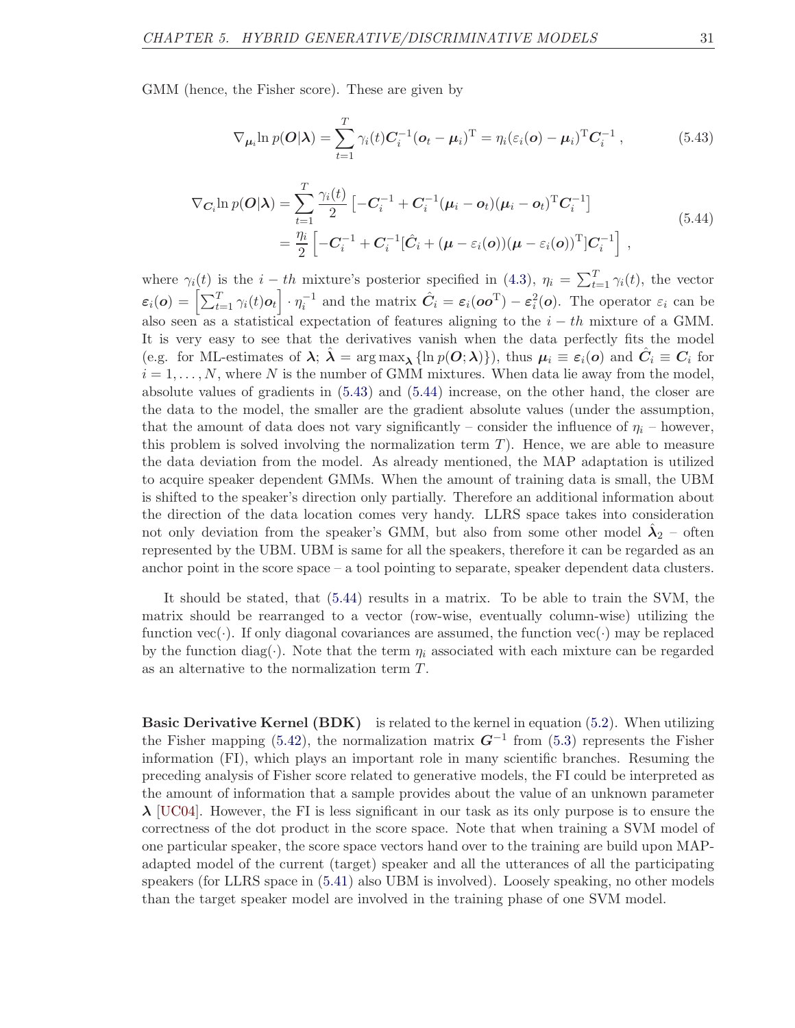GMM (hence, the Fisher score). These are given by

$$\nabla_{\boldsymbol{\mu}_i} \ln p(\boldsymbol{O}|\boldsymbol{\lambda}) = \sum_{t=1}^{T} \gamma_i(t) \boldsymbol{C}_i^{-1} (\boldsymbol{o}_t - \boldsymbol{\mu}_i)^{\mathrm{T}} = \eta_i (\varepsilon_i(\boldsymbol{o}) - \boldsymbol{\mu}_i)^{\mathrm{T}} \boldsymbol{C}_i^{-1} \, , \tag{5.43}$$

$$\begin{aligned} \nabla_{\boldsymbol{C}_i} \ln p(\boldsymbol{O}|\boldsymbol{\lambda}) &= \sum_{t=1}^{T} \frac{\gamma_i(t)}{2} \left[ -\boldsymbol{C}_i^{-1} + \boldsymbol{C}_i^{-1} (\boldsymbol{\mu}_i - \boldsymbol{o}_t)(\boldsymbol{\mu}_i - \boldsymbol{o}_t)^{\mathrm{T}} \boldsymbol{C}_i^{-1} \right] \\ &= \frac{\eta_i}{2} \left[ -\boldsymbol{C}_i^{-1} + \boldsymbol{C}_i^{-1} [\hat{\boldsymbol{C}}_i + (\boldsymbol{\mu} - \varepsilon_i(\boldsymbol{o}))(\boldsymbol{\mu} - \varepsilon_i(\boldsymbol{o}))^{\mathrm{T}}] \boldsymbol{C}_i^{-1} \right] \, , \end{aligned} \tag{5.44}$$

where $\gamma_i(t)$ is the $i-th$ mixture's posterior specified in (4.3), $\eta_i = \sum_{t=1}^{T} \gamma_i(t)$, the vector $\boldsymbol{\varepsilon}_i(\boldsymbol{o}) = \left[ \sum_{t=1}^{T} \gamma_i(t) \boldsymbol{o}_t \right] \cdot \eta_i^{-1}$ and the matrix $\hat{\boldsymbol{C}}_i = \varepsilon_i(\boldsymbol{o}\boldsymbol{o}^{\mathrm{T}}) - \varepsilon_i^2(\boldsymbol{o})$. The operator $\varepsilon_i$ can be also seen as a statistical expectation of features aligning to the $i-th$ mixture of a GMM. It is very easy to see that the derivatives vanish when the data perfectly fits the model (e.g. for ML-estimates of $\boldsymbol{\lambda}$; $\hat{\boldsymbol{\lambda}} = \arg\max_{\boldsymbol{\lambda}} \{\ln p(\boldsymbol{O}; \boldsymbol{\lambda})\}$), thus $\boldsymbol{\mu}_i \equiv \varepsilon_i(\boldsymbol{o})$ and $\hat{\boldsymbol{C}}_i \equiv \boldsymbol{C}_i$ for $i = 1, \ldots, N$, where $N$ is the number of GMM mixtures. When data lie away from the model, absolute values of gradients in (5.43) and (5.44) increase, on the other hand, the closer are the data to the model, the smaller are the gradient absolute values (under the assumption, that the amount of data does not vary significantly – consider the influence of $\eta_i$ – however, this problem is solved involving the normalization term $T$). Hence, we are able to measure the data deviation from the model. As already mentioned, the MAP adaptation is utilized to acquire speaker dependent GMMs. When the amount of training data is small, the UBM is shifted to the speaker's direction only partially. Therefore an additional information about the direction of the data location comes very handy. LLRS space takes into consideration not only deviation from the speaker's GMM, but also from some other model $\hat{\boldsymbol{\lambda}}_2$ – often represented by the UBM. UBM is same for all the speakers, therefore it can be regarded as an anchor point in the score space – a tool pointing to separate, speaker dependent data clusters.

It should be stated, that (5.44) results in a matrix. To be able to train the SVM, the matrix should be rearranged to a vector (row-wise, eventually column-wise) utilizing the function vec(·). If only diagonal covariances are assumed, the function vec(·) may be replaced by the function diag(·). Note that the term $\eta_i$ associated with each mixture can be regarded as an alternative to the normalization term $T$.

**Basic Derivative Kernel (BDK)** is related to the kernel in equation (5.2). When utilizing the Fisher mapping (5.42), the normalization matrix $\boldsymbol{G}^{-1}$ from (5.3) represents the Fisher information (FI), which plays an important role in many scientific branches. Resuming the preceding analysis of Fisher score related to generative models, the FI could be interpreted as the amount of information that a sample provides about the value of an unknown parameter $\boldsymbol{\lambda}$ [UC04]. However, the FI is less significant in our task as its only purpose is to ensure the correctness of the dot product in the score space. Note that when training a SVM model of one particular speaker, the score space vectors hand over to the training are build upon MAP-adapted model of the current (target) speaker and all the utterances of all the participating speakers (for LLRS space in (5.41) also UBM is involved). Loosely speaking, no other models than the target speaker model are involved in the training phase of one SVM model.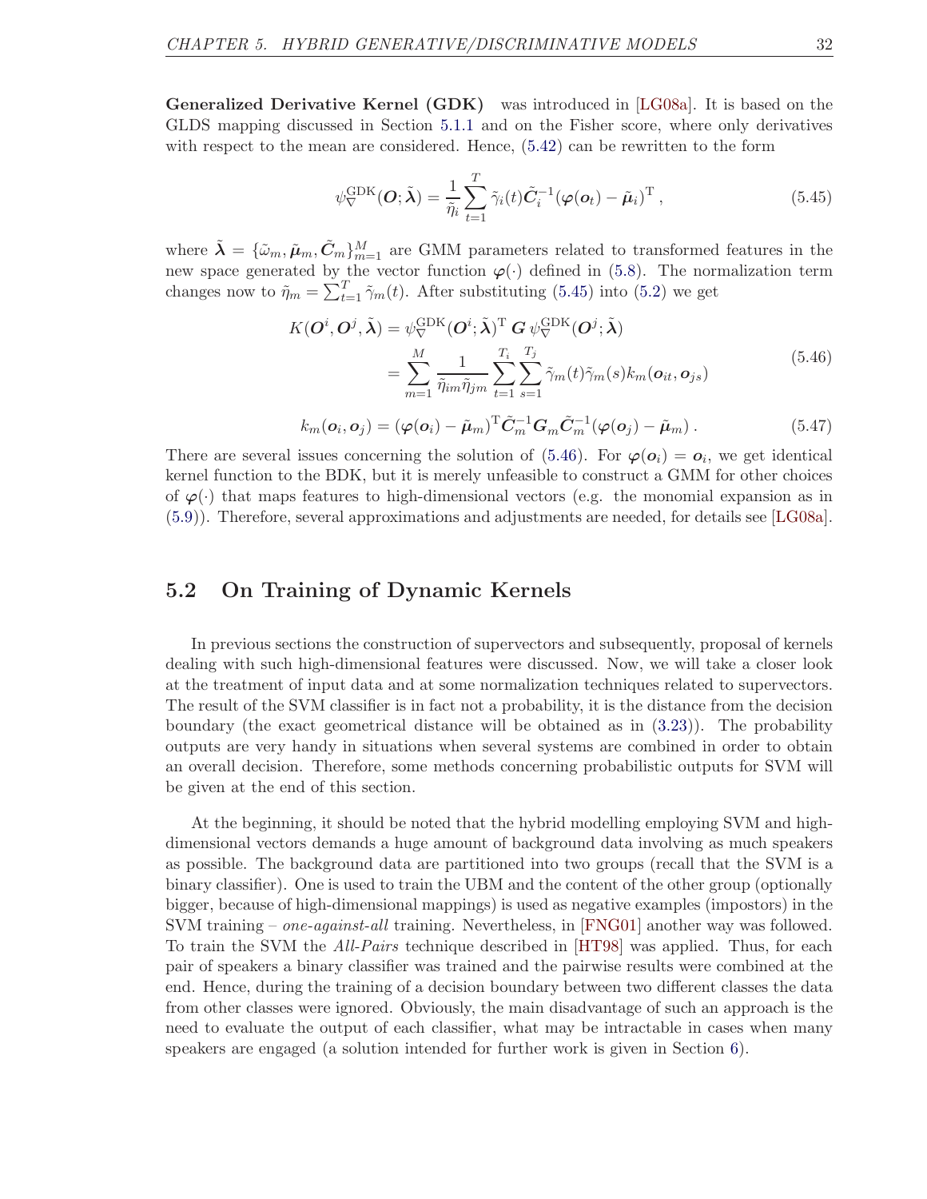**Generalized Derivative Kernel (GDK)** was introduced in [LG08a]. It is based on the GLDS mapping discussed in Section 5.1.1 and on the Fisher score, where only derivatives with respect to the mean are considered. Hence, (5.42) can be rewritten to the form

$$\psi_{\nabla}^{\mathrm{GDK}}(\boldsymbol{O};\tilde{\boldsymbol{\lambda}}) = \frac{1}{\tilde{\eta}_i}\sum_{t=1}^{T}\tilde{\gamma}_i(t)\tilde{\boldsymbol{C}}_i^{-1}(\boldsymbol{\varphi}(\boldsymbol{o}_t) - \tilde{\boldsymbol{\mu}}_i)^{\mathrm{T}}\,, \tag{5.45}$$

where $\tilde{\boldsymbol{\lambda}} = \{\tilde{\omega}_m, \tilde{\boldsymbol{\mu}}_m, \tilde{\boldsymbol{C}}_m\}_{m=1}^{M}$ are GMM parameters related to transformed features in the new space generated by the vector function $\boldsymbol{\varphi}(\cdot)$ defined in (5.8). The normalization term changes now to $\tilde{\eta}_m = \sum_{t=1}^{T}\tilde{\gamma}_m(t)$. After substituting (5.45) into (5.2) we get

$$\begin{aligned} K(\boldsymbol{O}^i, \boldsymbol{O}^j, \tilde{\boldsymbol{\lambda}}) &= \psi_{\nabla}^{\mathrm{GDK}}(\boldsymbol{O}^i;\tilde{\boldsymbol{\lambda}})^{\mathrm{T}}\,\boldsymbol{G}\,\psi_{\nabla}^{\mathrm{GDK}}(\boldsymbol{O}^j;\tilde{\boldsymbol{\lambda}}) \\ &= \sum_{m=1}^{M}\frac{1}{\tilde{\eta}_{im}\tilde{\eta}_{jm}}\sum_{t=1}^{T_i}\sum_{s=1}^{T_j}\tilde{\gamma}_m(t)\tilde{\gamma}_m(s)k_m(\boldsymbol{o}_{it}, \boldsymbol{o}_{js}) \end{aligned} \tag{5.46}$$

$$k_m(\boldsymbol{o}_i, \boldsymbol{o}_j) = (\boldsymbol{\varphi}(\boldsymbol{o}_i) - \tilde{\boldsymbol{\mu}}_m)^{\mathrm{T}}\tilde{\boldsymbol{C}}_m^{-1}\boldsymbol{G}_m\tilde{\boldsymbol{C}}_m^{-1}(\boldsymbol{\varphi}(\boldsymbol{o}_j) - \tilde{\boldsymbol{\mu}}_m)\,. \tag{5.47}$$

There are several issues concerning the solution of (5.46). For $\boldsymbol{\varphi}(\boldsymbol{o}_i) = \boldsymbol{o}_i$, we get identical kernel function to the BDK, but it is merely unfeasible to construct a GMM for other choices of $\boldsymbol{\varphi}(\cdot)$ that maps features to high-dimensional vectors (e.g. the monomial expansion as in (5.9)). Therefore, several approximations and adjustments are needed, for details see [LG08a].

## 5.2 On Training of Dynamic Kernels

In previous sections the construction of supervectors and subsequently, proposal of kernels dealing with such high-dimensional features were discussed. Now, we will take a closer look at the treatment of input data and at some normalization techniques related to supervectors. The result of the SVM classifier is in fact not a probability, it is the distance from the decision boundary (the exact geometrical distance will be obtained as in (3.23)). The probability outputs are very handy in situations when several systems are combined in order to obtain an overall decision. Therefore, some methods concerning probabilistic outputs for SVM will be given at the end of this section.

At the beginning, it should be noted that the hybrid modelling employing SVM and high-dimensional vectors demands a huge amount of background data involving as much speakers as possible. The background data are partitioned into two groups (recall that the SVM is a binary classifier). One is used to train the UBM and the content of the other group (optionally bigger, because of high-dimensional mappings) is used as negative examples (impostors) in the SVM training – *one-against-all* training. Nevertheless, in [FNG01] another way was followed. To train the SVM the *All-Pairs* technique described in [HT98] was applied. Thus, for each pair of speakers a binary classifier was trained and the pairwise results were combined at the end. Hence, during the training of a decision boundary between two different classes the data from other classes were ignored. Obviously, the main disadvantage of such an approach is the need to evaluate the output of each classifier, what may be intractable in cases when many speakers are engaged (a solution intended for further work is given in Section 6).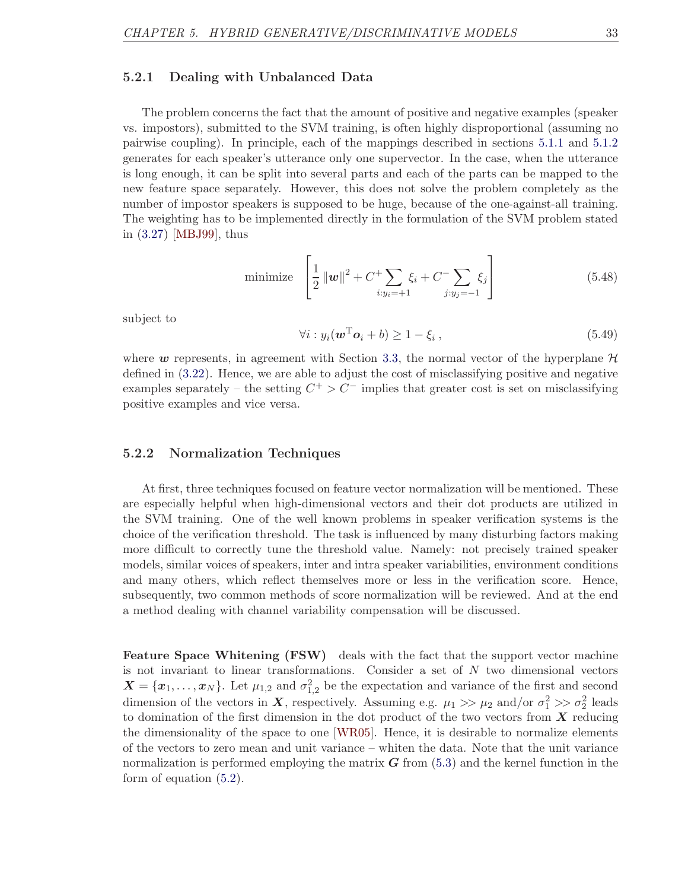### 5.2.1 Dealing with Unbalanced Data

The problem concerns the fact that the amount of positive and negative examples (speaker vs. impostors), submitted to the SVM training, is often highly disproportional (assuming no pairwise coupling). In principle, each of the mappings described in sections 5.1.1 and 5.1.2 generates for each speaker's utterance only one supervector. In the case, when the utterance is long enough, it can be split into several parts and each of the parts can be mapped to the new feature space separately. However, this does not solve the problem completely as the number of impostor speakers is supposed to be huge, because of the one-against-all training. The weighting has to be implemented directly in the formulation of the SVM problem stated in (3.27) [MBJ99], thus

$$\text{minimize} \quad \left[ \frac{1}{2} \|\boldsymbol{w}\|^2 + C^+ \sum_{i:y_i=+1} \xi_i + C^- \sum_{j:y_j=-1} \xi_j \right] \tag{5.48}$$

subject to

$$\forall i : y_i(\boldsymbol{w}^{\mathrm{T}} \boldsymbol{o}_i + b) \geq 1 - \xi_i \,, \tag{5.49}$$

where $\boldsymbol{w}$ represents, in agreement with Section 3.3, the normal vector of the hyperplane $\mathcal{H}$ defined in (3.22). Hence, we are able to adjust the cost of misclassifying positive and negative examples separately – the setting $C^+ > C^-$ implies that greater cost is set on misclassifying positive examples and vice versa.

### 5.2.2 Normalization Techniques

At first, three techniques focused on feature vector normalization will be mentioned. These are especially helpful when high-dimensional vectors and their dot products are utilized in the SVM training. One of the well known problems in speaker verification systems is the choice of the verification threshold. The task is influenced by many disturbing factors making more difficult to correctly tune the threshold value. Namely: not precisely trained speaker models, similar voices of speakers, inter and intra speaker variabilities, environment conditions and many others, which reflect themselves more or less in the verification score. Hence, subsequently, two common methods of score normalization will be reviewed. And at the end a method dealing with channel variability compensation will be discussed.

**Feature Space Whitening (FSW)** deals with the fact that the support vector machine is not invariant to linear transformations. Consider a set of $N$ two dimensional vectors $\boldsymbol{X} = \{\boldsymbol{x}_1, \ldots, \boldsymbol{x}_N\}$. Let $\mu_{1,2}$ and $\sigma^2_{1,2}$ be the expectation and variance of the first and second dimension of the vectors in $\boldsymbol{X}$, respectively. Assuming e.g. $\mu_1 >> \mu_2$ and/or $\sigma_1^2 >> \sigma_2^2$ leads to domination of the first dimension in the dot product of the two vectors from $\boldsymbol{X}$ reducing the dimensionality of the space to one [WR05]. Hence, it is desirable to normalize elements of the vectors to zero mean and unit variance – whiten the data. Note that the unit variance normalization is performed employing the matrix $\boldsymbol{G}$ from (5.3) and the kernel function in the form of equation (5.2).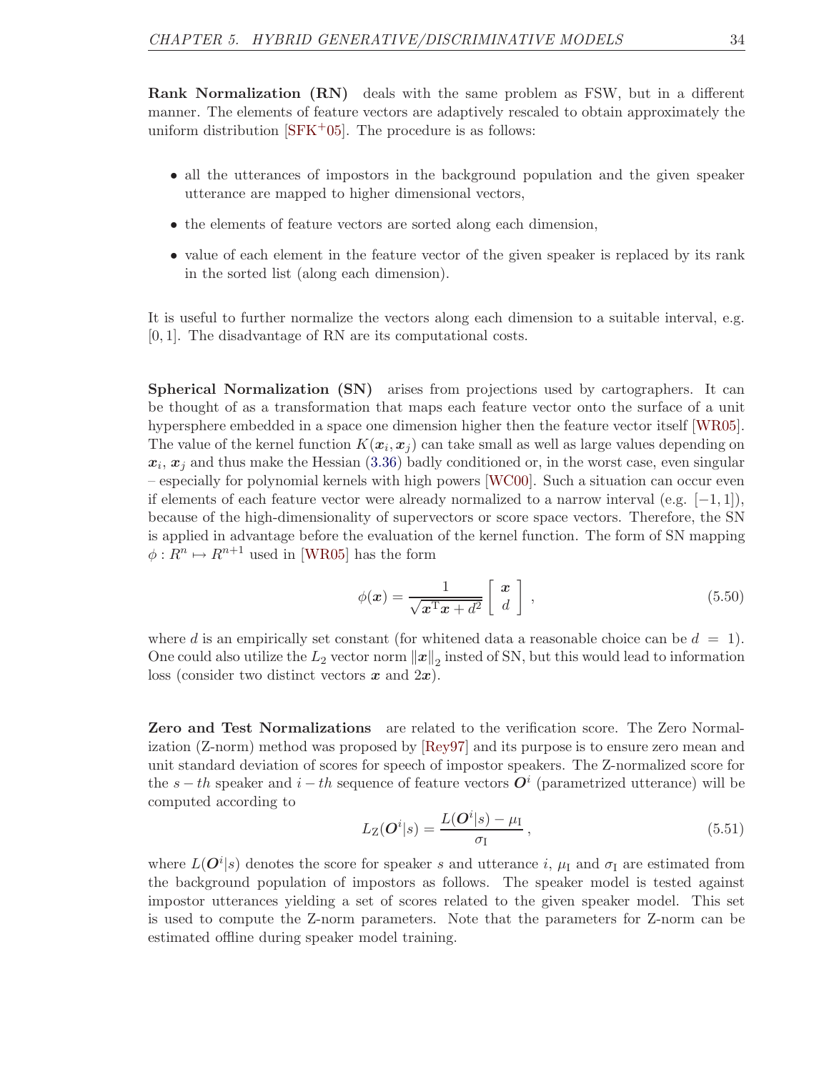**Rank Normalization (RN)** deals with the same problem as FSW, but in a different manner. The elements of feature vectors are adaptively rescaled to obtain approximately the uniform distribution [SFK+05]. The procedure is as follows:

- all the utterances of impostors in the background population and the given speaker utterance are mapped to higher dimensional vectors,
- the elements of feature vectors are sorted along each dimension,
- value of each element in the feature vector of the given speaker is replaced by its rank in the sorted list (along each dimension).

It is useful to further normalize the vectors along each dimension to a suitable interval, e.g. $[0, 1]$. The disadvantage of RN are its computational costs.

**Spherical Normalization (SN)** arises from projections used by cartographers. It can be thought of as a transformation that maps each feature vector onto the surface of a unit hypersphere embedded in a space one dimension higher then the feature vector itself [WR05]. The value of the kernel function $K(\boldsymbol{x}_i, \boldsymbol{x}_j)$ can take small as well as large values depending on $\boldsymbol{x}_i$, $\boldsymbol{x}_j$ and thus make the Hessian (3.36) badly conditioned or, in the worst case, even singular – especially for polynomial kernels with high powers [WC00]. Such a situation can occur even if elements of each feature vector were already normalized to a narrow interval (e.g. $[-1, 1]$), because of the high-dimensionality of supervectors or score space vectors. Therefore, the SN is applied in advantage before the evaluation of the kernel function. The form of SN mapping $\phi : R^n \mapsto R^{n+1}$ used in [WR05] has the form

$$\phi(\boldsymbol{x}) = \frac{1}{\sqrt{\boldsymbol{x}^{\mathrm{T}}\boldsymbol{x} + d^2}} \begin{bmatrix} \boldsymbol{x} \\ d \end{bmatrix}, \tag{5.50}$$

where $d$ is an empirically set constant (for whitened data a reasonable choice can be $d = 1$). One could also utilize the $L_2$ vector norm $\|\boldsymbol{x}\|_2$ insted of SN, but this would lead to information loss (consider two distinct vectors $\boldsymbol{x}$ and $2\boldsymbol{x}$).

**Zero and Test Normalizations** are related to the verification score. The Zero Normalization (Z-norm) method was proposed by [Rey97] and its purpose is to ensure zero mean and unit standard deviation of scores for speech of impostor speakers. The Z-normalized score for the $s-th$ speaker and $i-th$ sequence of feature vectors $\boldsymbol{O}^i$ (parametrized utterance) will be computed according to

$$L_{\mathrm{Z}}(\boldsymbol{O}^i|s) = \frac{L(\boldsymbol{O}^i|s) - \mu_{\mathrm{I}}}{\sigma_{\mathrm{I}}}, \tag{5.51}$$

where $L(\boldsymbol{O}^i|s)$ denotes the score for speaker $s$ and utterance $i$, $\mu_{\mathrm{I}}$ and $\sigma_{\mathrm{I}}$ are estimated from the background population of impostors as follows. The speaker model is tested against impostor utterances yielding a set of scores related to the given speaker model. This set is used to compute the Z-norm parameters. Note that the parameters for Z-norm can be estimated offline during speaker model training.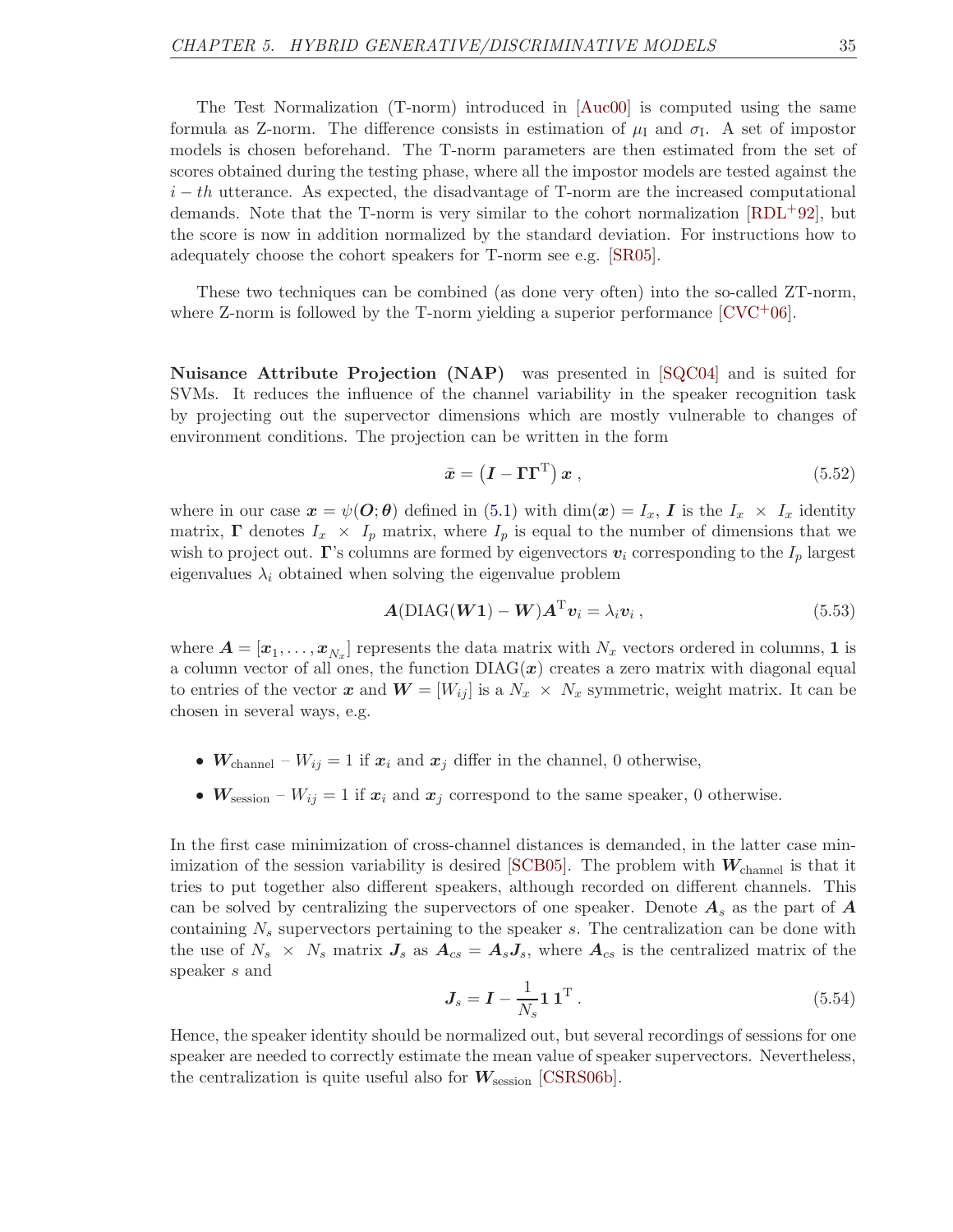The Test Normalization (T-norm) introduced in [Auc00] is computed using the same formula as Z-norm. The difference consists in estimation of $\mu_\mathrm{I}$ and $\sigma_\mathrm{I}$. A set of impostor models is chosen beforehand. The T-norm parameters are then estimated from the set of scores obtained during the testing phase, where all the impostor models are tested against the $i-th$ utterance. As expected, the disadvantage of T-norm are the increased computational demands. Note that the T-norm is very similar to the cohort normalization [RDL+92], but the score is now in addition normalized by the standard deviation. For instructions how to adequately choose the cohort speakers for T-norm see e.g. [SR05].

These two techniques can be combined (as done very often) into the so-called ZT-norm, where Z-norm is followed by the T-norm yielding a superior performance [CVC+06].

**Nuisance Attribute Projection (NAP)** was presented in [SQC04] and is suited for SVMs. It reduces the influence of the channel variability in the speaker recognition task by projecting out the supervector dimensions which are mostly vulnerable to changes of environment conditions. The projection can be written in the form

$$\bar{\boldsymbol{x}} = \left(\boldsymbol{I} - \boldsymbol{\Gamma}\boldsymbol{\Gamma}^\mathrm{T}\right)\boldsymbol{x} \,, \tag{5.52}$$

where in our case $\boldsymbol{x} = \psi(\boldsymbol{O};\boldsymbol{\theta})$ defined in (5.1) with $\dim(\boldsymbol{x}) = I_x$, $\boldsymbol{I}$ is the $I_x \times I_x$ identity matrix, $\boldsymbol{\Gamma}$ denotes $I_x \times I_p$ matrix, where $I_p$ is equal to the number of dimensions that we wish to project out. $\boldsymbol{\Gamma}$'s columns are formed by eigenvectors $\boldsymbol{v}_i$ corresponding to the $I_p$ largest eigenvalues $\lambda_i$ obtained when solving the eigenvalue problem

$$\boldsymbol{A}(\mathrm{DIAG}(\boldsymbol{W}\boldsymbol{1}) - \boldsymbol{W})\boldsymbol{A}^\mathrm{T}\boldsymbol{v}_i = \lambda_i \boldsymbol{v}_i \,, \tag{5.53}$$

where $\boldsymbol{A} = [\boldsymbol{x}_1, \ldots, \boldsymbol{x}_{N_x}]$ represents the data matrix with $N_x$ vectors ordered in columns, $\boldsymbol{1}$ is a column vector of all ones, the function $\mathrm{DIAG}(\boldsymbol{x})$ creates a zero matrix with diagonal equal to entries of the vector $\boldsymbol{x}$ and $\boldsymbol{W} = [W_{ij}]$ is a $N_x \times N_x$ symmetric, weight matrix. It can be chosen in several ways, e.g.

- $\boldsymbol{W}_\mathrm{channel}$ – $W_{ij} = 1$ if $\boldsymbol{x}_i$ and $\boldsymbol{x}_j$ differ in the channel, 0 otherwise,
- $\boldsymbol{W}_\mathrm{session}$ – $W_{ij} = 1$ if $\boldsymbol{x}_i$ and $\boldsymbol{x}_j$ correspond to the same speaker, 0 otherwise.

In the first case minimization of cross-channel distances is demanded, in the latter case minimization of the session variability is desired [SCB05]. The problem with $\boldsymbol{W}_\mathrm{channel}$ is that it tries to put together also different speakers, although recorded on different channels. This can be solved by centralizing the supervectors of one speaker. Denote $\boldsymbol{A}_s$ as the part of $\boldsymbol{A}$ containing $N_s$ supervectors pertaining to the speaker $s$. The centralization can be done with the use of $N_s \times N_s$ matrix $\boldsymbol{J}_s$ as $\boldsymbol{A}_{cs} = \boldsymbol{A}_s\boldsymbol{J}_s$, where $\boldsymbol{A}_{cs}$ is the centralized matrix of the speaker $s$ and

$$\boldsymbol{J}_s = \boldsymbol{I} - \frac{1}{N_s}\boldsymbol{1}\,\boldsymbol{1}^\mathrm{T} \,. \tag{5.54}$$

Hence, the speaker identity should be normalized out, but several recordings of sessions for one speaker are needed to correctly estimate the mean value of speaker supervectors. Nevertheless, the centralization is quite useful also for $\boldsymbol{W}_\mathrm{session}$ [CSRS06b].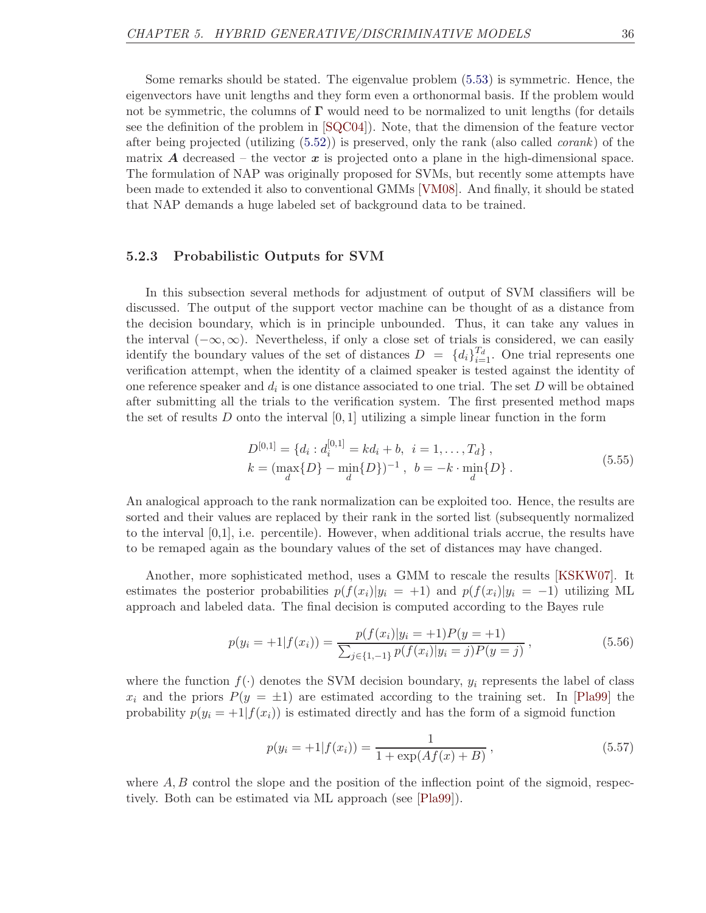Some remarks should be stated. The eigenvalue problem (5.53) is symmetric. Hence, the eigenvectors have unit lengths and they form even a orthonormal basis. If the problem would not be symmetric, the columns of $\mathbf{\Gamma}$ would need to be normalized to unit lengths (for details see the definition of the problem in [SQC04]). Note, that the dimension of the feature vector after being projected (utilizing (5.52)) is preserved, only the rank (also called *corank*) of the matrix $\boldsymbol{A}$ decreased – the vector $\boldsymbol{x}$ is projected onto a plane in the high-dimensional space. The formulation of NAP was originally proposed for SVMs, but recently some attempts have been made to extended it also to conventional GMMs [VM08]. And finally, it should be stated that NAP demands a huge labeled set of background data to be trained.

### 5.2.3 Probabilistic Outputs for SVM

In this subsection several methods for adjustment of output of SVM classifiers will be discussed. The output of the support vector machine can be thought of as a distance from the decision boundary, which is in principle unbounded. Thus, it can take any values in the interval $(-\infty, \infty)$. Nevertheless, if only a close set of trials is considered, we can easily identify the boundary values of the set of distances $D = \{d_i\}_{i=1}^{T_d}$. One trial represents one verification attempt, when the identity of a claimed speaker is tested against the identity of one reference speaker and $d_i$ is one distance associated to one trial. The set $D$ will be obtained after submitting all the trials to the verification system. The first presented method maps the set of results $D$ onto the interval $[0, 1]$ utilizing a simple linear function in the form

$$
\begin{aligned}
&D^{[0,1]} = \{d_i : d_i^{[0,1]} = kd_i + b,\ \ i = 1, \dots, T_d\}\,, \\
&k = (\max_d\{D\} - \min_d\{D\})^{-1}\,,\ \ b = -k \cdot \min_d\{D\}\,.
\end{aligned}
\tag{5.55}
$$

An analogical approach to the rank normalization can be exploited too. Hence, the results are sorted and their values are replaced by their rank in the sorted list (subsequently normalized to the interval [0,1], i.e. percentile). However, when additional trials accrue, the results have to be remaped again as the boundary values of the set of distances may have changed.

Another, more sophisticated method, uses a GMM to rescale the results [KSKW07]. It estimates the posterior probabilities $p(f(x_i)|y_i = +1)$ and $p(f(x_i)|y_i = -1)$ utilizing ML approach and labeled data. The final decision is computed according to the Bayes rule

$$
p(y_i = +1|f(x_i)) = \frac{p(f(x_i)|y_i = +1)P(y = +1)}{\sum_{j\in\{1,-1\}} p(f(x_i)|y_i = j)P(y = j)}\,,
\tag{5.56}
$$

where the function $f(\cdot)$ denotes the SVM decision boundary, $y_i$ represents the label of class $x_i$ and the priors $P(y = \pm 1)$ are estimated according to the training set. In [Pla99] the probability $p(y_i = +1|f(x_i))$ is estimated directly and has the form of a sigmoid function

$$
p(y_i = +1|f(x_i)) = \frac{1}{1 + \exp(Af(x) + B)}\,,
\tag{5.57}
$$

where $A, B$ control the slope and the position of the inflection point of the sigmoid, respectively. Both can be estimated via ML approach (see [Pla99]).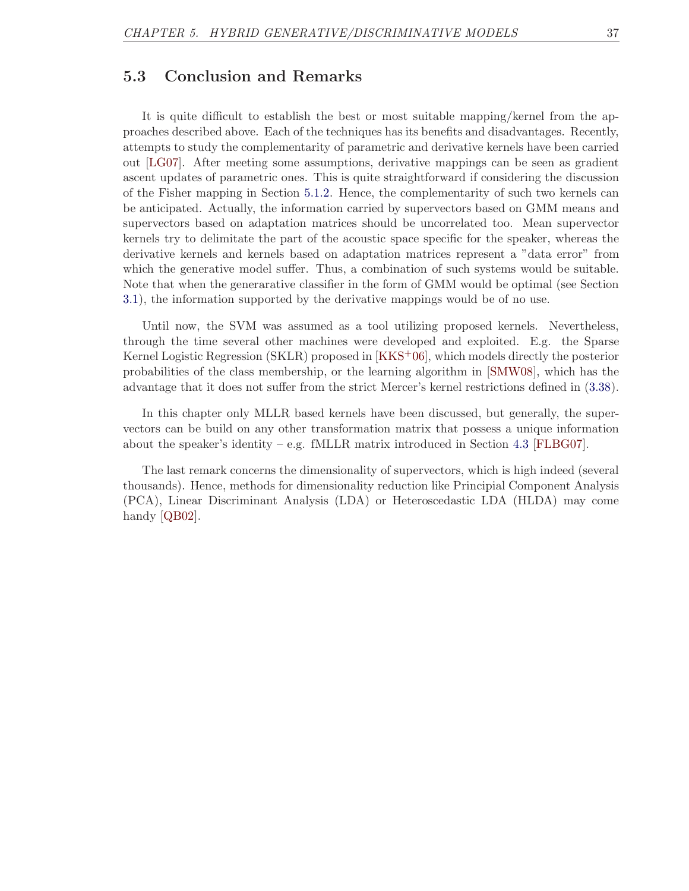## 5.3 Conclusion and Remarks

It is quite difficult to establish the best or most suitable mapping/kernel from the approaches described above. Each of the techniques has its benefits and disadvantages. Recently, attempts to study the complementarity of parametric and derivative kernels have been carried out [LG07]. After meeting some assumptions, derivative mappings can be seen as gradient ascent updates of parametric ones. This is quite straightforward if considering the discussion of the Fisher mapping in Section 5.1.2. Hence, the complementarity of such two kernels can be anticipated. Actually, the information carried by supervectors based on GMM means and supervectors based on adaptation matrices should be uncorrelated too. Mean supervector kernels try to delimitate the part of the acoustic space specific for the speaker, whereas the derivative kernels and kernels based on adaptation matrices represent a "data error" from which the generative model suffer. Thus, a combination of such systems would be suitable. Note that when the genterarative classifier in the form of GMM would be optimal (see Section 3.1), the information supported by the derivative mappings would be of no use.

Until now, the SVM was assumed as a tool utilizing proposed kernels. Nevertheless, through the time several other machines were developed and exploited. E.g. the Sparse Kernel Logistic Regression (SKLR) proposed in [KKS+06], which models directly the posterior probabilities of the class membership, or the learning algorithm in [SMW08], which has the advantage that it does not suffer from the strict Mercer's kernel restrictions defined in (3.38).

In this chapter only MLLR based kernels have been discussed, but generally, the supervectors can be build on any other transformation matrix that possess a unique information about the speaker's identity – e.g. fMLLR matrix introduced in Section 4.3 [FLBG07].

The last remark concerns the dimensionality of supervectors, which is high indeed (several thousands). Hence, methods for dimensionality reduction like Principial Component Analysis (PCA), Linear Discriminant Analysis (LDA) or Heteroscedastic LDA (HLDA) may come handy [QB02].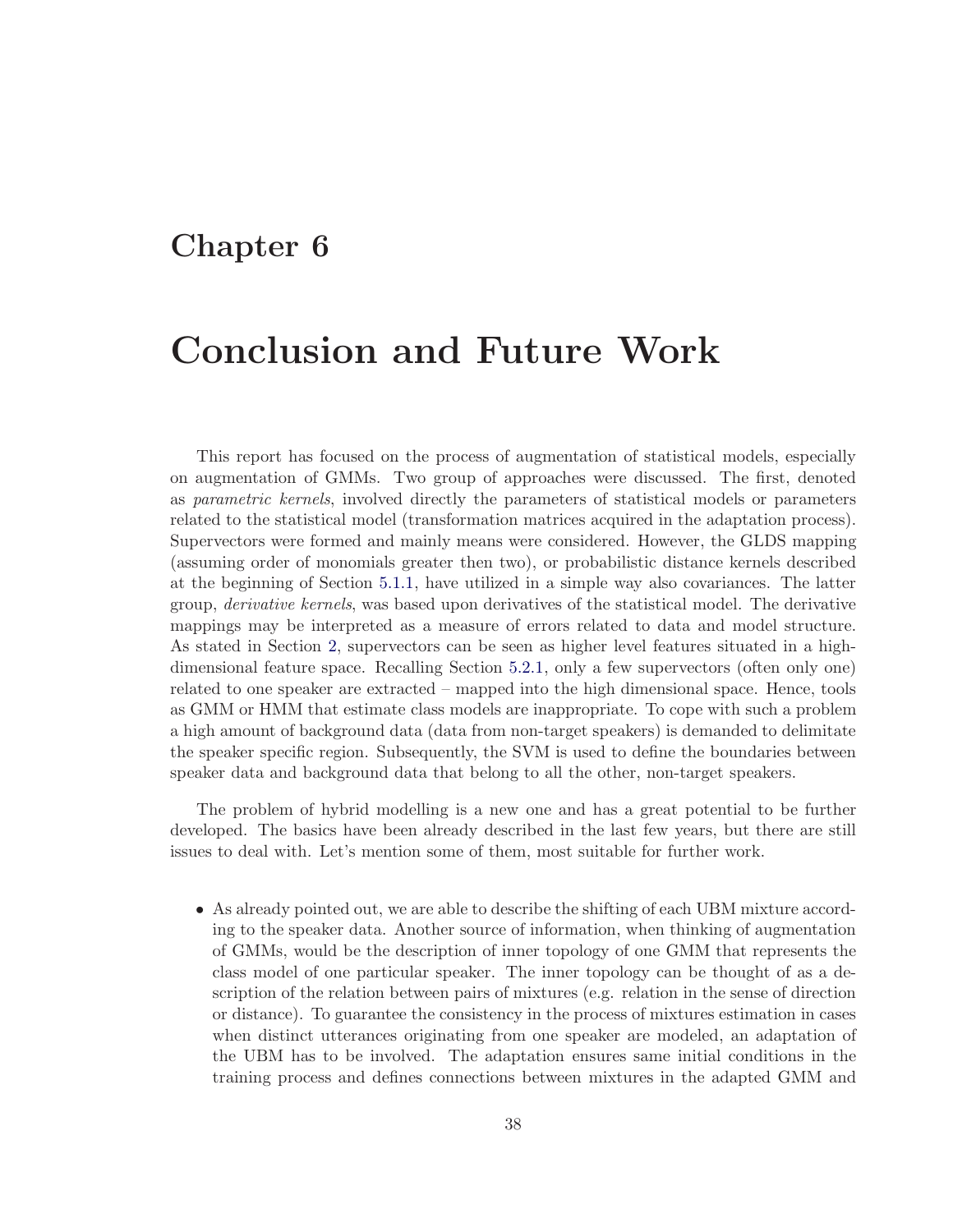# Chapter 6

# Conclusion and Future Work

This report has focused on the process of augmentation of statistical models, especially on augmentation of GMMs. Two group of approaches were discussed. The first, denoted as *parametric kernels*, involved directly the parameters of statistical models or parameters related to the statistical model (transformation matrices acquired in the adaptation process). Supervectors were formed and mainly means were considered. However, the GLDS mapping (assuming order of monomials greater then two), or probabilistic distance kernels described at the beginning of Section 5.1.1, have utilized in a simple way also covariances. The latter group, *derivative kernels*, was based upon derivatives of the statistical model. The derivative mappings may be interpreted as a measure of errors related to data and model structure. As stated in Section 2, supervectors can be seen as higher level features situated in a high-dimensional feature space. Recalling Section 5.2.1, only a few supervectors (often only one) related to one speaker are extracted – mapped into the high dimensional space. Hence, tools as GMM or HMM that estimate class models are inappropriate. To cope with such a problem a high amount of background data (data from non-target speakers) is demanded to delimitate the speaker specific region. Subsequently, the SVM is used to define the boundaries between speaker data and background data that belong to all the other, non-target speakers.

The problem of hybrid modelling is a new one and has a great potential to be further developed. The basics have been already described in the last few years, but there are still issues to deal with. Let's mention some of them, most suitable for further work.

- As already pointed out, we are able to describe the shifting of each UBM mixture according to the speaker data. Another source of information, when thinking of augmentation of GMMs, would be the description of inner topology of one GMM that represents the class model of one particular speaker. The inner topology can be thought of as a description of the relation between pairs of mixtures (e.g. relation in the sense of direction or distance). To guarantee the consistency in the process of mixtures estimation in cases when distinct utterances originating from one speaker are modeled, an adaptation of the UBM has to be involved. The adaptation ensures same initial conditions in the training process and defines connections between mixtures in the adapted GMM and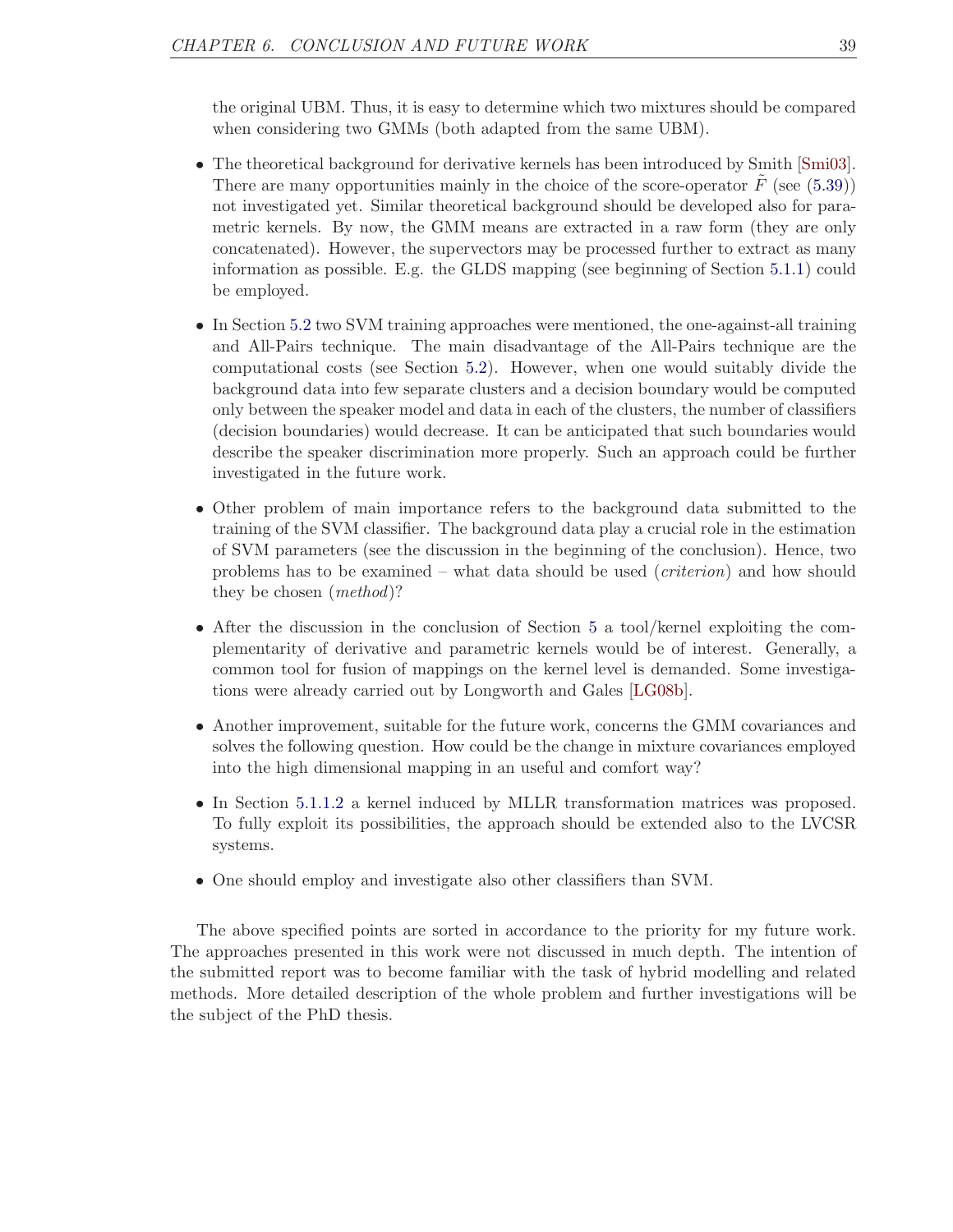the original UBM. Thus, it is easy to determine which two mixtures should be compared when considering two GMMs (both adapted from the same UBM).

- The theoretical background for derivative kernels has been introduced by Smith [Smi03]. There are many opportunities mainly in the choice of the score-operator $\tilde{F}$ (see (5.39)) not investigated yet. Similar theoretical background should be developed also for parametric kernels. By now, the GMM means are extracted in a raw form (they are only concatenated). However, the supervectors may be processed further to extract as many information as possible. E.g. the GLDS mapping (see beginning of Section 5.1.1) could be employed.

- In Section 5.2 two SVM training approaches were mentioned, the one-against-all training and All-Pairs technique. The main disadvantage of the All-Pairs technique are the computational costs (see Section 5.2). However, when one would suitably divide the background data into few separate clusters and a decision boundary would be computed only between the speaker model and data in each of the clusters, the number of classifiers (decision boundaries) would decrease. It can be anticipated that such boundaries would describe the speaker discrimination more properly. Such an approach could be further investigated in the future work.

- Other problem of main importance refers to the background data submitted to the training of the SVM classifier. The background data play a crucial role in the estimation of SVM parameters (see the discussion in the beginning of the conclusion). Hence, two problems has to be examined – what data should be used (*criterion*) and how should they be chosen (*method*)?

- After the discussion in the conclusion of Section 5 a tool/kernel exploiting the complementarity of derivative and parametric kernels would be of interest. Generally, a common tool for fusion of mappings on the kernel level is demanded. Some investigations were already carried out by Longworth and Gales [LG08b].

- Another improvement, suitable for the future work, concerns the GMM covariances and solves the following question. How could be the change in mixture covariances employed into the high dimensional mapping in an useful and comfort way?

- In Section 5.1.1.2 a kernel induced by MLLR transformation matrices was proposed. To fully exploit its possibilities, the approach should be extended also to the LVCSR systems.

- One should employ and investigate also other classifiers than SVM.

The above specified points are sorted in accordance to the priority for my future work. The approaches presented in this work were not discussed in much depth. The intention of the submitted report was to become familiar with the task of hybrid modelling and related methods. More detailed description of the whole problem and further investigations will be the subject of the PhD thesis.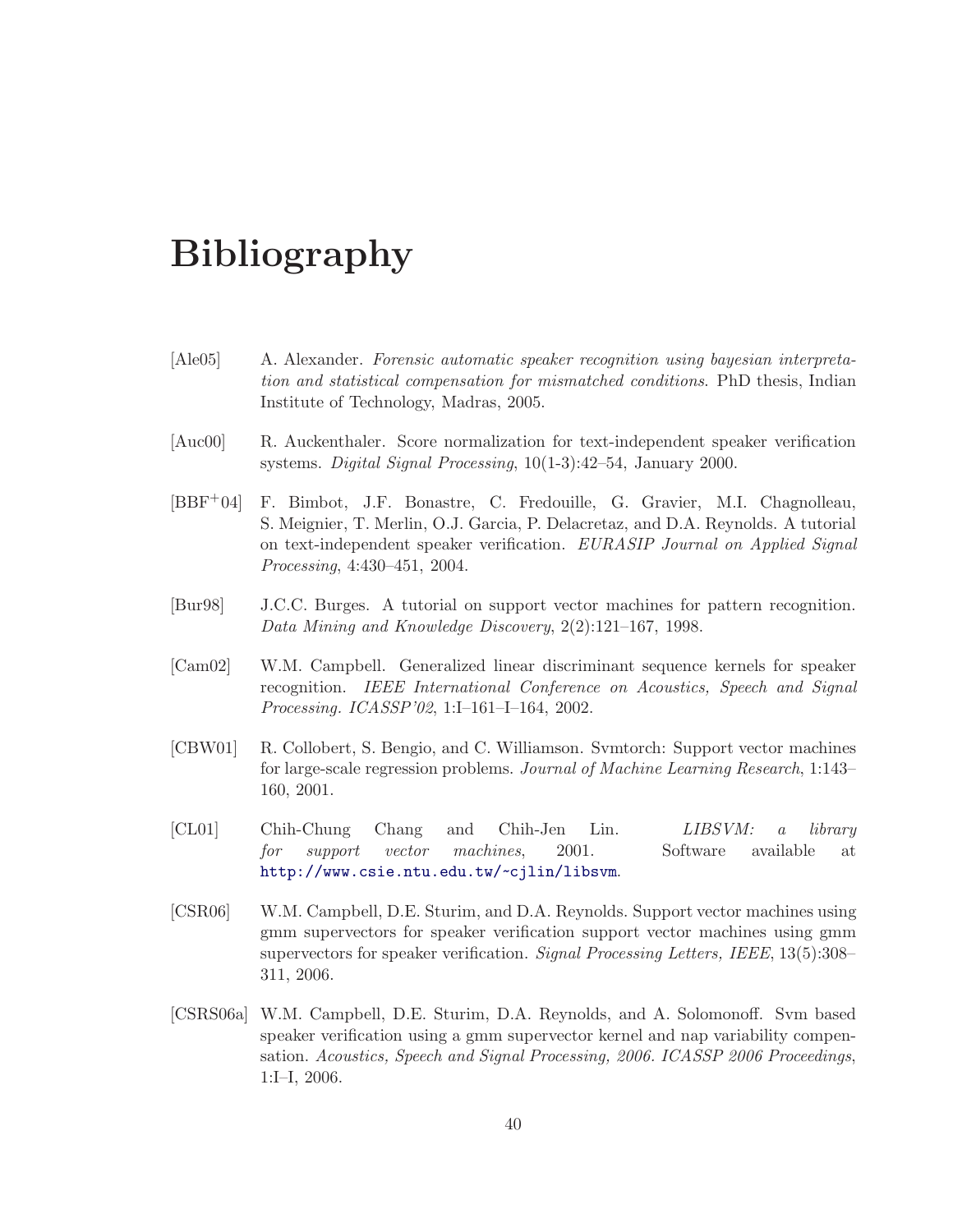# Bibliography

[Ale05] A. Alexander. *Forensic automatic speaker recognition using bayesian interpretation and statistical compensation for mismatched conditions*. PhD thesis, Indian Institute of Technology, Madras, 2005.

[Auc00] R. Auckenthaler. Score normalization for text-independent speaker verification systems. *Digital Signal Processing*, 10(1-3):42–54, January 2000.

[BBF+04] F. Bimbot, J.F. Bonastre, C. Fredouille, G. Gravier, M.I. Chagnolleau, S. Meignier, T. Merlin, O.J. Garcia, P. Delacretaz, and D.A. Reynolds. A tutorial on text-independent speaker verification. *EURASIP Journal on Applied Signal Processing*, 4:430–451, 2004.

[Bur98] J.C.C. Burges. A tutorial on support vector machines for pattern recognition. *Data Mining and Knowledge Discovery*, 2(2):121–167, 1998.

[Cam02] W.M. Campbell. Generalized linear discriminant sequence kernels for speaker recognition. *IEEE International Conference on Acoustics, Speech and Signal Processing. ICASSP'02*, 1:I–161–I–164, 2002.

[CBW01] R. Collobert, S. Bengio, and C. Williamson. Svmtorch: Support vector machines for large-scale regression problems. *Journal of Machine Learning Research*, 1:143–160, 2001.

[CL01] Chih-Chung Chang and Chih-Jen Lin. *LIBSVM: a library for support vector machines*, 2001. Software available at http://www.csie.ntu.edu.tw/~cjlin/libsvm.

[CSR06] W.M. Campbell, D.E. Sturim, and D.A. Reynolds. Support vector machines using gmm supervectors for speaker verification support vector machines using gmm supervectors for speaker verification. *Signal Processing Letters, IEEE*, 13(5):308–311, 2006.

[CSRS06a] W.M. Campbell, D.E. Sturim, D.A. Reynolds, and A. Solomonoff. Svm based speaker verification using a gmm supervector kernel and nap variability compensation. *Acoustics, Speech and Signal Processing, 2006. ICASSP 2006 Proceedings*, 1:I–I, 2006.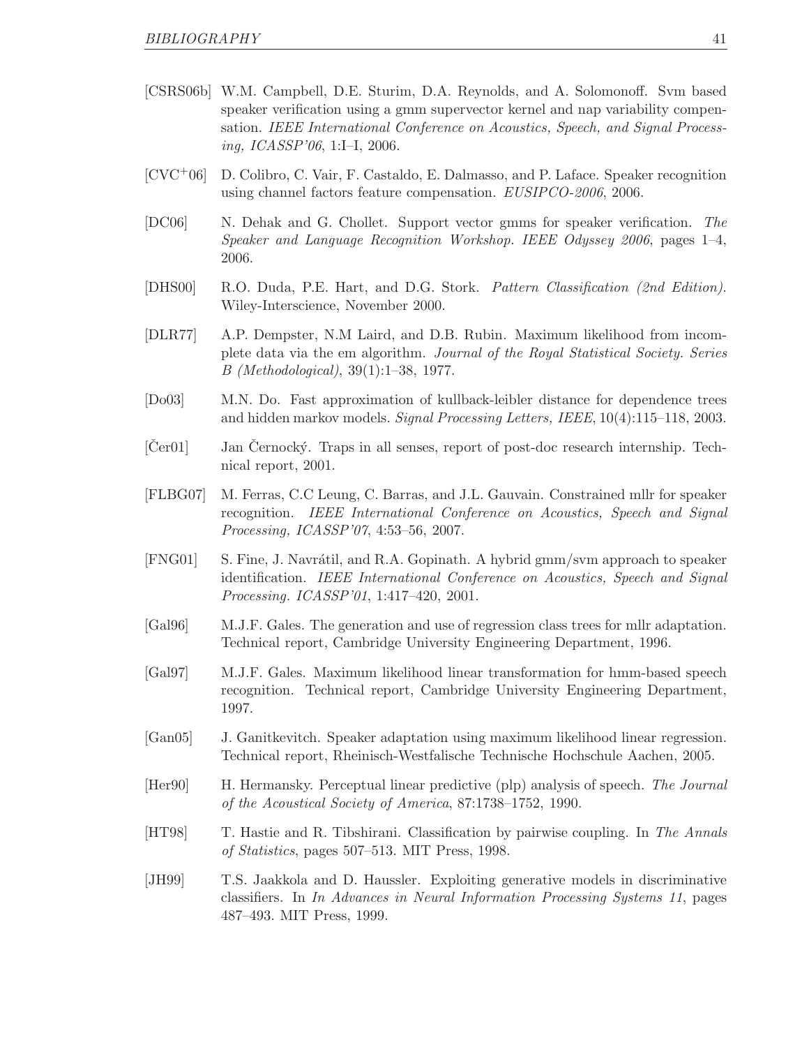[CSRS06b] W.M. Campbell, D.E. Sturim, D.A. Reynolds, and A. Solomonoff. Svm based speaker verification using a gmm supervector kernel and nap variability compensation. *IEEE International Conference on Acoustics, Speech, and Signal Processing, ICASSP'06*, 1:I–I, 2006.

[CVC+06] D. Colibro, C. Vair, F. Castaldo, E. Dalmasso, and P. Laface. Speaker recognition using channel factors feature compensation. *EUSIPCO-2006*, 2006.

[DC06] N. Dehak and G. Chollet. Support vector gmms for speaker verification. *The Speaker and Language Recognition Workshop. IEEE Odyssey 2006*, pages 1–4, 2006.

[DHS00] R.O. Duda, P.E. Hart, and D.G. Stork. *Pattern Classification (2nd Edition)*. Wiley-Interscience, November 2000.

[DLR77] A.P. Dempster, N.M Laird, and D.B. Rubin. Maximum likelihood from incomplete data via the em algorithm. *Journal of the Royal Statistical Society. Series B (Methodological)*, 39(1):1–38, 1977.

[Do03] M.N. Do. Fast approximation of kullback-leibler distance for dependence trees and hidden markov models. *Signal Processing Letters, IEEE*, 10(4):115–118, 2003.

[Čer01] Jan Černocký. Traps in all senses, report of post-doc research internship. Technical report, 2001.

[FLBG07] M. Ferras, C.C Leung, C. Barras, and J.L. Gauvain. Constrained mllr for speaker recognition. *IEEE International Conference on Acoustics, Speech and Signal Processing, ICASSP'07*, 4:53–56, 2007.

[FNG01] S. Fine, J. Navrátil, and R.A. Gopinath. A hybrid gmm/svm approach to speaker identification. *IEEE International Conference on Acoustics, Speech and Signal Processing. ICASSP'01*, 1:417–420, 2001.

[Gal96] M.J.F. Gales. The generation and use of regression class trees for mllr adaptation. Technical report, Cambridge University Engineering Department, 1996.

[Gal97] M.J.F. Gales. Maximum likelihood linear transformation for hmm-based speech recognition. Technical report, Cambridge University Engineering Department, 1997.

[Gan05] J. Ganitkevitch. Speaker adaptation using maximum likelihood linear regression. Technical report, Rheinisch-Westfalische Technische Hochschule Aachen, 2005.

[Her90] H. Hermansky. Perceptual linear predictive (plp) analysis of speech. *The Journal of the Acoustical Society of America*, 87:1738–1752, 1990.

[HT98] T. Hastie and R. Tibshirani. Classification by pairwise coupling. In *The Annals of Statistics*, pages 507–513. MIT Press, 1998.

[JH99] T.S. Jaakkola and D. Haussler. Exploiting generative models in discriminative classifiers. In *In Advances in Neural Information Processing Systems 11*, pages 487–493. MIT Press, 1999.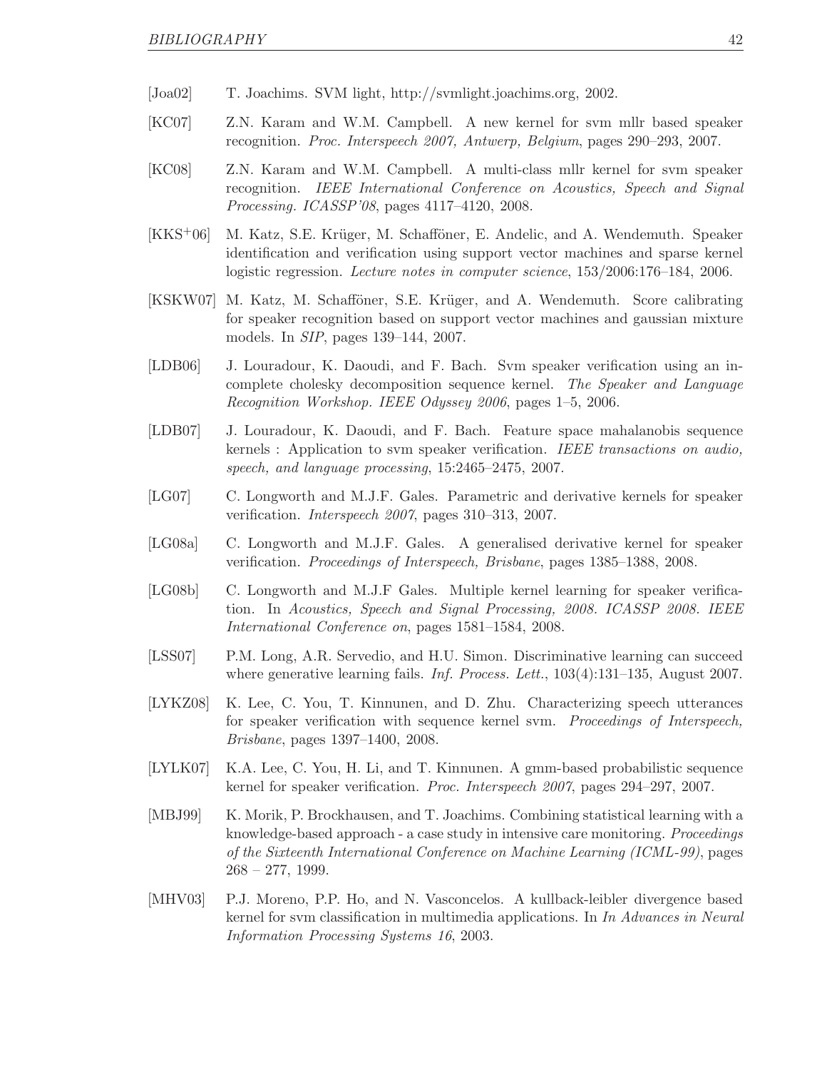[Joa02] T. Joachims. SVM light, http://svmlight.joachims.org, 2002.

[KC07] Z.N. Karam and W.M. Campbell. A new kernel for svm mllr based speaker recognition. *Proc. Interspeech 2007, Antwerp, Belgium*, pages 290–293, 2007.

[KC08] Z.N. Karam and W.M. Campbell. A multi-class mllr kernel for svm speaker recognition. *IEEE International Conference on Acoustics, Speech and Signal Processing. ICASSP'08*, pages 4117–4120, 2008.

[KKS+06] M. Katz, S.E. Krüger, M. Schafföner, E. Andelic, and A. Wendemuth. Speaker identification and verification using support vector machines and sparse kernel logistic regression. *Lecture notes in computer science*, 153/2006:176–184, 2006.

[KSKW07] M. Katz, M. Schafföner, S.E. Krüger, and A. Wendemuth. Score calibrating for speaker recognition based on support vector machines and gaussian mixture models. In *SIP*, pages 139–144, 2007.

[LDB06] J. Louradour, K. Daoudi, and F. Bach. Svm speaker verification using an incomplete cholesky decomposition sequence kernel. *The Speaker and Language Recognition Workshop. IEEE Odyssey 2006*, pages 1–5, 2006.

[LDB07] J. Louradour, K. Daoudi, and F. Bach. Feature space mahalanobis sequence kernels : Application to svm speaker verification. *IEEE transactions on audio, speech, and language processing*, 15:2465–2475, 2007.

[LG07] C. Longworth and M.J.F. Gales. Parametric and derivative kernels for speaker verification. *Interspeech 2007*, pages 310–313, 2007.

[LG08a] C. Longworth and M.J.F. Gales. A generalised derivative kernel for speaker verification. *Proceedings of Interspeech, Brisbane*, pages 1385–1388, 2008.

[LG08b] C. Longworth and M.J.F Gales. Multiple kernel learning for speaker verification. In *Acoustics, Speech and Signal Processing, 2008. ICASSP 2008. IEEE International Conference on*, pages 1581–1584, 2008.

[LSS07] P.M. Long, A.R. Servedio, and H.U. Simon. Discriminative learning can succeed where generative learning fails. *Inf. Process. Lett.*, 103(4):131–135, August 2007.

[LYKZ08] K. Lee, C. You, T. Kinnunen, and D. Zhu. Characterizing speech utterances for speaker verification with sequence kernel svm. *Proceedings of Interspeech, Brisbane*, pages 1397–1400, 2008.

[LYLK07] K.A. Lee, C. You, H. Li, and T. Kinnunen. A gmm-based probabilistic sequence kernel for speaker verification. *Proc. Interspeech 2007*, pages 294–297, 2007.

[MBJ99] K. Morik, P. Brockhausen, and T. Joachims. Combining statistical learning with a knowledge-based approach - a case study in intensive care monitoring. *Proceedings of the Sixteenth International Conference on Machine Learning (ICML-99)*, pages 268 – 277, 1999.

[MHV03] P.J. Moreno, P.P. Ho, and N. Vasconcelos. A kullback-leibler divergence based kernel for svm classification in multimedia applications. In *In Advances in Neural Information Processing Systems 16*, 2003.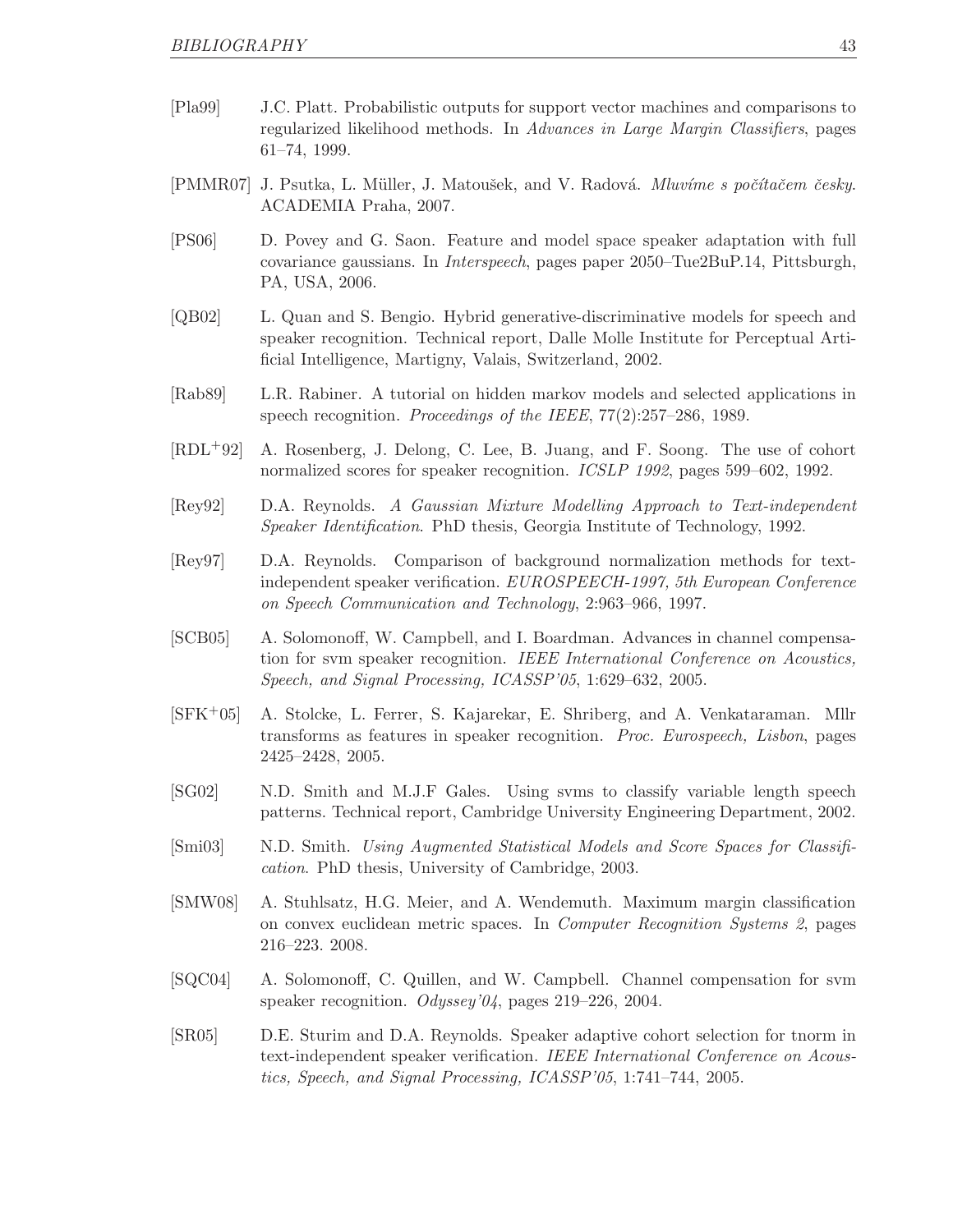[Pla99] J.C. Platt. Probabilistic outputs for support vector machines and comparisons to regularized likelihood methods. In *Advances in Large Margin Classifiers*, pages 61–74, 1999.

[PMMR07] J. Psutka, L. Müller, J. Matoušek, and V. Radová. *Mluvíme s počítačem česky*. ACADEMIA Praha, 2007.

[PS06] D. Povey and G. Saon. Feature and model space speaker adaptation with full covariance gaussians. In *Interspeech*, pages paper 2050–Tue2BuP.14, Pittsburgh, PA, USA, 2006.

[QB02] L. Quan and S. Bengio. Hybrid generative-discriminative models for speech and speaker recognition. Technical report, Dalle Molle Institute for Perceptual Artificial Intelligence, Martigny, Valais, Switzerland, 2002.

[Rab89] L.R. Rabiner. A tutorial on hidden markov models and selected applications in speech recognition. *Proceedings of the IEEE*, 77(2):257–286, 1989.

[RDL+92] A. Rosenberg, J. Delong, C. Lee, B. Juang, and F. Soong. The use of cohort normalized scores for speaker recognition. *ICSLP 1992*, pages 599–602, 1992.

[Rey92] D.A. Reynolds. *A Gaussian Mixture Modelling Approach to Text-independent Speaker Identification*. PhD thesis, Georgia Institute of Technology, 1992.

[Rey97] D.A. Reynolds. Comparison of background normalization methods for text-independent speaker verification. *EUROSPEECH-1997, 5th European Conference on Speech Communication and Technology*, 2:963–966, 1997.

[SCB05] A. Solomonoff, W. Campbell, and I. Boardman. Advances in channel compensation for svm speaker recognition. *IEEE International Conference on Acoustics, Speech, and Signal Processing, ICASSP'05*, 1:629–632, 2005.

[SFK+05] A. Stolcke, L. Ferrer, S. Kajarekar, E. Shriberg, and A. Venkataraman. Mllr transforms as features in speaker recognition. *Proc. Eurospeech, Lisbon*, pages 2425–2428, 2005.

[SG02] N.D. Smith and M.J.F Gales. Using svms to classify variable length speech patterns. Technical report, Cambridge University Engineering Department, 2002.

[Smi03] N.D. Smith. *Using Augmented Statistical Models and Score Spaces for Classification*. PhD thesis, University of Cambridge, 2003.

[SMW08] A. Stuhlsatz, H.G. Meier, and A. Wendemuth. Maximum margin classification on convex euclidean metric spaces. In *Computer Recognition Systems 2*, pages 216–223. 2008.

[SQC04] A. Solomonoff, C. Quillen, and W. Campbell. Channel compensation for svm speaker recognition. *Odyssey'04*, pages 219–226, 2004.

[SR05] D.E. Sturim and D.A. Reynolds. Speaker adaptive cohort selection for tnorm in text-independent speaker verification. *IEEE International Conference on Acoustics, Speech, and Signal Processing, ICASSP'05*, 1:741–744, 2005.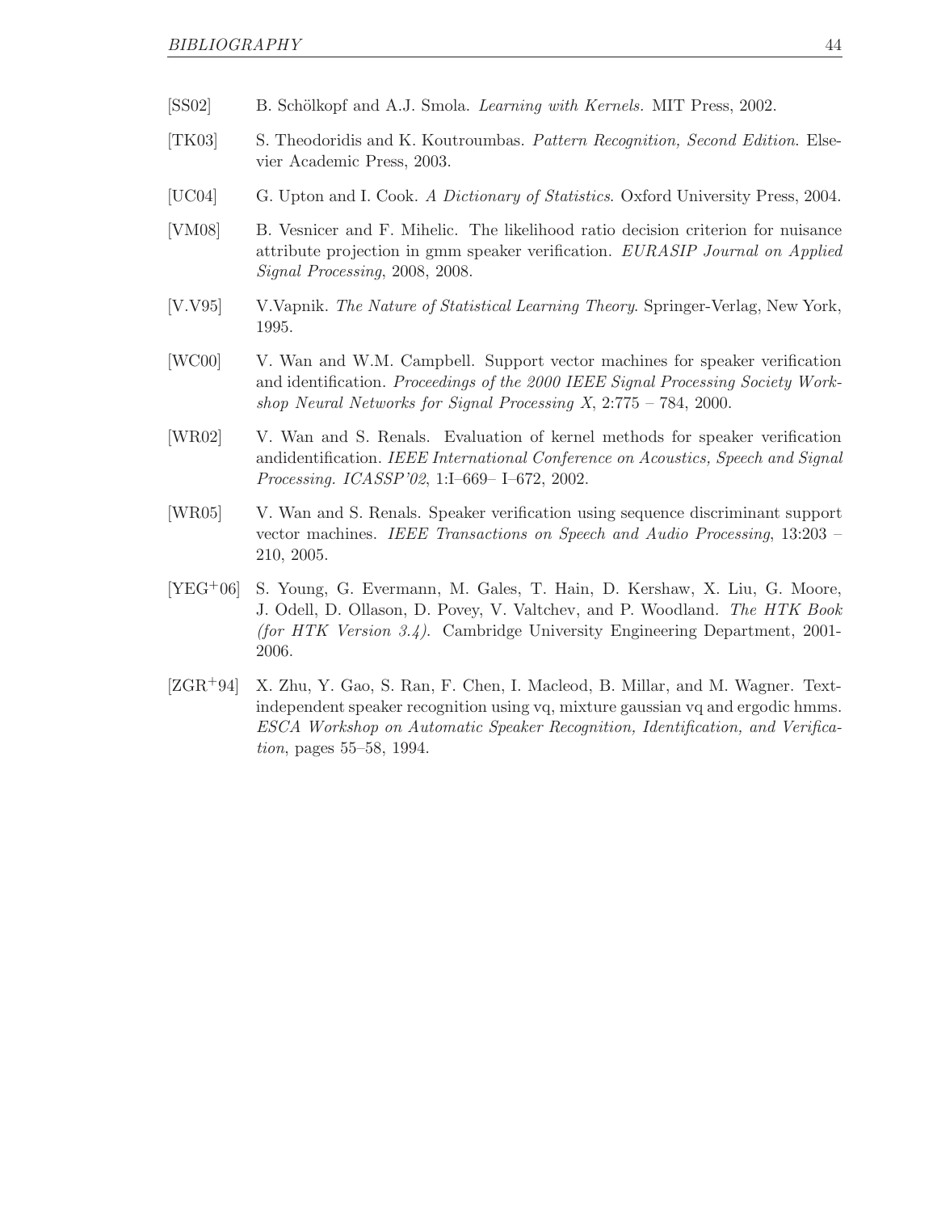[SS02] B. Schölkopf and A.J. Smola. *Learning with Kernels.* MIT Press, 2002.

[TK03] S. Theodoridis and K. Koutroumbas. *Pattern Recognition, Second Edition*. Elsevier Academic Press, 2003.

[UC04] G. Upton and I. Cook. *A Dictionary of Statistics*. Oxford University Press, 2004.

[VM08] B. Vesnicer and F. Mihelic. The likelihood ratio decision criterion for nuisance attribute projection in gmm speaker verification. *EURASIP Journal on Applied Signal Processing*, 2008, 2008.

[V.V95] V.Vapnik. *The Nature of Statistical Learning Theory*. Springer-Verlag, New York, 1995.

[WC00] V. Wan and W.M. Campbell. Support vector machines for speaker verification and identification. *Proceedings of the 2000 IEEE Signal Processing Society Workshop Neural Networks for Signal Processing X*, 2:775 – 784, 2000.

[WR02] V. Wan and S. Renals. Evaluation of kernel methods for speaker verification andidentification. *IEEE International Conference on Acoustics, Speech and Signal Processing. ICASSP'02*, 1:I–669– I–672, 2002.

[WR05] V. Wan and S. Renals. Speaker verification using sequence discriminant support vector machines. *IEEE Transactions on Speech and Audio Processing*, 13:203 – 210, 2005.

[YEG+06] S. Young, G. Evermann, M. Gales, T. Hain, D. Kershaw, X. Liu, G. Moore, J. Odell, D. Ollason, D. Povey, V. Valtchev, and P. Woodland. *The HTK Book (for HTK Version 3.4)*. Cambridge University Engineering Department, 2001-2006.

[ZGR+94] X. Zhu, Y. Gao, S. Ran, F. Chen, I. Macleod, B. Millar, and M. Wagner. Text-independent speaker recognition using vq, mixture gaussian vq and ergodic hmms. *ESCA Workshop on Automatic Speaker Recognition, Identification, and Verification*, pages 55–58, 1994.